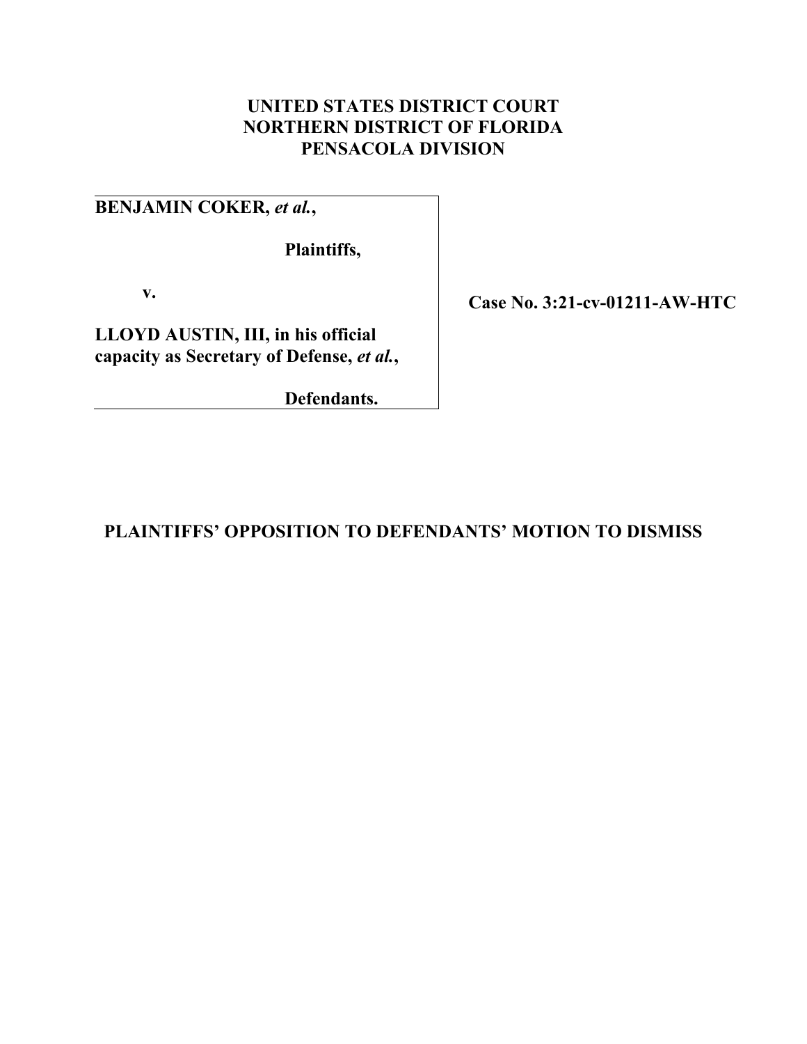**UNITED STATES DISTRICT COURT**
**NORTHERN DISTRICT OF FLORIDA**
**PENSACOLA DIVISION**

| | |
|---|---|
| **BENJAMIN COKER, *et al.*,**<br><br>**Plaintiffs,**<br><br>**v.**<br><br>**LLOYD AUSTIN, III, in his official capacity as Secretary of Defense, *et al.*,**<br><br>**Defendants.** | **Case No. 3:21-cv-01211-AW-HTC** |

**PLAINTIFFS' OPPOSITION TO DEFENDANTS' MOTION TO DISMISS**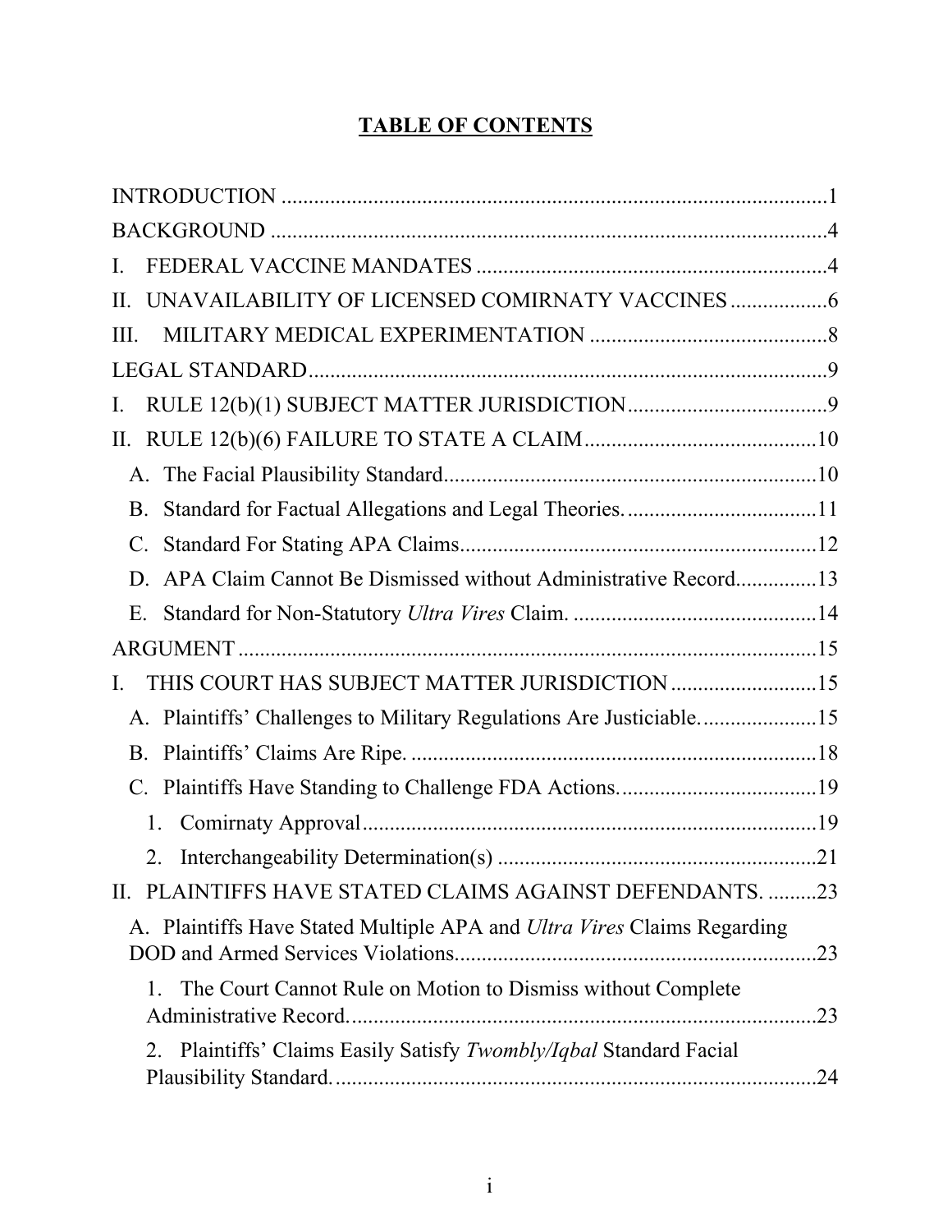# TABLE OF CONTENTS

INTRODUCTION ........................................................................................................1

BACKGROUND .........................................................................................................4

I. FEDERAL VACCINE MANDATES ....................................................................4

II. UNAVAILABILITY OF LICENSED COMIRNATY VACCINES ......................6

III. MILITARY MEDICAL EXPERIMENTATION ...............................................8

LEGAL STANDARD...................................................................................................9

I. RULE 12(b)(1) SUBJECT MATTER JURISDICTION.........................................9

II. RULE 12(b)(6) FAILURE TO STATE A CLAIM...............................................10

- A. The Facial Plausibility Standard.......................................................................10
- B. Standard for Factual Allegations and Legal Theories. ......................................11
- C. Standard For Stating APA Claims.....................................................................12
- D. APA Claim Cannot Be Dismissed without Administrative Record..................13
- E. Standard for Non-Statutory *Ultra Vires* Claim. ................................................14

ARGUMENT ..............................................................................................................15

I. THIS COURT HAS SUBJECT MATTER JURISDICTION ..............................15

- A. Plaintiffs' Challenges to Military Regulations Are Justiciable.........................15
- B. Plaintiffs' Claims Are Ripe. ..............................................................................18
- C. Plaintiffs Have Standing to Challenge FDA Actions........................................19
  1. Comirnaty Approval .......................................................................................19
  2. Interchangeability Determination(s) ..............................................................21

II. PLAINTIFFS HAVE STATED CLAIMS AGAINST DEFENDANTS. .........23

- A. Plaintiffs Have Stated Multiple APA and *Ultra Vires* Claims Regarding DOD and Armed Services Violations......................................................................23
  1. The Court Cannot Rule on Motion to Dismiss without Complete Administrative Record. ........................................................................................23
  2. Plaintiffs' Claims Easily Satisfy *Twombly/Iqbal* Standard Facial Plausibility Standard. ...........................................................................................24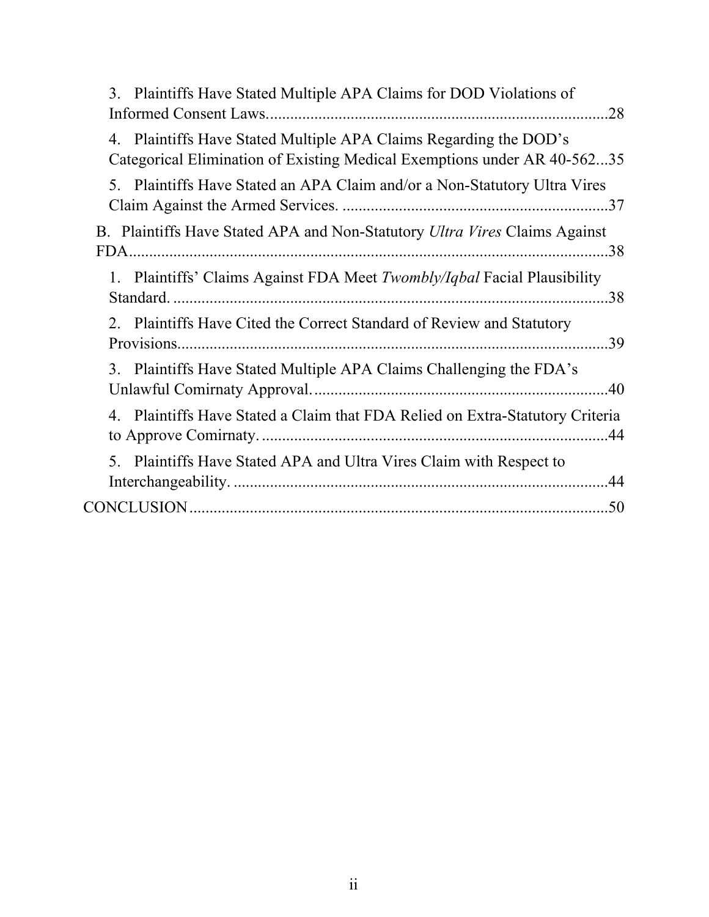3. Plaintiffs Have Stated Multiple APA Claims for DOD Violations of Informed Consent Laws....................................................................................28

4. Plaintiffs Have Stated Multiple APA Claims Regarding the DOD's Categorical Elimination of Existing Medical Exemptions under AR 40-562...35

5. Plaintiffs Have Stated an APA Claim and/or a Non-Statutory Ultra Vires Claim Against the Armed Services. .................................................................37

B. Plaintiffs Have Stated APA and Non-Statutory *Ultra Vires* Claims Against FDA........................................................................................................38

1. Plaintiffs' Claims Against FDA Meet *Twombly/Iqbal* Facial Plausibility Standard. ............................................................................................38

2. Plaintiffs Have Cited the Correct Standard of Review and Statutory Provisions...........................................................................................39

3. Plaintiffs Have Stated Multiple APA Claims Challenging the FDA's Unlawful Comirnaty Approval.........................................................................40

4. Plaintiffs Have Stated a Claim that FDA Relied on Extra-Statutory Criteria to Approve Comirnaty. .....................................................................44

5. Plaintiffs Have Stated APA and Ultra Vires Claim with Respect to Interchangeability. .............................................................................44

CONCLUSION.........................................................................................50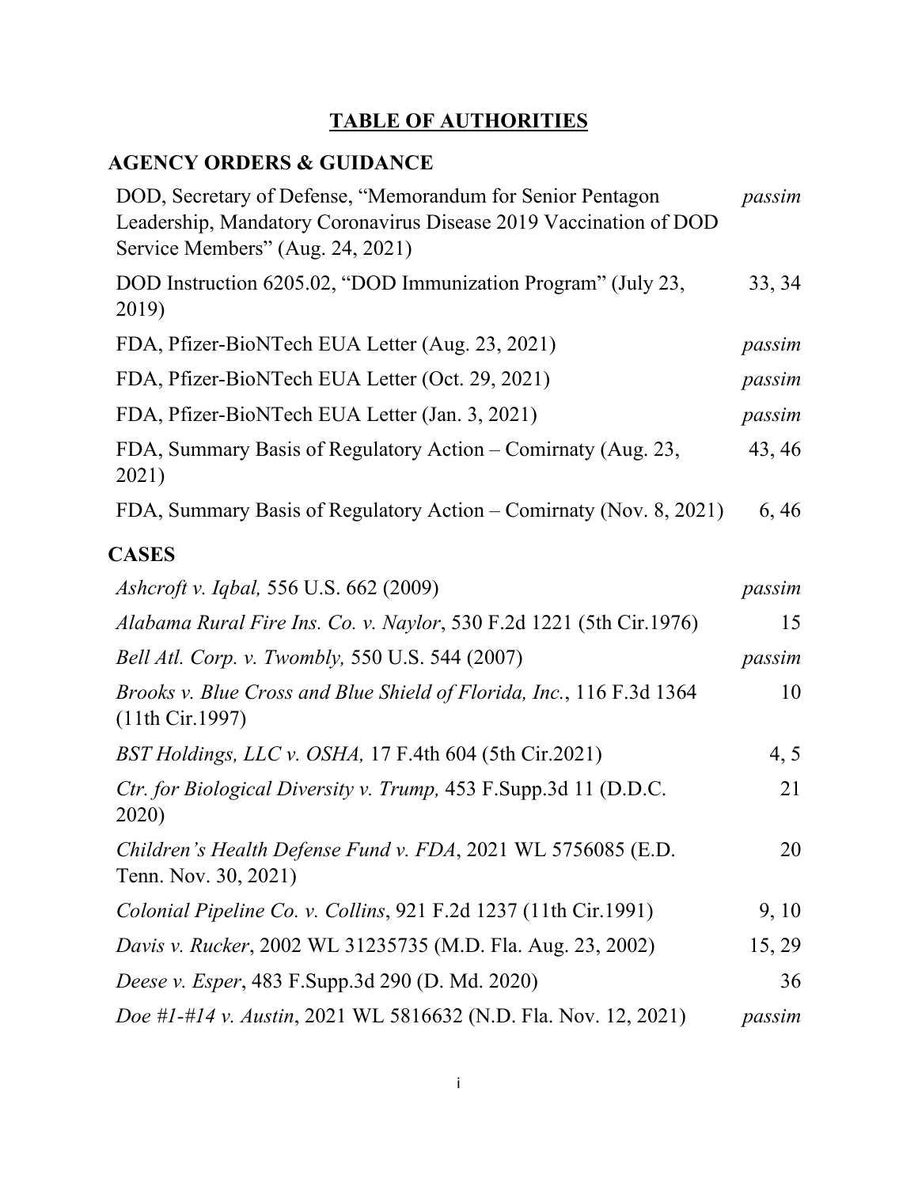## TABLE OF AUTHORITIES

### AGENCY ORDERS & GUIDANCE

| Authority | Page(s) |
| --- | --- |
| DOD, Secretary of Defense, "Memorandum for Senior Pentagon Leadership, Mandatory Coronavirus Disease 2019 Vaccination of DOD Service Members" (Aug. 24, 2021) | *passim* |
| DOD Instruction 6205.02, "DOD Immunization Program" (July 23, 2019) | 33, 34 |
| FDA, Pfizer-BioNTech EUA Letter (Aug. 23, 2021) | *passim* |
| FDA, Pfizer-BioNTech EUA Letter (Oct. 29, 2021) | *passim* |
| FDA, Pfizer-BioNTech EUA Letter (Jan. 3, 2021) | *passim* |
| FDA, Summary Basis of Regulatory Action – Comirnaty (Aug. 23, 2021) | 43, 46 |
| FDA, Summary Basis of Regulatory Action – Comirnaty (Nov. 8, 2021) | 6, 46 |

### CASES

| Authority | Page(s) |
| --- | --- |
| *Ashcroft v. Iqbal,* 556 U.S. 662 (2009) | *passim* |
| *Alabama Rural Fire Ins. Co. v. Naylor*, 530 F.2d 1221 (5th Cir.1976) | 15 |
| *Bell Atl. Corp. v. Twombly,* 550 U.S. 544 (2007) | *passim* |
| *Brooks v. Blue Cross and Blue Shield of Florida, Inc.*, 116 F.3d 1364 (11th Cir.1997) | 10 |
| *BST Holdings, LLC v. OSHA,* 17 F.4th 604 (5th Cir.2021) | 4, 5 |
| *Ctr. for Biological Diversity v. Trump,* 453 F.Supp.3d 11 (D.D.C. 2020) | 21 |
| *Children's Health Defense Fund v. FDA*, 2021 WL 5756085 (E.D. Tenn. Nov. 30, 2021) | 20 |
| *Colonial Pipeline Co. v. Collins*, 921 F.2d 1237 (11th Cir.1991) | 9, 10 |
| *Davis v. Rucker*, 2002 WL 31235735 (M.D. Fla. Aug. 23, 2002) | 15, 29 |
| *Deese v. Esper*, 483 F.Supp.3d 290 (D. Md. 2020) | 36 |
| *Doe #1-#14 v. Austin*, 2021 WL 5816632 (N.D. Fla. Nov. 12, 2021) | *passim* |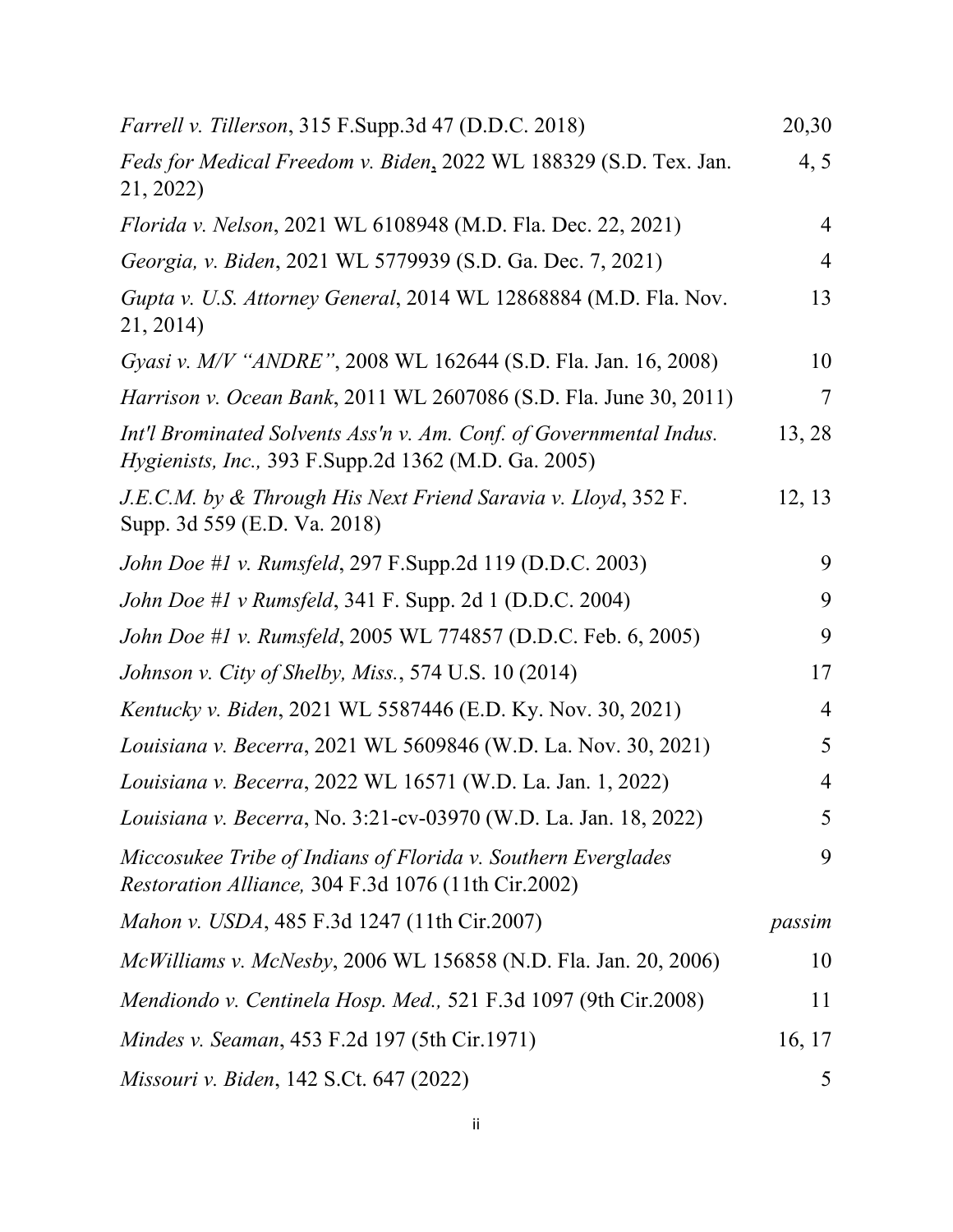| | |
|---|---|
| *Farrell v. Tillerson*, 315 F.Supp.3d 47 (D.D.C. 2018) | 20,30 |
| *Feds for Medical Freedom v. Biden*, 2022 WL 188329 (S.D. Tex. Jan. 21, 2022) | 4, 5 |
| *Florida v. Nelson*, 2021 WL 6108948 (M.D. Fla. Dec. 22, 2021) | 4 |
| *Georgia, v. Biden*, 2021 WL 5779939 (S.D. Ga. Dec. 7, 2021) | 4 |
| *Gupta v. U.S. Attorney General*, 2014 WL 12868884 (M.D. Fla. Nov. 21, 2014) | 13 |
| *Gyasi v. M/V "ANDRE"*, 2008 WL 162644 (S.D. Fla. Jan. 16, 2008) | 10 |
| *Harrison v. Ocean Bank*, 2011 WL 2607086 (S.D. Fla. June 30, 2011) | 7 |
| *Int'l Brominated Solvents Ass'n v. Am. Conf. of Governmental Indus. Hygienists, Inc.,* 393 F.Supp.2d 1362 (M.D. Ga. 2005) | 13, 28 |
| *J.E.C.M. by & Through His Next Friend Saravia v. Lloyd*, 352 F. Supp. 3d 559 (E.D. Va. 2018) | 12, 13 |
| *John Doe #1 v. Rumsfeld*, 297 F.Supp.2d 119 (D.D.C. 2003) | 9 |
| *John Doe #1 v Rumsfeld*, 341 F. Supp. 2d 1 (D.D.C. 2004) | 9 |
| *John Doe #1 v. Rumsfeld*, 2005 WL 774857 (D.D.C. Feb. 6, 2005) | 9 |
| *Johnson v. City of Shelby, Miss.*, 574 U.S. 10 (2014) | 17 |
| *Kentucky v. Biden*, 2021 WL 5587446 (E.D. Ky. Nov. 30, 2021) | 4 |
| *Louisiana v. Becerra*, 2021 WL 5609846 (W.D. La. Nov. 30, 2021) | 5 |
| *Louisiana v. Becerra*, 2022 WL 16571 (W.D. La. Jan. 1, 2022) | 4 |
| *Louisiana v. Becerra*, No. 3:21-cv-03970 (W.D. La. Jan. 18, 2022) | 5 |
| *Miccosukee Tribe of Indians of Florida v. Southern Everglades Restoration Alliance,* 304 F.3d 1076 (11th Cir.2002) | 9 |
| *Mahon v. USDA*, 485 F.3d 1247 (11th Cir.2007) | *passim* |
| *McWilliams v. McNesby*, 2006 WL 156858 (N.D. Fla. Jan. 20, 2006) | 10 |
| *Mendiondo v. Centinela Hosp. Med.,* 521 F.3d 1097 (9th Cir.2008) | 11 |
| *Mindes v. Seaman*, 453 F.2d 197 (5th Cir.1971) | 16, 17 |
| *Missouri v. Biden*, 142 S.Ct. 647 (2022) | 5 |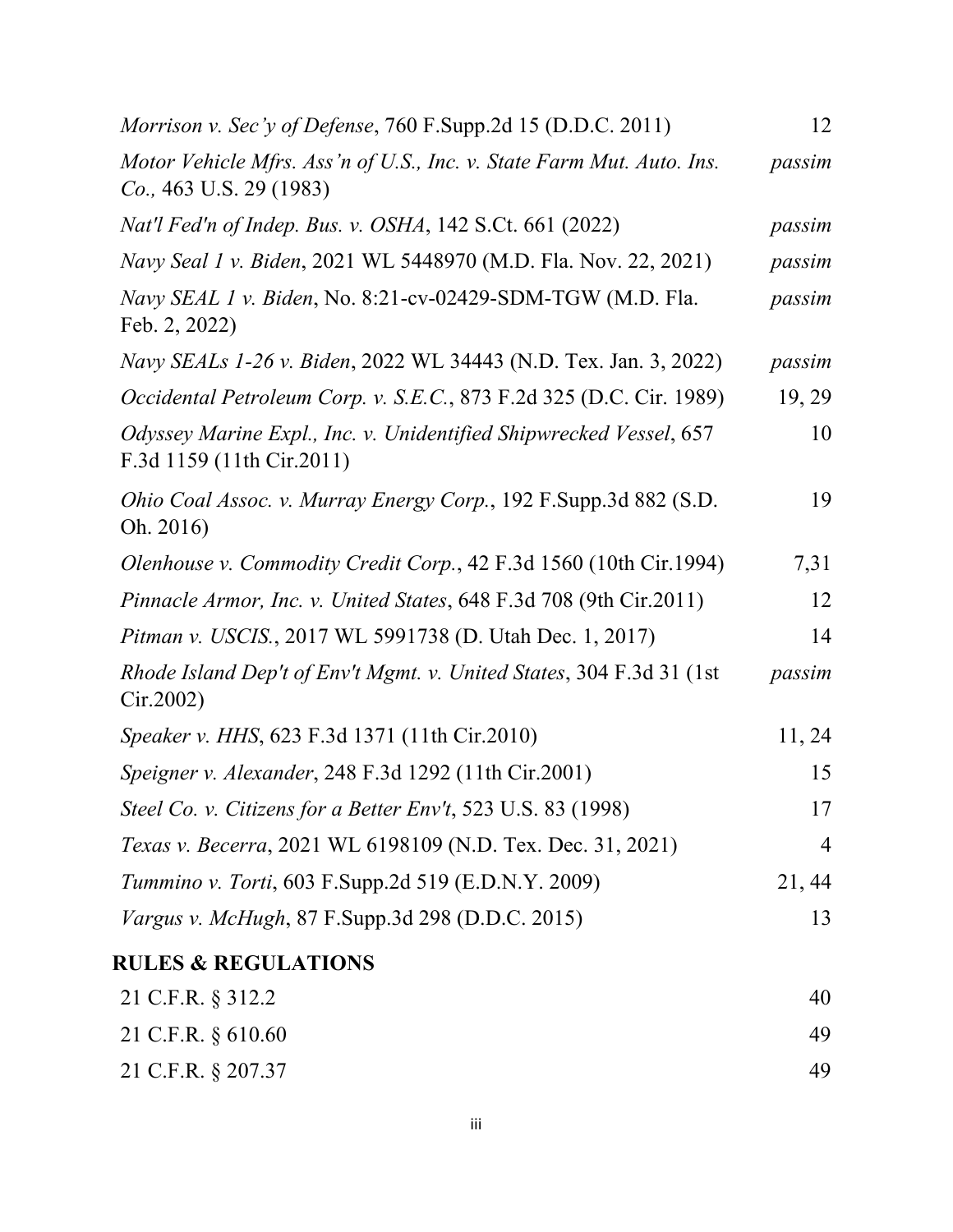| | |
|---|---|
| *Morrison v. Sec'y of Defense*, 760 F.Supp.2d 15 (D.D.C. 2011) | 12 |
| *Motor Vehicle Mfrs. Ass'n of U.S., Inc. v. State Farm Mut. Auto. Ins. Co.,* 463 U.S. 29 (1983) | *passim* |
| *Nat'l Fed'n of Indep. Bus. v. OSHA*, 142 S.Ct. 661 (2022) | *passim* |
| *Navy Seal 1 v. Biden*, 2021 WL 5448970 (M.D. Fla. Nov. 22, 2021) | *passim* |
| *Navy SEAL 1 v. Biden*, No. 8:21-cv-02429-SDM-TGW (M.D. Fla. Feb. 2, 2022) | *passim* |
| *Navy SEALs 1-26 v. Biden*, 2022 WL 34443 (N.D. Tex. Jan. 3, 2022) | *passim* |
| *Occidental Petroleum Corp. v. S.E.C.*, 873 F.2d 325 (D.C. Cir. 1989) | 19, 29 |
| *Odyssey Marine Expl., Inc. v. Unidentified Shipwrecked Vessel*, 657 F.3d 1159 (11th Cir.2011) | 10 |
| *Ohio Coal Assoc. v. Murray Energy Corp.*, 192 F.Supp.3d 882 (S.D. Oh. 2016) | 19 |
| *Olenhouse v. Commodity Credit Corp.*, 42 F.3d 1560 (10th Cir.1994) | 7,31 |
| *Pinnacle Armor, Inc. v. United States*, 648 F.3d 708 (9th Cir.2011) | 12 |
| *Pitman v. USCIS.*, 2017 WL 5991738 (D. Utah Dec. 1, 2017) | 14 |
| *Rhode Island Dep't of Env't Mgmt. v. United States*, 304 F.3d 31 (1st Cir.2002) | *passim* |
| *Speaker v. HHS*, 623 F.3d 1371 (11th Cir.2010) | 11, 24 |
| *Speigner v. Alexander*, 248 F.3d 1292 (11th Cir.2001) | 15 |
| *Steel Co. v. Citizens for a Better Env't*, 523 U.S. 83 (1998) | 17 |
| *Texas v. Becerra*, 2021 WL 6198109 (N.D. Tex. Dec. 31, 2021) | 4 |
| *Tummino v. Torti*, 603 F.Supp.2d 519 (E.D.N.Y. 2009) | 21, 44 |
| *Vargus v. McHugh*, 87 F.Supp.3d 298 (D.D.C. 2015) | 13 |

**RULES & REGULATIONS**

| | |
|---|---|
| 21 C.F.R. § 312.2 | 40 |
| 21 C.F.R. § 610.60 | 49 |
| 21 C.F.R. § 207.37 | 49 |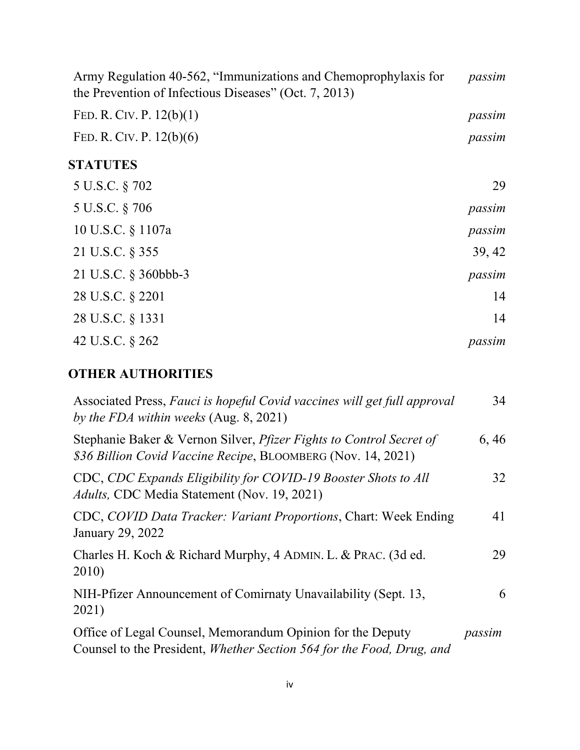| | |
|---|---|
| Army Regulation 40-562, "Immunizations and Chemoprophylaxis for the Prevention of Infectious Diseases" (Oct. 7, 2013) | *passim* |
| FED. R. CIV. P. 12(b)(1) | *passim* |
| FED. R. CIV. P. 12(b)(6) | *passim* |

**STATUTES**

| | |
|---|---|
| 5 U.S.C. § 702 | 29 |
| 5 U.S.C. § 706 | *passim* |
| 10 U.S.C. § 1107a | *passim* |
| 21 U.S.C. § 355 | 39, 42 |
| 21 U.S.C. § 360bbb-3 | *passim* |
| 28 U.S.C. § 2201 | 14 |
| 28 U.S.C. § 1331 | 14 |
| 42 U.S.C. § 262 | *passim* |

**OTHER AUTHORITIES**

| | |
|---|---|
| Associated Press, *Fauci is hopeful Covid vaccines will get full approval by the FDA within weeks* (Aug. 8, 2021) | 34 |
| Stephanie Baker & Vernon Silver, *Pfizer Fights to Control Secret of $36 Billion Covid Vaccine Recipe*, BLOOMBERG (Nov. 14, 2021) | 6, 46 |
| CDC, *CDC Expands Eligibility for COVID-19 Booster Shots to All Adults,* CDC Media Statement (Nov. 19, 2021) | 32 |
| CDC, *COVID Data Tracker: Variant Proportions*, Chart: Week Ending January 29, 2022 | 41 |
| Charles H. Koch & Richard Murphy, 4 ADMIN. L. & PRAC. (3d ed. 2010) | 29 |
| NIH-Pfizer Announcement of Comirnaty Unavailability (Sept. 13, 2021) | 6 |
| Office of Legal Counsel, Memorandum Opinion for the Deputy Counsel to the President, *Whether Section 564 for the Food, Drug, and* | *passim* |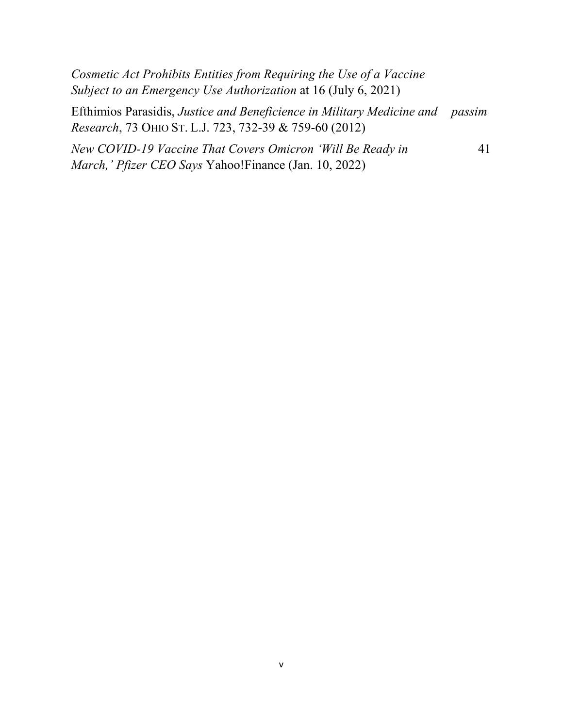*Cosmetic Act Prohibits Entities from Requiring the Use of a Vaccine Subject to an Emergency Use Authorization* at 16 (July 6, 2021)

Efthimios Parasidis, *Justice and Beneficience in Military Medicine and Research*, 73 OHIO ST. L.J. 723, 732-39 & 759-60 (2012) ..... *passim*

*New COVID-19 Vaccine That Covers Omicron 'Will Be Ready in March,' Pfizer CEO Says* Yahoo!Finance (Jan. 10, 2022) ..... 41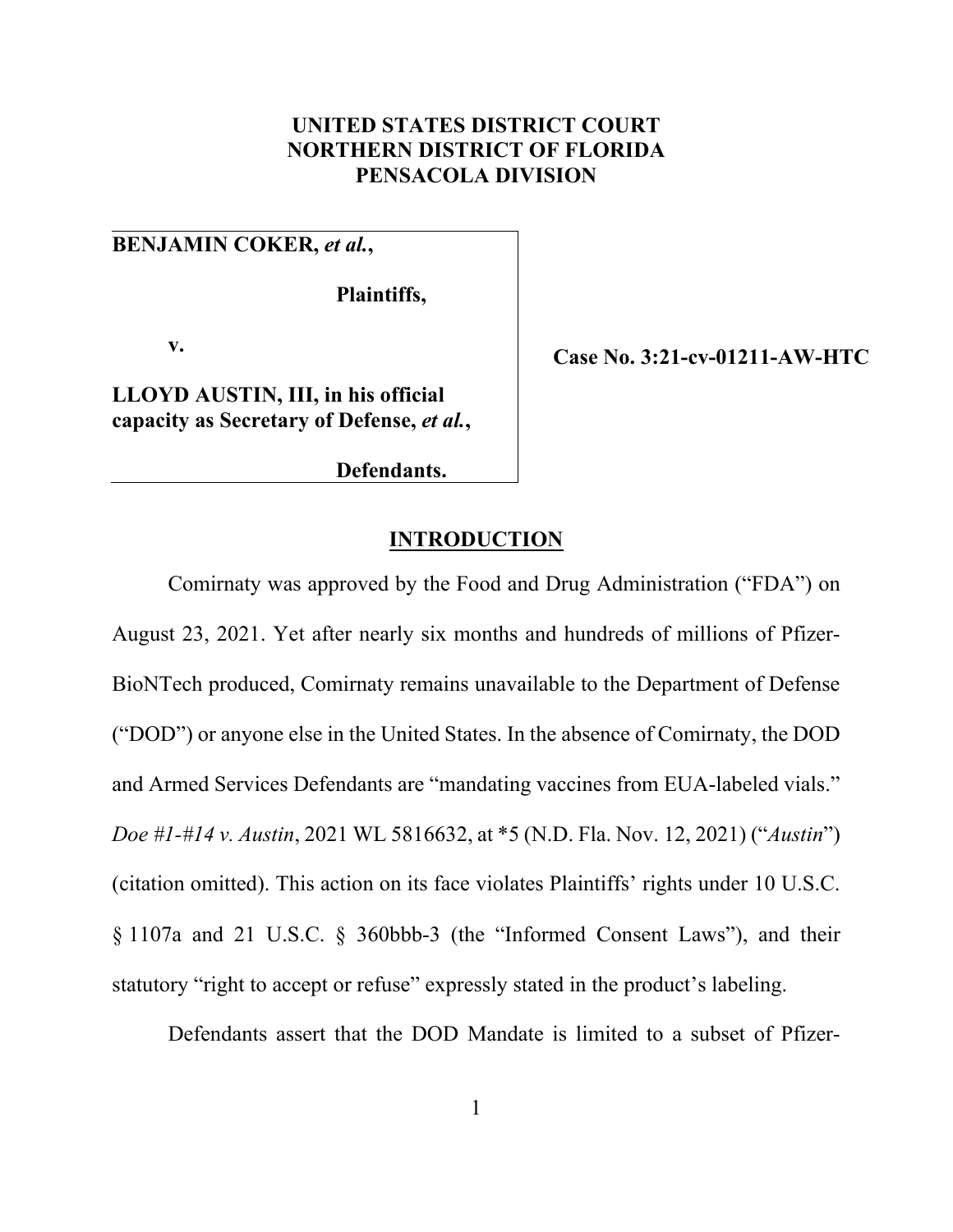**UNITED STATES DISTRICT COURT**
**NORTHERN DISTRICT OF FLORIDA**
**PENSACOLA DIVISION**

| | |
|---|---|
| **BENJAMIN COKER, *et al.*,**<br><br>**Plaintiffs,**<br><br>**v.**<br><br>**LLOYD AUSTIN, III, in his official capacity as Secretary of Defense, *et al.*,**<br><br>**Defendants.** | **Case No. 3:21-cv-01211-AW-HTC** |

## INTRODUCTION

Comirnaty was approved by the Food and Drug Administration ("FDA") on August 23, 2021. Yet after nearly six months and hundreds of millions of Pfizer-BioNTech produced, Comirnaty remains unavailable to the Department of Defense ("DOD") or anyone else in the United States. In the absence of Comirnaty, the DOD and Armed Services Defendants are "mandating vaccines from EUA-labeled vials." *Doe #1-#14 v. Austin*, 2021 WL 5816632, at *5 (N.D. Fla. Nov. 12, 2021) ("*Austin*") (citation omitted). This action on its face violates Plaintiffs' rights under 10 U.S.C. § 1107a and 21 U.S.C. § 360bbb-3 (the "Informed Consent Laws"), and their statutory "right to accept or refuse" expressly stated in the product's labeling.

Defendants assert that the DOD Mandate is limited to a subset of Pfizer-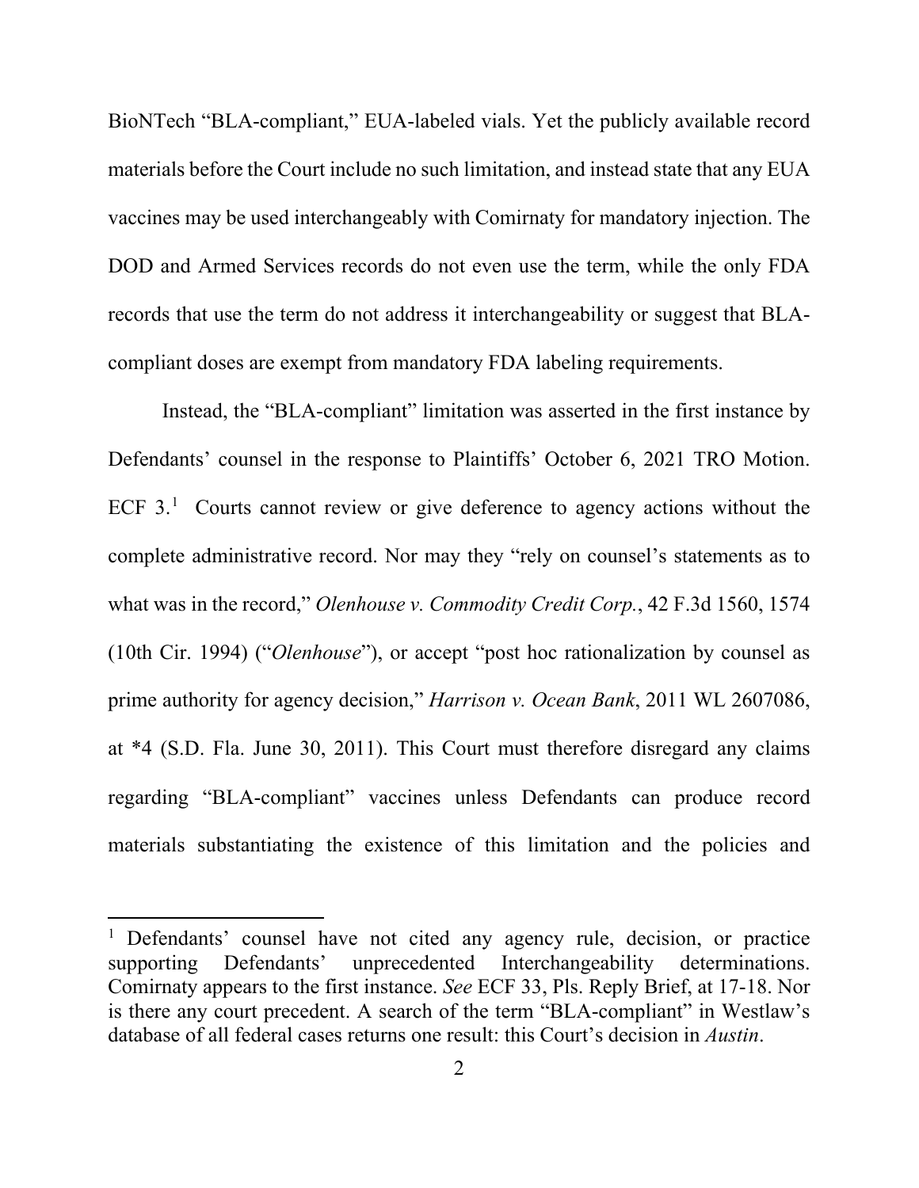BioNTech "BLA-compliant," EUA-labeled vials. Yet the publicly available record materials before the Court include no such limitation, and instead state that any EUA vaccines may be used interchangeably with Comirnaty for mandatory injection. The DOD and Armed Services records do not even use the term, while the only FDA records that use the term do not address it interchangeability or suggest that BLA-compliant doses are exempt from mandatory FDA labeling requirements.

Instead, the "BLA-compliant" limitation was asserted in the first instance by Defendants' counsel in the response to Plaintiffs' October 6, 2021 TRO Motion. ECF 3.[1] Courts cannot review or give deference to agency actions without the complete administrative record. Nor may they "rely on counsel's statements as to what was in the record," *Olenhouse v. Commodity Credit Corp.*, 42 F.3d 1560, 1574 (10th Cir. 1994) ("*Olenhouse*"), or accept "post hoc rationalization by counsel as prime authority for agency decision," *Harrison v. Ocean Bank*, 2011 WL 2607086, at *4 (S.D. Fla. June 30, 2011). This Court must therefore disregard any claims regarding "BLA-compliant" vaccines unless Defendants can produce record materials substantiating the existence of this limitation and the policies and

[1] Defendants' counsel have not cited any agency rule, decision, or practice supporting Defendants' unprecedented Interchangeability determinations. Comirnaty appears to the first instance. *See* ECF 33, Pls. Reply Brief, at 17-18. Nor is there any court precedent. A search of the term "BLA-compliant" in Westlaw's database of all federal cases returns one result: this Court's decision in *Austin*.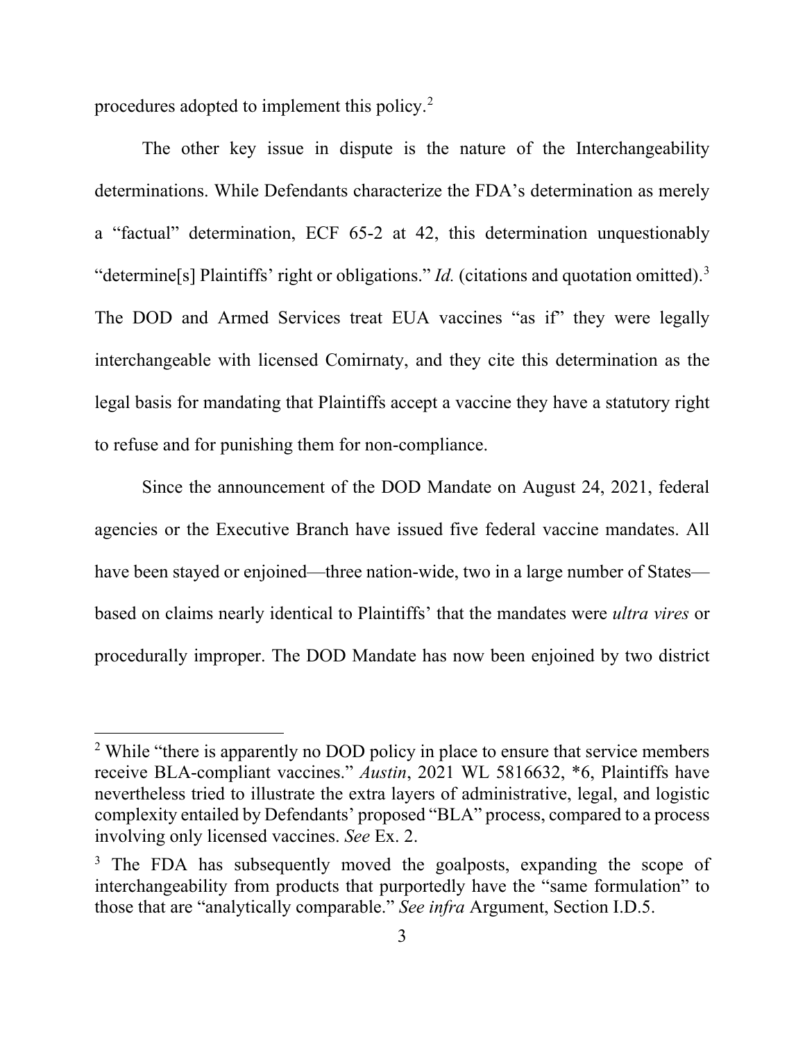procedures adopted to implement this policy.[2]

The other key issue in dispute is the nature of the Interchangeability determinations. While Defendants characterize the FDA's determination as merely a "factual" determination, ECF 65-2 at 42, this determination unquestionably "determine[s] Plaintiffs' right or obligations." *Id.* (citations and quotation omitted).[3] The DOD and Armed Services treat EUA vaccines "as if" they were legally interchangeable with licensed Comirnaty, and they cite this determination as the legal basis for mandating that Plaintiffs accept a vaccine they have a statutory right to refuse and for punishing them for non-compliance.

Since the announcement of the DOD Mandate on August 24, 2021, federal agencies or the Executive Branch have issued five federal vaccine mandates. All have been stayed or enjoined—three nation-wide, two in a large number of States—based on claims nearly identical to Plaintiffs' that the mandates were *ultra vires* or procedurally improper. The DOD Mandate has now been enjoined by two district

---

[2] While "there is apparently no DOD policy in place to ensure that service members receive BLA-compliant vaccines." *Austin*, 2021 WL 5816632, *6, Plaintiffs have nevertheless tried to illustrate the extra layers of administrative, legal, and logistic complexity entailed by Defendants' proposed "BLA" process, compared to a process involving only licensed vaccines. *See* Ex. 2.

[3] The FDA has subsequently moved the goalposts, expanding the scope of interchangeability from products that purportedly have the "same formulation" to those that are "analytically comparable." *See infra* Argument, Section I.D.5.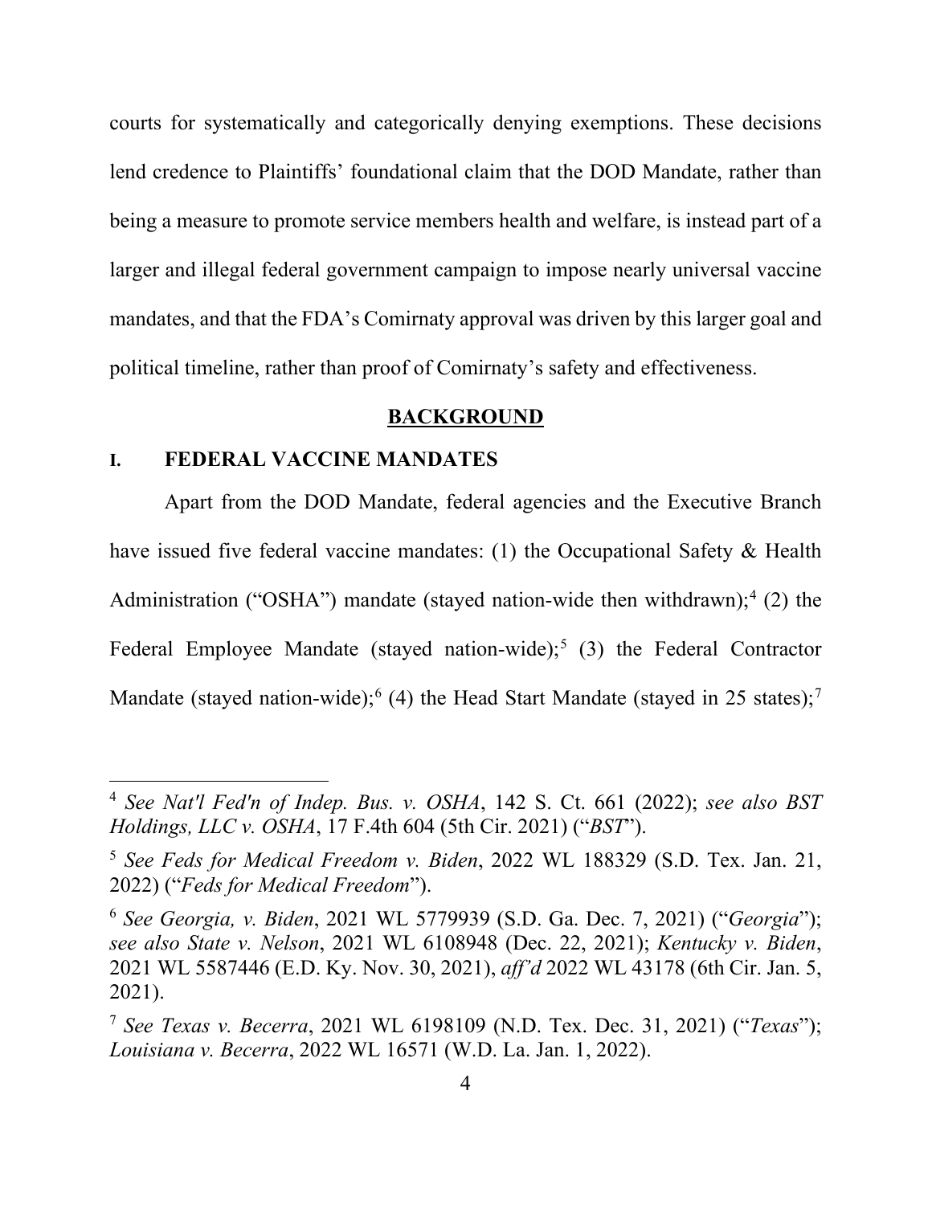courts for systematically and categorically denying exemptions. These decisions lend credence to Plaintiffs' foundational claim that the DOD Mandate, rather than being a measure to promote service members health and welfare, is instead part of a larger and illegal federal government campaign to impose nearly universal vaccine mandates, and that the FDA's Comirnaty approval was driven by this larger goal and political timeline, rather than proof of Comirnaty's safety and effectiveness.

## BACKGROUND

### I. FEDERAL VACCINE MANDATES

Apart from the DOD Mandate, federal agencies and the Executive Branch have issued five federal vaccine mandates: (1) the Occupational Safety & Health Administration ("OSHA") mandate (stayed nation-wide then withdrawn);[4] (2) the Federal Employee Mandate (stayed nation-wide);[5] (3) the Federal Contractor Mandate (stayed nation-wide);[6] (4) the Head Start Mandate (stayed in 25 states);[7]

---

[4] *See Nat'l Fed'n of Indep. Bus. v. OSHA*, 142 S. Ct. 661 (2022); *see also BST Holdings, LLC v. OSHA*, 17 F.4th 604 (5th Cir. 2021) ("*BST*").

[5] *See Feds for Medical Freedom v. Biden*, 2022 WL 188329 (S.D. Tex. Jan. 21, 2022) ("*Feds for Medical Freedom*").

[6] *See Georgia, v. Biden*, 2021 WL 5779939 (S.D. Ga. Dec. 7, 2021) ("*Georgia*"); *see also State v. Nelson*, 2021 WL 6108948 (Dec. 22, 2021); *Kentucky v. Biden*, 2021 WL 5587446 (E.D. Ky. Nov. 30, 2021), *aff'd* 2022 WL 43178 (6th Cir. Jan. 5, 2021).

[7] *See Texas v. Becerra*, 2021 WL 6198109 (N.D. Tex. Dec. 31, 2021) ("*Texas*"); *Louisiana v. Becerra*, 2022 WL 16571 (W.D. La. Jan. 1, 2022).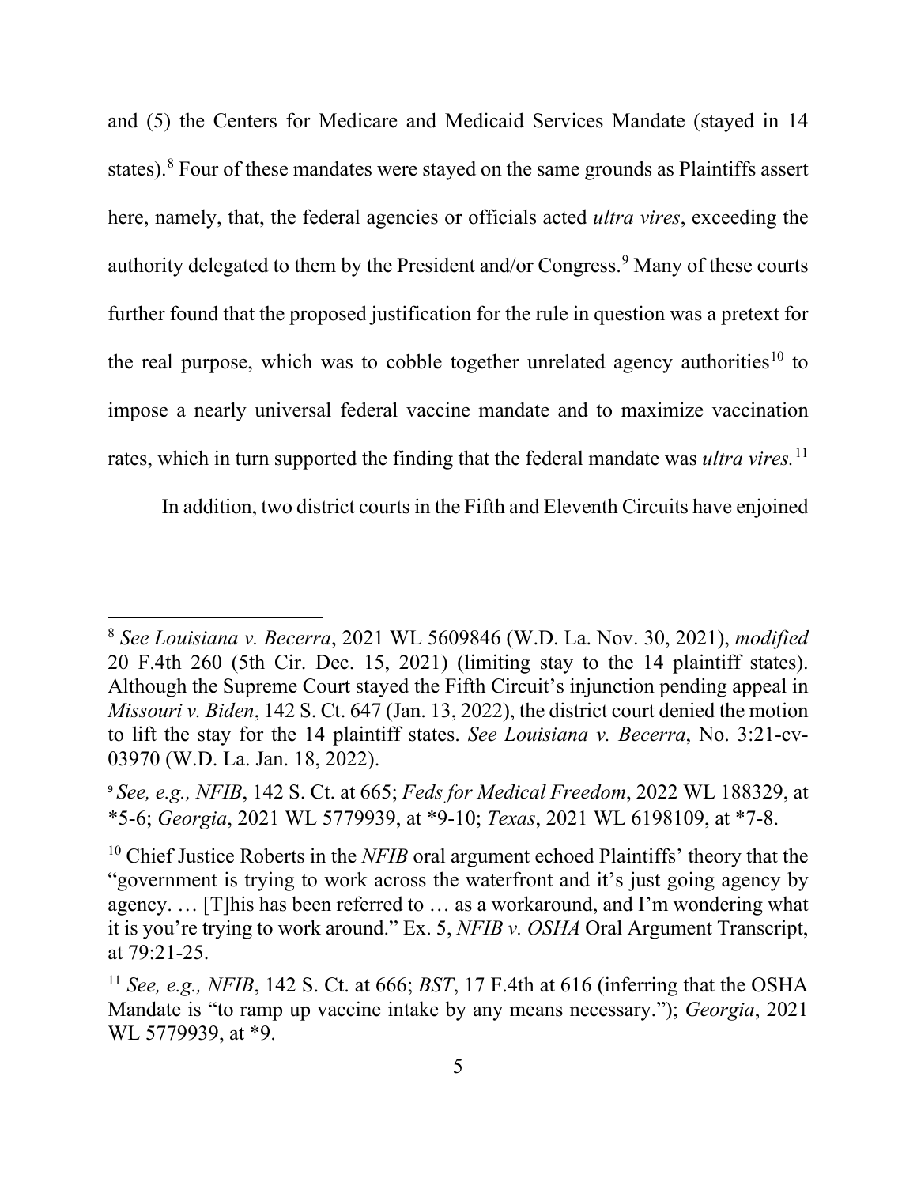and (5) the Centers for Medicare and Medicaid Services Mandate (stayed in 14 states).[8] Four of these mandates were stayed on the same grounds as Plaintiffs assert here, namely, that, the federal agencies or officials acted *ultra vires*, exceeding the authority delegated to them by the President and/or Congress.[9] Many of these courts further found that the proposed justification for the rule in question was a pretext for the real purpose, which was to cobble together unrelated agency authorities[10] to impose a nearly universal federal vaccine mandate and to maximize vaccination rates, which in turn supported the finding that the federal mandate was *ultra vires.*[11]

In addition, two district courts in the Fifth and Eleventh Circuits have enjoined

---

[8] *See Louisiana v. Becerra*, 2021 WL 5609846 (W.D. La. Nov. 30, 2021), *modified* 20 F.4th 260 (5th Cir. Dec. 15, 2021) (limiting stay to the 14 plaintiff states). Although the Supreme Court stayed the Fifth Circuit's injunction pending appeal in *Missouri v. Biden*, 142 S. Ct. 647 (Jan. 13, 2022), the district court denied the motion to lift the stay for the 14 plaintiff states. *See Louisiana v. Becerra*, No. 3:21-cv-03970 (W.D. La. Jan. 18, 2022).

[9] *See, e.g., NFIB*, 142 S. Ct. at 665; *Feds for Medical Freedom*, 2022 WL 188329, at *5-6; *Georgia*, 2021 WL 5779939, at *9-10; *Texas*, 2021 WL 6198109, at *7-8.

[10] Chief Justice Roberts in the *NFIB* oral argument echoed Plaintiffs' theory that the "government is trying to work across the waterfront and it's just going agency by agency. … [T]his has been referred to … as a workaround, and I'm wondering what it is you're trying to work around." Ex. 5, *NFIB v. OSHA* Oral Argument Transcript, at 79:21-25.

[11] *See, e.g., NFIB*, 142 S. Ct. at 666; *BST*, 17 F.4th at 616 (inferring that the OSHA Mandate is "to ramp up vaccine intake by any means necessary."); *Georgia*, 2021 WL 5779939, at *9.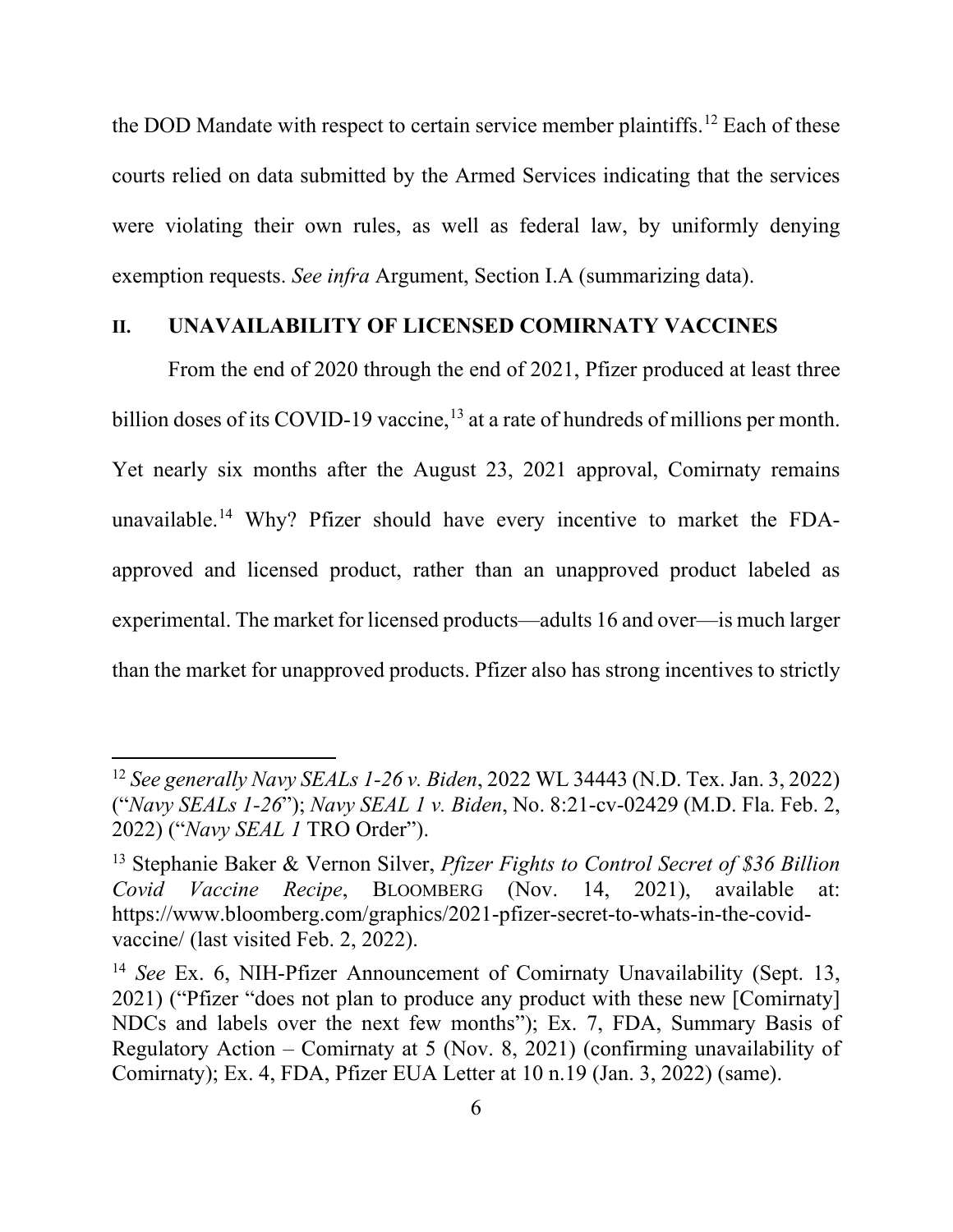the DOD Mandate with respect to certain service member plaintiffs.[12] Each of these courts relied on data submitted by the Armed Services indicating that the services were violating their own rules, as well as federal law, by uniformly denying exemption requests. *See infra* Argument, Section I.A (summarizing data).

## II. UNAVAILABILITY OF LICENSED COMIRNATY VACCINES

From the end of 2020 through the end of 2021, Pfizer produced at least three billion doses of its COVID-19 vaccine,[13] at a rate of hundreds of millions per month. Yet nearly six months after the August 23, 2021 approval, Comirnaty remains unavailable.[14] Why? Pfizer should have every incentive to market the FDA-approved and licensed product, rather than an unapproved product labeled as experimental. The market for licensed products—adults 16 and over—is much larger than the market for unapproved products. Pfizer also has strong incentives to strictly

---

[12] *See generally Navy SEALs 1-26 v. Biden*, 2022 WL 34443 (N.D. Tex. Jan. 3, 2022) ("*Navy SEALs 1-26*"); *Navy SEAL 1 v. Biden*, No. 8:21-cv-02429 (M.D. Fla. Feb. 2, 2022) ("*Navy SEAL 1* TRO Order").

[13] Stephanie Baker & Vernon Silver, *Pfizer Fights to Control Secret of $36 Billion Covid Vaccine Recipe*, BLOOMBERG (Nov. 14, 2021), available at: https://www.bloomberg.com/graphics/2021-pfizer-secret-to-whats-in-the-covid-vaccine/ (last visited Feb. 2, 2022).

[14] *See* Ex. 6, NIH-Pfizer Announcement of Comirnaty Unavailability (Sept. 13, 2021) ("Pfizer "does not plan to produce any product with these new [Comirnaty] NDCs and labels over the next few months"); Ex. 7, FDA, Summary Basis of Regulatory Action – Comirnaty at 5 (Nov. 8, 2021) (confirming unavailability of Comirnaty); Ex. 4, FDA, Pfizer EUA Letter at 10 n.19 (Jan. 3, 2022) (same).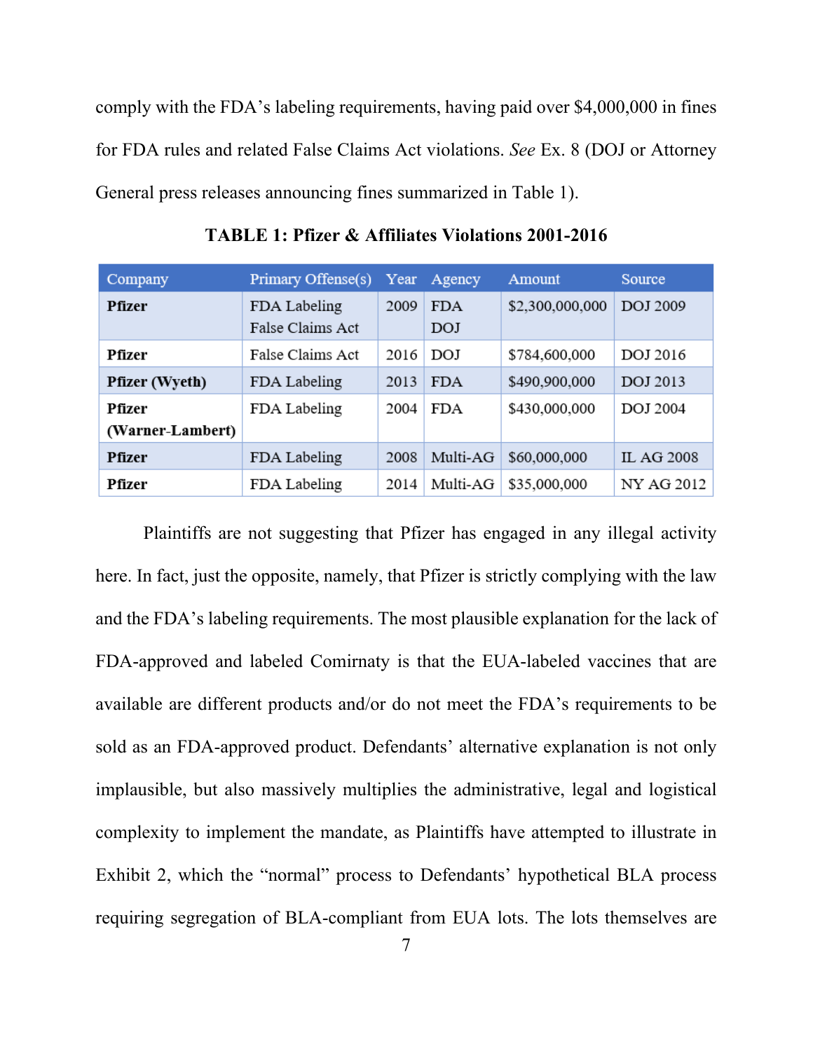comply with the FDA's labeling requirements, having paid over $4,000,000 in fines for FDA rules and related False Claims Act violations. *See* Ex. 8 (DOJ or Attorney General press releases announcing fines summarized in Table 1).

**TABLE 1: Pfizer & Affiliates Violations 2001-2016**

| Company | Primary Offense(s) | Year | Agency | Amount | Source |
|---|---|---|---|---|---|
| **Pfizer** | FDA Labeling<br>False Claims Act | 2009 | FDA<br>DOJ | $2,300,000,000 | DOJ 2009 |
| **Pfizer** | False Claims Act | 2016 | DOJ | $784,600,000 | DOJ 2016 |
| **Pfizer (Wyeth)** | FDA Labeling | 2013 | FDA | $490,900,000 | DOJ 2013 |
| **Pfizer (Warner-Lambert)** | FDA Labeling | 2004 | FDA | $430,000,000 | DOJ 2004 |
| **Pfizer** | FDA Labeling | 2008 | Multi-AG | $60,000,000 | IL AG 2008 |
| **Pfizer** | FDA Labeling | 2014 | Multi-AG | $35,000,000 | NY AG 2012 |

Plaintiffs are not suggesting that Pfizer has engaged in any illegal activity here. In fact, just the opposite, namely, that Pfizer is strictly complying with the law and the FDA's labeling requirements. The most plausible explanation for the lack of FDA-approved and labeled Comirnaty is that the EUA-labeled vaccines that are available are different products and/or do not meet the FDA's requirements to be sold as an FDA-approved product. Defendants' alternative explanation is not only implausible, but also massively multiplies the administrative, legal and logistical complexity to implement the mandate, as Plaintiffs have attempted to illustrate in Exhibit 2, which the "normal" process to Defendants' hypothetical BLA process requiring segregation of BLA-compliant from EUA lots. The lots themselves are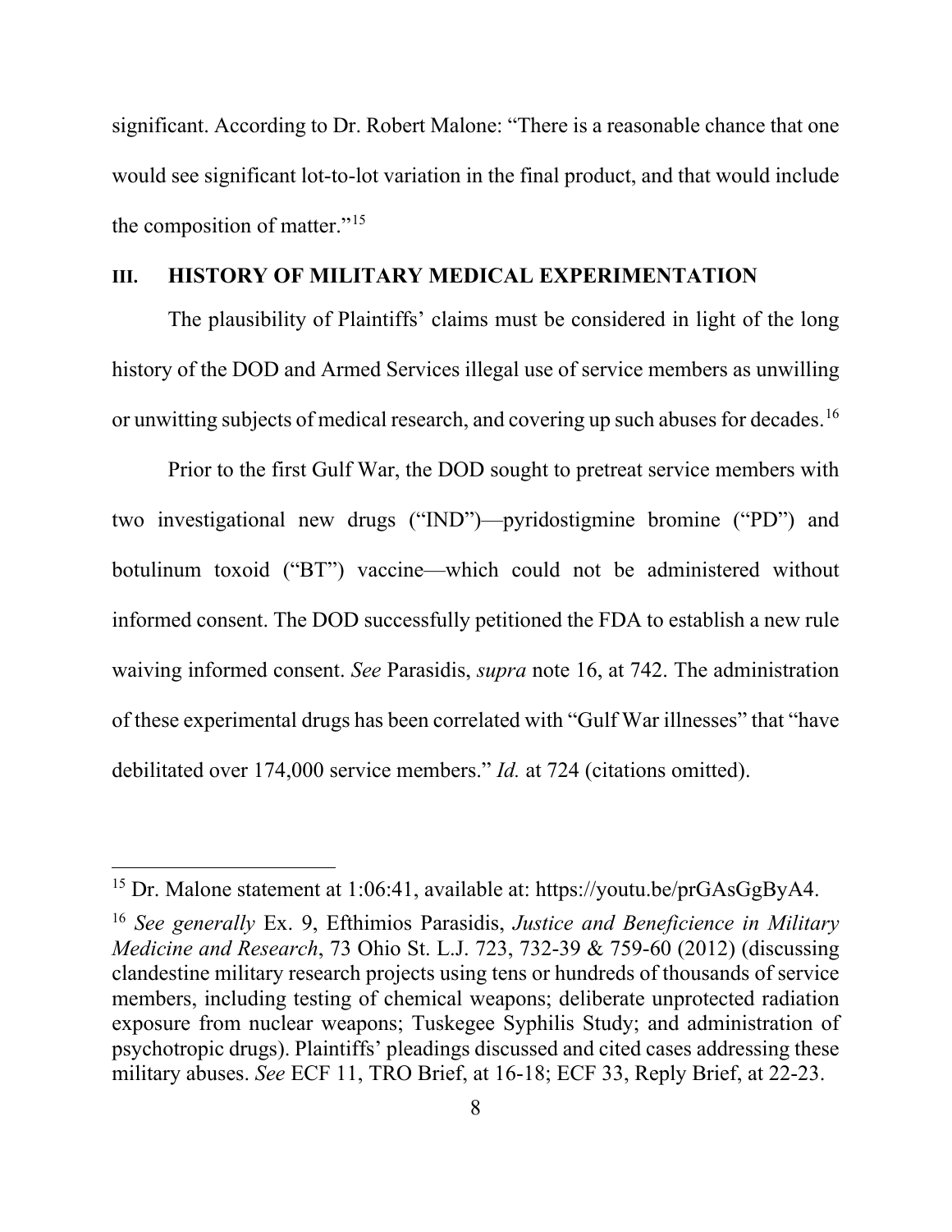significant. According to Dr. Robert Malone: "There is a reasonable chance that one would see significant lot-to-lot variation in the final product, and that would include the composition of matter."[15]

## III. HISTORY OF MILITARY MEDICAL EXPERIMENTATION

The plausibility of Plaintiffs' claims must be considered in light of the long history of the DOD and Armed Services illegal use of service members as unwilling or unwitting subjects of medical research, and covering up such abuses for decades.[16]

Prior to the first Gulf War, the DOD sought to pretreat service members with two investigational new drugs ("IND")—pyridostigmine bromide ("PD") and botulinum toxoid ("BT") vaccine—which could not be administered without informed consent. The DOD successfully petitioned the FDA to establish a new rule waiving informed consent. *See* Parasidis, *supra* note 16, at 742. The administration of these experimental drugs has been correlated with "Gulf War illnesses" that "have debilitated over 174,000 service members." *Id.* at 724 (citations omitted).

---

[15] Dr. Malone statement at 1:06:41, available at: https://youtu.be/prGAsGgByA4.

[16] *See generally* Ex. 9, Efthimios Parasidis, *Justice and Beneficience in Military Medicine and Research*, 73 Ohio St. L.J. 723, 732-39 & 759-60 (2012) (discussing clandestine military research projects using tens or hundreds of thousands of service members, including testing of chemical weapons; deliberate unprotected radiation exposure from nuclear weapons; Tuskegee Syphilis Study; and administration of psychotropic drugs). Plaintiffs' pleadings discussed and cited cases addressing these military abuses. *See* ECF 11, TRO Brief, at 16-18; ECF 33, Reply Brief, at 22-23.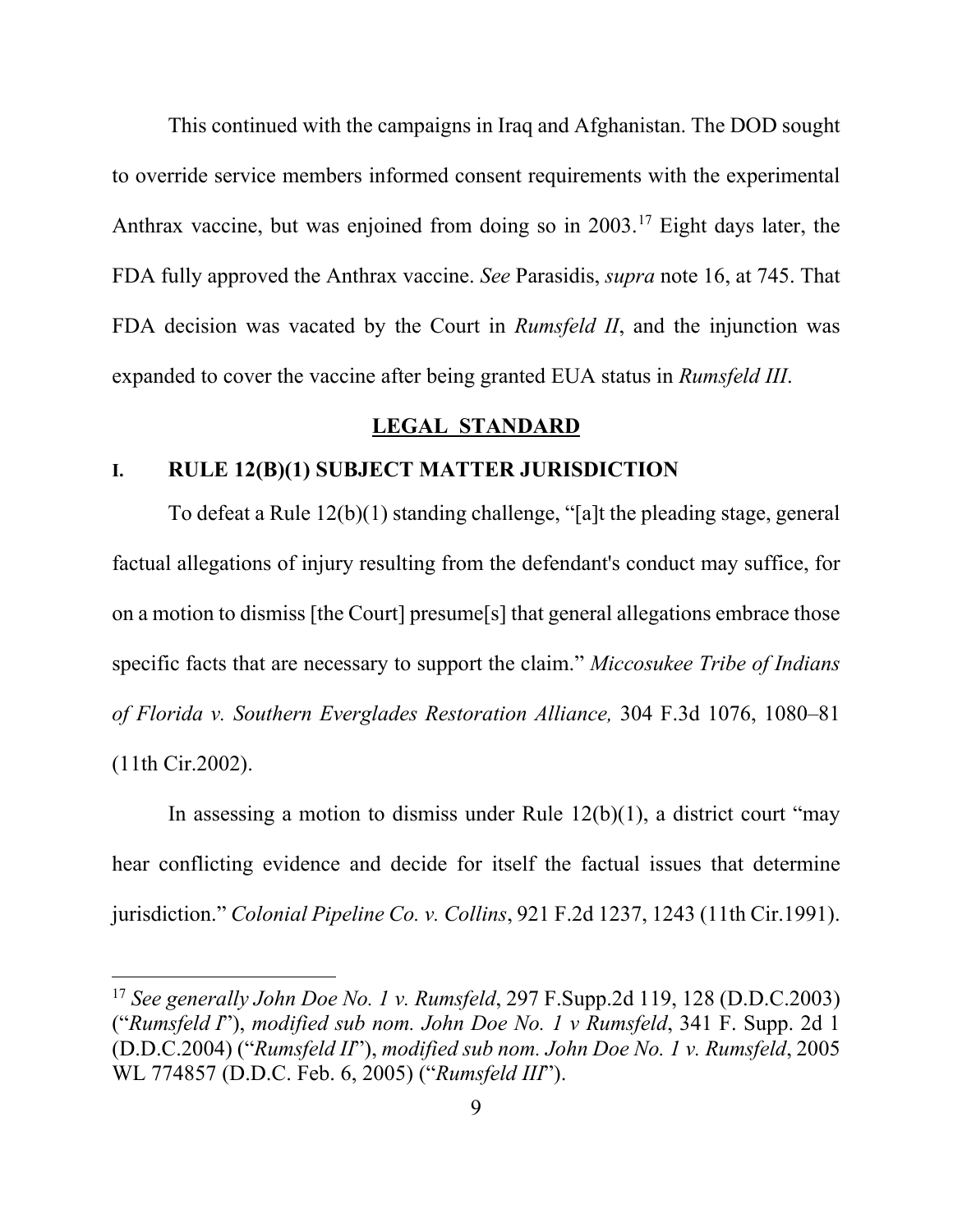This continued with the campaigns in Iraq and Afghanistan. The DOD sought to override service members informed consent requirements with the experimental Anthrax vaccine, but was enjoined from doing so in 2003.[17] Eight days later, the FDA fully approved the Anthrax vaccine. *See* Parasidis, *supra* note 16, at 745. That FDA decision was vacated by the Court in *Rumsfeld II*, and the injunction was expanded to cover the vaccine after being granted EUA status in *Rumsfeld III*.

## LEGAL STANDARD

### I. RULE 12(B)(1) SUBJECT MATTER JURISDICTION

To defeat a Rule 12(b)(1) standing challenge, "[a]t the pleading stage, general factual allegations of injury resulting from the defendant's conduct may suffice, for on a motion to dismiss [the Court] presume[s] that general allegations embrace those specific facts that are necessary to support the claim." *Miccosukee Tribe of Indians of Florida v. Southern Everglades Restoration Alliance,* 304 F.3d 1076, 1080–81 (11th Cir.2002).

In assessing a motion to dismiss under Rule 12(b)(1), a district court "may hear conflicting evidence and decide for itself the factual issues that determine jurisdiction." *Colonial Pipeline Co. v. Collins*, 921 F.2d 1237, 1243 (11th Cir.1991).

---

[17] *See generally John Doe No. 1 v. Rumsfeld*, 297 F.Supp.2d 119, 128 (D.D.C.2003) ("*Rumsfeld I*"), *modified sub nom. John Doe No. 1 v Rumsfeld*, 341 F. Supp. 2d 1 (D.D.C.2004) ("*Rumsfeld II*"), *modified sub nom. John Doe No. 1 v. Rumsfeld*, 2005 WL 774857 (D.D.C. Feb. 6, 2005) ("*Rumsfeld III*").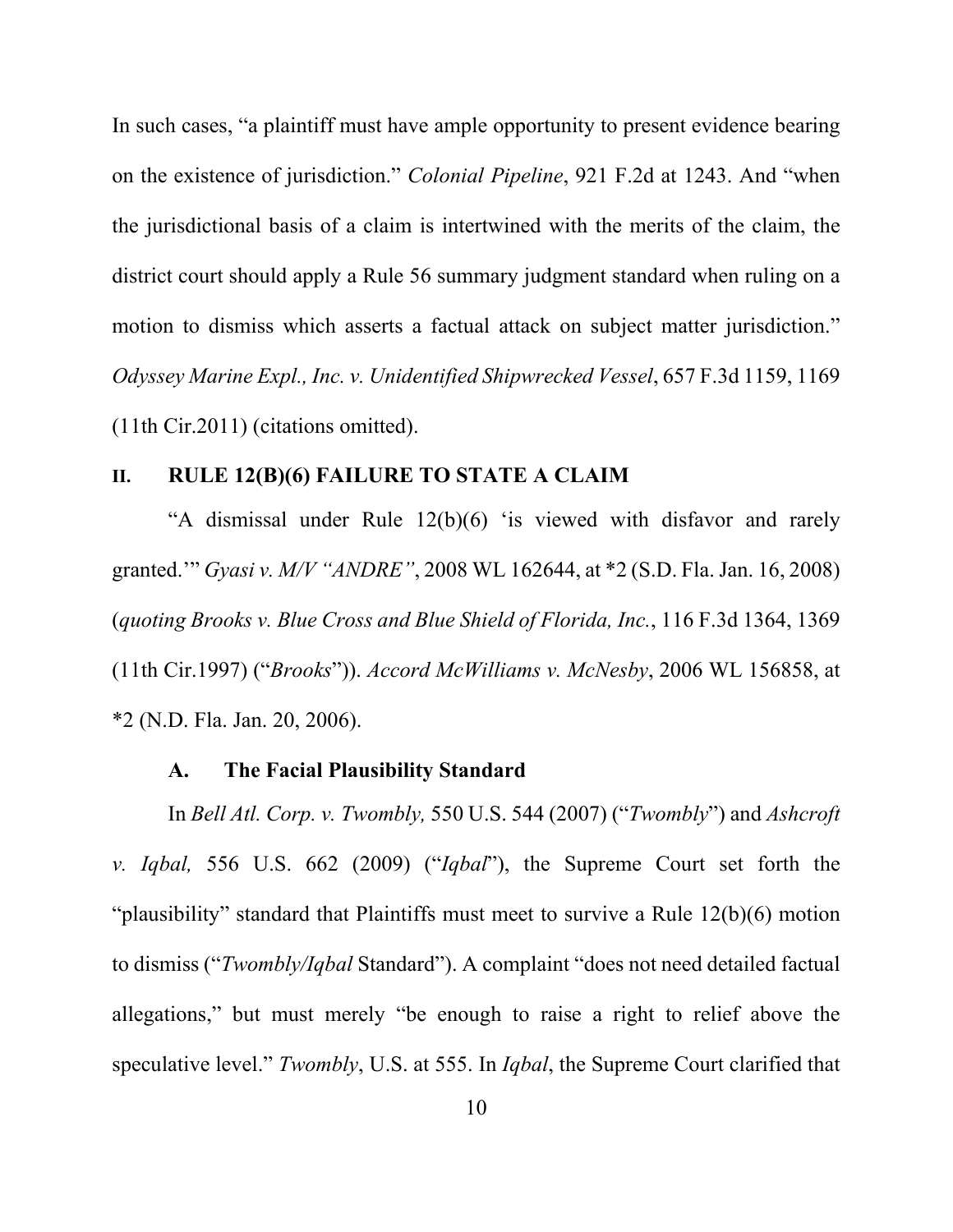In such cases, "a plaintiff must have ample opportunity to present evidence bearing on the existence of jurisdiction." *Colonial Pipeline*, 921 F.2d at 1243. And "when the jurisdictional basis of a claim is intertwined with the merits of the claim, the district court should apply a Rule 56 summary judgment standard when ruling on a motion to dismiss which asserts a factual attack on subject matter jurisdiction." *Odyssey Marine Expl., Inc. v. Unidentified Shipwrecked Vessel*, 657 F.3d 1159, 1169 (11th Cir.2011) (citations omitted).

## II. RULE 12(B)(6) FAILURE TO STATE A CLAIM

"A dismissal under Rule 12(b)(6) 'is viewed with disfavor and rarely granted.'" *Gyasi v. M/V "ANDRE"*, 2008 WL 162644, at *2 (S.D. Fla. Jan. 16, 2008) (*quoting Brooks v. Blue Cross and Blue Shield of Florida, Inc.*, 116 F.3d 1364, 1369 (11th Cir.1997) ("*Brooks*")). *Accord McWilliams v. McNesby*, 2006 WL 156858, at *2 (N.D. Fla. Jan. 20, 2006).

### A. The Facial Plausibility Standard

In *Bell Atl. Corp. v. Twombly,* 550 U.S. 544 (2007) ("*Twombly*") and *Ashcroft v. Iqbal,* 556 U.S. 662 (2009) ("*Iqbal*"), the Supreme Court set forth the "plausibility" standard that Plaintiffs must meet to survive a Rule 12(b)(6) motion to dismiss ("*Twombly/Iqbal* Standard"). A complaint "does not need detailed factual allegations," but must merely "be enough to raise a right to relief above the speculative level." *Twombly*, U.S. at 555. In *Iqbal*, the Supreme Court clarified that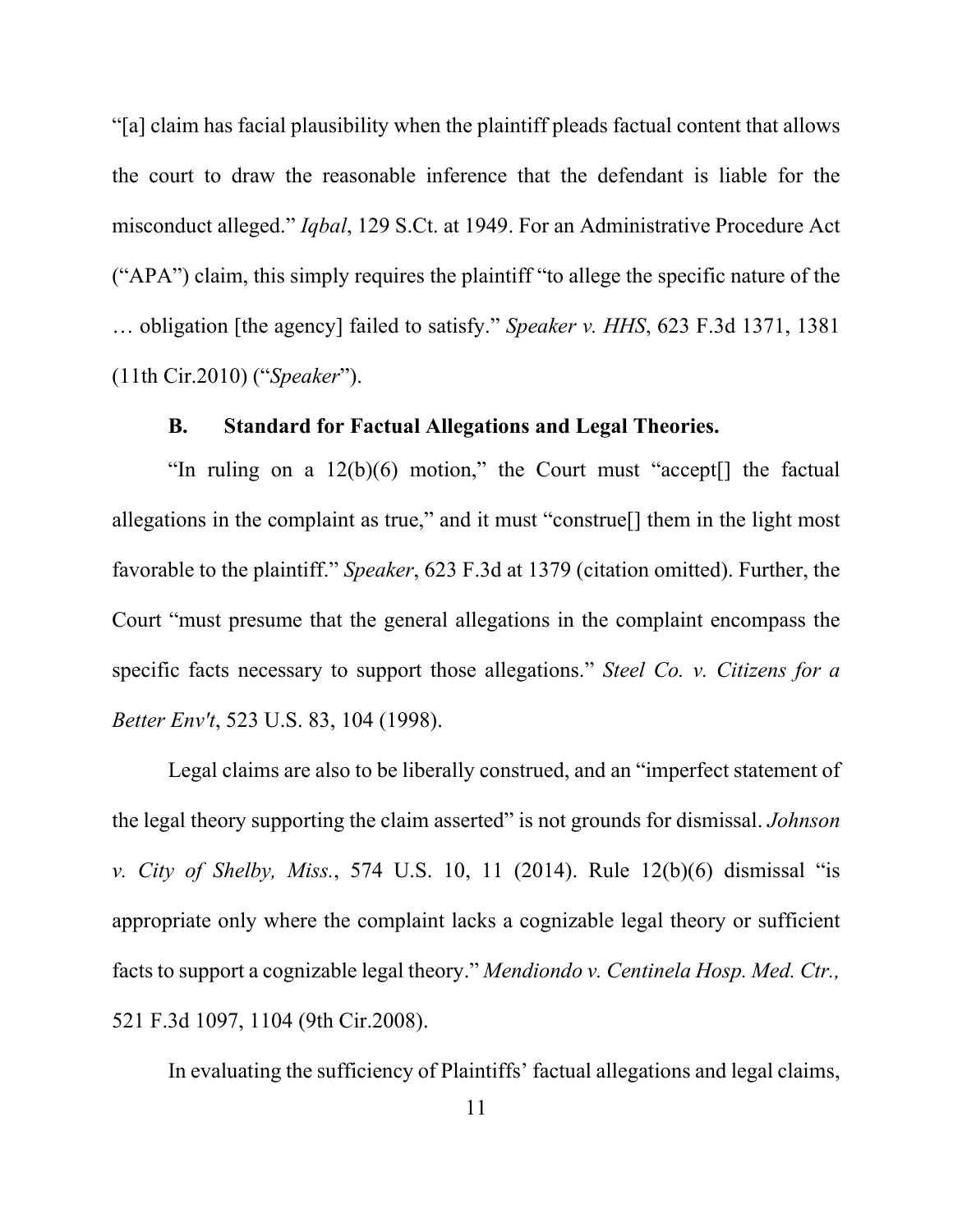"[a] claim has facial plausibility when the plaintiff pleads factual content that allows the court to draw the reasonable inference that the defendant is liable for the misconduct alleged." *Iqbal*, 129 S.Ct. at 1949. For an Administrative Procedure Act ("APA") claim, this simply requires the plaintiff "to allege the specific nature of the … obligation [the agency] failed to satisfy." *Speaker v. HHS*, 623 F.3d 1371, 1381 (11th Cir.2010) ("*Speaker*").

### B. Standard for Factual Allegations and Legal Theories.

"In ruling on a 12(b)(6) motion," the Court must "accept[] the factual allegations in the complaint as true," and it must "construe[] them in the light most favorable to the plaintiff." *Speaker*, 623 F.3d at 1379 (citation omitted). Further, the Court "must presume that the general allegations in the complaint encompass the specific facts necessary to support those allegations." *Steel Co. v. Citizens for a Better Env't*, 523 U.S. 83, 104 (1998).

Legal claims are also to be liberally construed, and an "imperfect statement of the legal theory supporting the claim asserted" is not grounds for dismissal. *Johnson v. City of Shelby, Miss.*, 574 U.S. 10, 11 (2014). Rule 12(b)(6) dismissal "is appropriate only where the complaint lacks a cognizable legal theory or sufficient facts to support a cognizable legal theory." *Mendiondo v. Centinela Hosp. Med. Ctr.,* 521 F.3d 1097, 1104 (9th Cir.2008).

In evaluating the sufficiency of Plaintiffs' factual allegations and legal claims,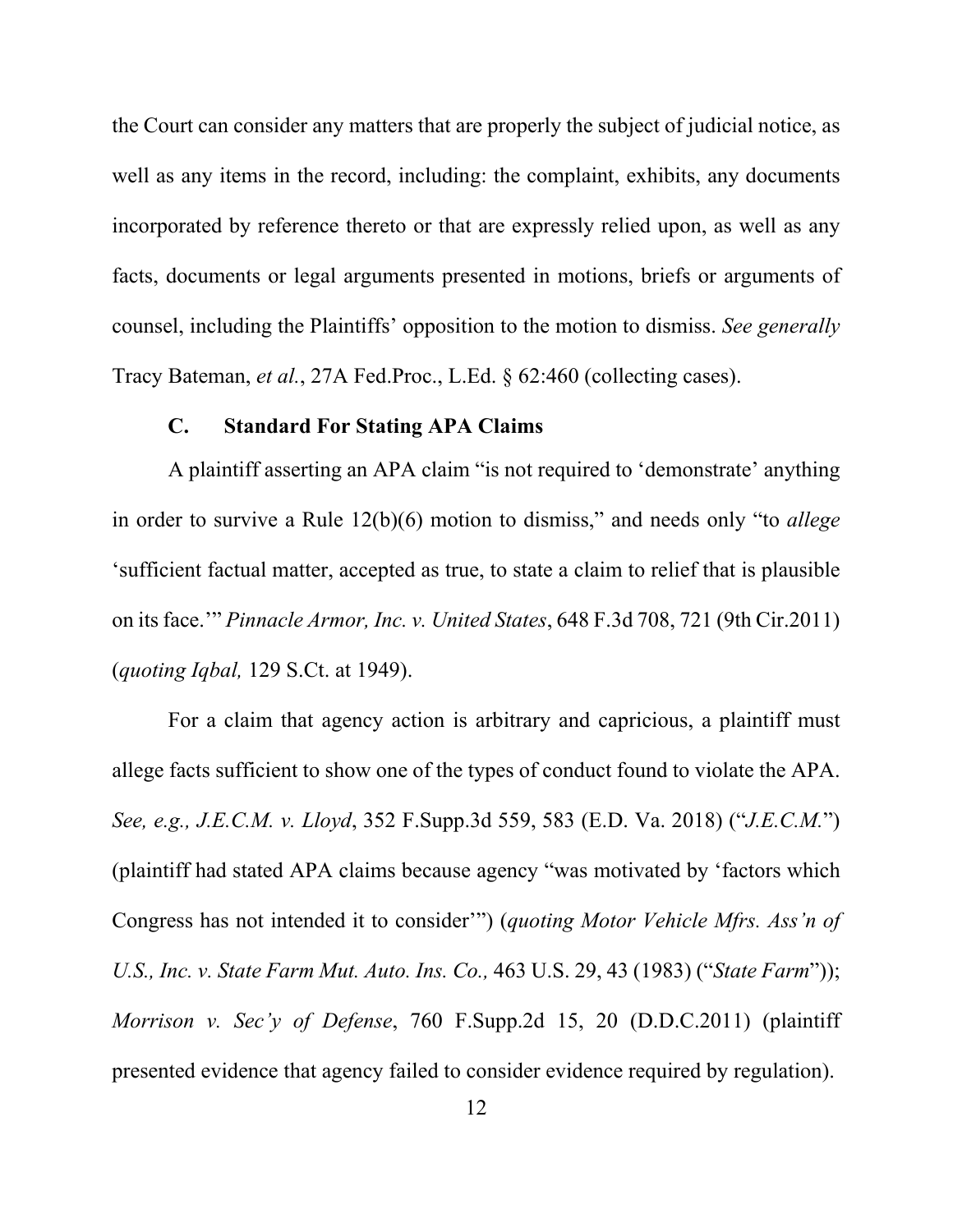the Court can consider any matters that are properly the subject of judicial notice, as well as any items in the record, including: the complaint, exhibits, any documents incorporated by reference thereto or that are expressly relied upon, as well as any facts, documents or legal arguments presented in motions, briefs or arguments of counsel, including the Plaintiffs' opposition to the motion to dismiss. *See generally* Tracy Bateman, *et al.*, 27A Fed.Proc., L.Ed. § 62:460 (collecting cases).

### C. Standard For Stating APA Claims

A plaintiff asserting an APA claim "is not required to 'demonstrate' anything in order to survive a Rule 12(b)(6) motion to dismiss," and needs only "to *allege* 'sufficient factual matter, accepted as true, to state a claim to relief that is plausible on its face.'" *Pinnacle Armor, Inc. v. United States*, 648 F.3d 708, 721 (9th Cir.2011) (*quoting Iqbal,* 129 S.Ct. at 1949).

For a claim that agency action is arbitrary and capricious, a plaintiff must allege facts sufficient to show one of the types of conduct found to violate the APA. *See, e.g., J.E.C.M. v. Lloyd*, 352 F.Supp.3d 559, 583 (E.D. Va. 2018) ("*J.E.C.M.*") (plaintiff had stated APA claims because agency "was motivated by 'factors which Congress has not intended it to consider'") (*quoting Motor Vehicle Mfrs. Ass'n of U.S., Inc. v. State Farm Mut. Auto. Ins. Co.,* 463 U.S. 29, 43 (1983) ("*State Farm*")); *Morrison v. Sec'y of Defense*, 760 F.Supp.2d 15, 20 (D.D.C.2011) (plaintiff presented evidence that agency failed to consider evidence required by regulation).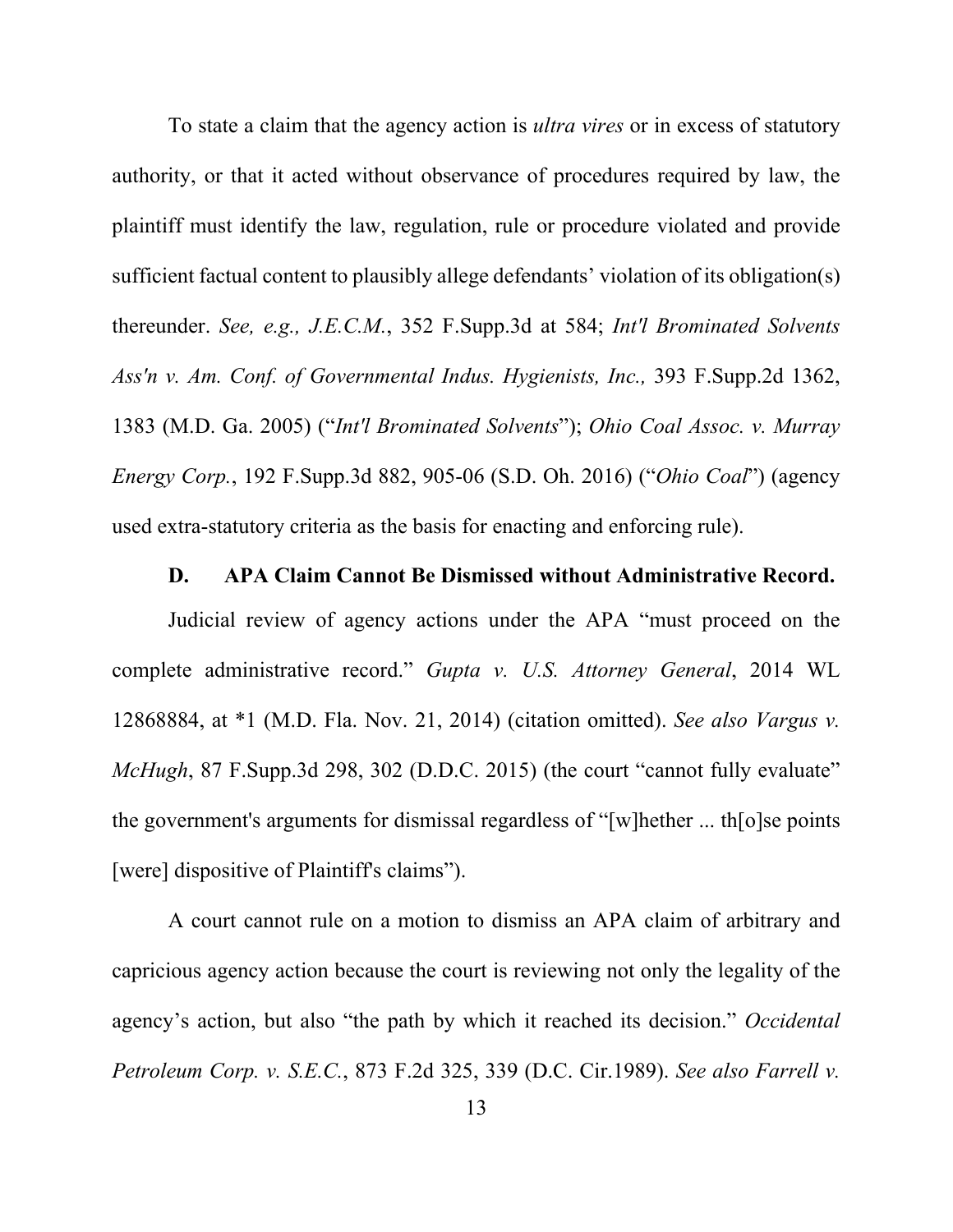To state a claim that the agency action is *ultra vires* or in excess of statutory authority, or that it acted without observance of procedures required by law, the plaintiff must identify the law, regulation, rule or procedure violated and provide sufficient factual content to plausibly allege defendants' violation of its obligation(s) thereunder. *See, e.g., J.E.C.M.*, 352 F.Supp.3d at 584; *Int'l Brominated Solvents Ass'n v. Am. Conf. of Governmental Indus. Hygienists, Inc.,* 393 F.Supp.2d 1362, 1383 (M.D. Ga. 2005) ("*Int'l Brominated Solvents*"); *Ohio Coal Assoc. v. Murray Energy Corp.*, 192 F.Supp.3d 882, 905-06 (S.D. Oh. 2016) ("*Ohio Coal*") (agency used extra-statutory criteria as the basis for enacting and enforcing rule).

### D. APA Claim Cannot Be Dismissed without Administrative Record.

Judicial review of agency actions under the APA "must proceed on the complete administrative record." *Gupta v. U.S. Attorney General*, 2014 WL 12868884, at *1 (M.D. Fla. Nov. 21, 2014) (citation omitted). *See also Vargus v. McHugh*, 87 F.Supp.3d 298, 302 (D.D.C. 2015) (the court "cannot fully evaluate" the government's arguments for dismissal regardless of "[w]hether ... th[o]se points [were] dispositive of Plaintiff's claims").

A court cannot rule on a motion to dismiss an APA claim of arbitrary and capricious agency action because the court is reviewing not only the legality of the agency's action, but also "the path by which it reached its decision." *Occidental Petroleum Corp. v. S.E.C.*, 873 F.2d 325, 339 (D.C. Cir.1989). *See also Farrell v.*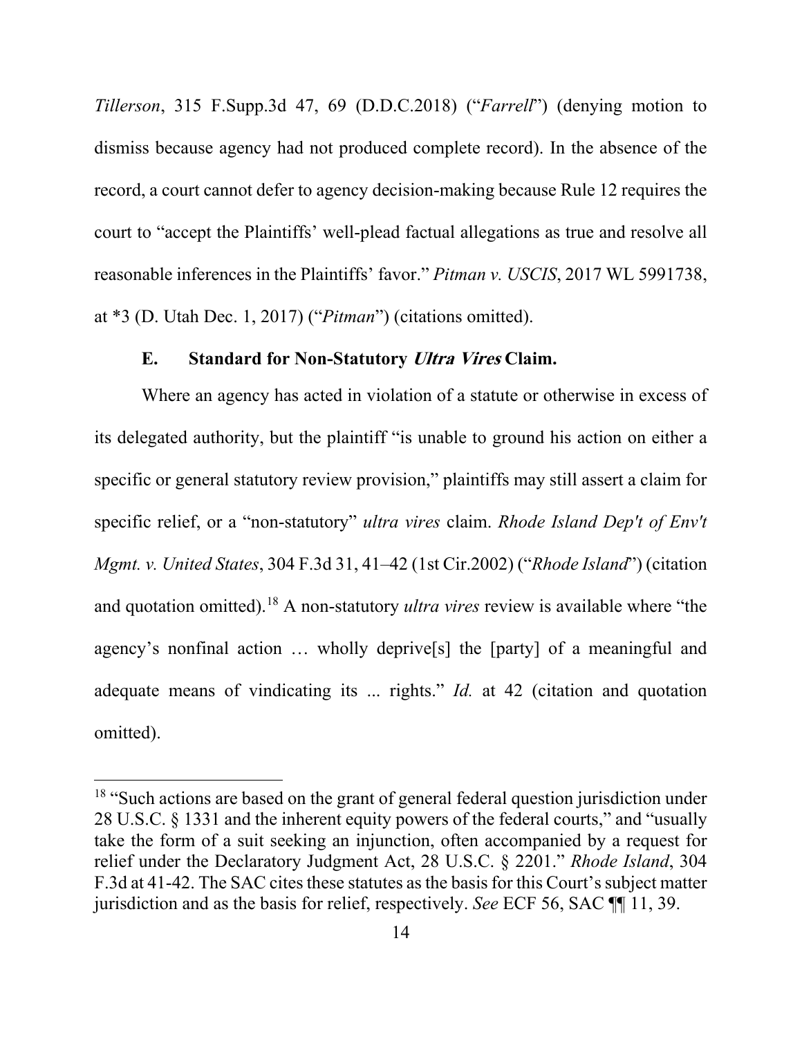*Tillerson*, 315 F.Supp.3d 47, 69 (D.D.C.2018) ("*Farrell*") (denying motion to dismiss because agency had not produced complete record). In the absence of the record, a court cannot defer to agency decision-making because Rule 12 requires the court to "accept the Plaintiffs' well-plead factual allegations as true and resolve all reasonable inferences in the Plaintiffs' favor." *Pitman v. USCIS*, 2017 WL 5991738, at *3 (D. Utah Dec. 1, 2017) ("*Pitman*") (citations omitted).

### E. Standard for Non-Statutory *Ultra Vires* Claim.

Where an agency has acted in violation of a statute or otherwise in excess of its delegated authority, but the plaintiff "is unable to ground his action on either a specific or general statutory review provision," plaintiffs may still assert a claim for specific relief, or a "non-statutory" *ultra vires* claim. *Rhode Island Dep't of Env't Mgmt. v. United States*, 304 F.3d 31, 41–42 (1st Cir.2002) ("*Rhode Island*") (citation and quotation omitted).[18] A non-statutory *ultra vires* review is available where "the agency's nonfinal action … wholly deprive[s] the [party] of a meaningful and adequate means of vindicating its ... rights." *Id.* at 42 (citation and quotation omitted).

---

[18] "Such actions are based on the grant of general federal question jurisdiction under 28 U.S.C. § 1331 and the inherent equity powers of the federal courts," and "usually take the form of a suit seeking an injunction, often accompanied by a request for relief under the Declaratory Judgment Act, 28 U.S.C. § 2201." *Rhode Island*, 304 F.3d at 41-42. The SAC cites these statutes as the basis for this Court's subject matter jurisdiction and as the basis for relief, respectively. *See* ECF 56, SAC ¶¶ 11, 39.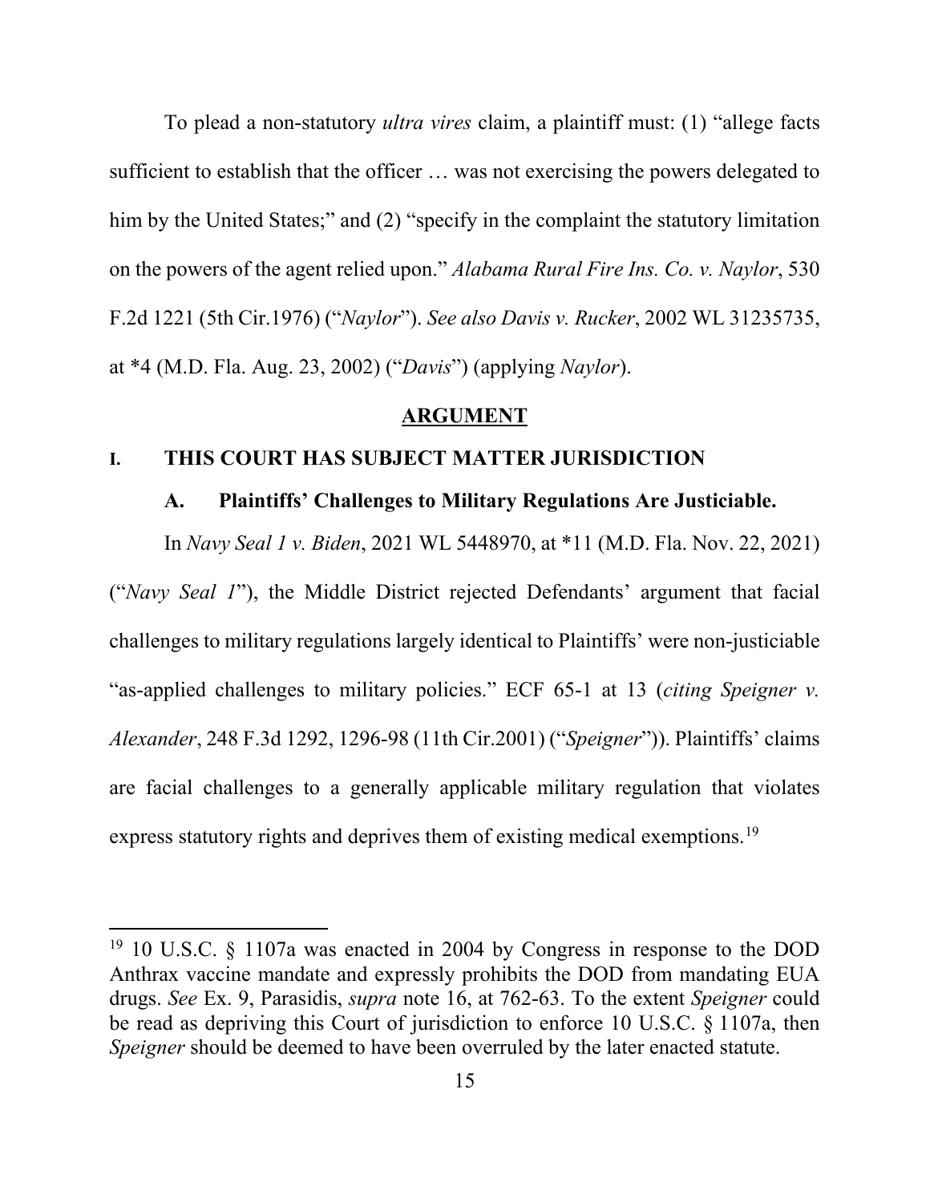To plead a non-statutory *ultra vires* claim, a plaintiff must: (1) "allege facts sufficient to establish that the officer … was not exercising the powers delegated to him by the United States;" and (2) "specify in the complaint the statutory limitation on the powers of the agent relied upon." *Alabama Rural Fire Ins. Co. v. Naylor*, 530 F.2d 1221 (5th Cir.1976) ("*Naylor*"). *See also Davis v. Rucker*, 2002 WL 31235735, at *4 (M.D. Fla. Aug. 23, 2002) ("*Davis*") (applying *Naylor*).

## ARGUMENT

### I. THIS COURT HAS SUBJECT MATTER JURISDICTION

#### A. Plaintiffs' Challenges to Military Regulations Are Justiciable.

In *Navy Seal 1 v. Biden*, 2021 WL 5448970, at *11 (M.D. Fla. Nov. 22, 2021) ("*Navy Seal 1*"), the Middle District rejected Defendants' argument that facial challenges to military regulations largely identical to Plaintiffs' were non-justiciable "as-applied challenges to military policies." ECF 65-1 at 13 (*citing Speigner v. Alexander*, 248 F.3d 1292, 1296-98 (11th Cir.2001) ("*Speigner*")). Plaintiffs' claims are facial challenges to a generally applicable military regulation that violates express statutory rights and deprives them of existing medical exemptions.[19]

---

[19] 10 U.S.C. § 1107a was enacted in 2004 by Congress in response to the DOD Anthrax vaccine mandate and expressly prohibits the DOD from mandating EUA drugs. *See* Ex. 9, Parasidis, *supra* note 16, at 762-63. To the extent *Speigner* could be read as depriving this Court of jurisdiction to enforce 10 U.S.C. § 1107a, then *Speigner* should be deemed to have been overruled by the later enacted statute.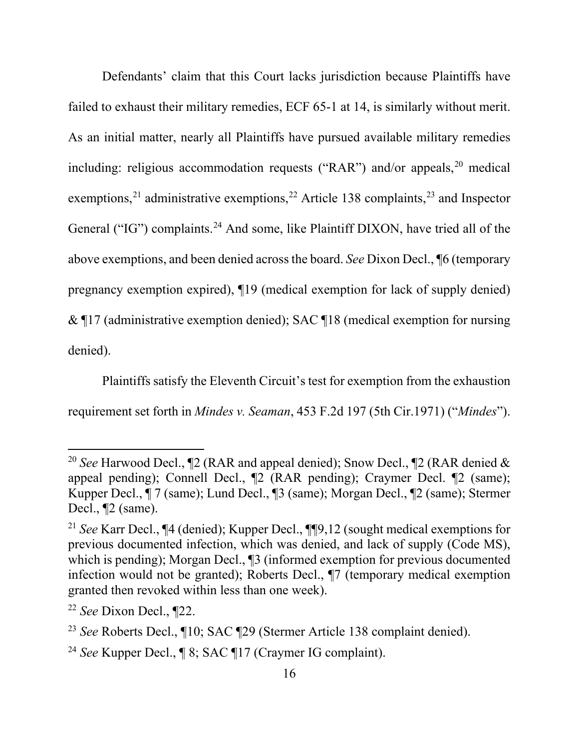Defendants' claim that this Court lacks jurisdiction because Plaintiffs have failed to exhaust their military remedies, ECF 65-1 at 14, is similarly without merit. As an initial matter, nearly all Plaintiffs have pursued available military remedies including: religious accommodation requests ("RAR") and/or appeals,[20] medical exemptions,[21] administrative exemptions,[22] Article 138 complaints,[23] and Inspector General ("IG") complaints.[24] And some, like Plaintiff DIXON, have tried all of the above exemptions, and been denied across the board. *See* Dixon Decl., ¶6 (temporary pregnancy exemption expired), ¶19 (medical exemption for lack of supply denied) & ¶17 (administrative exemption denied); SAC ¶18 (medical exemption for nursing denied).

Plaintiffs satisfy the Eleventh Circuit's test for exemption from the exhaustion requirement set forth in *Mindes v. Seaman*, 453 F.2d 197 (5th Cir.1971) ("*Mindes*").

---

[20] *See* Harwood Decl., ¶2 (RAR and appeal denied); Snow Decl., ¶2 (RAR denied & appeal pending); Connell Decl., ¶2 (RAR pending); Craymer Decl. ¶2 (same); Kupper Decl., ¶ 7 (same); Lund Decl., ¶3 (same); Morgan Decl., ¶2 (same); Stermer Decl., ¶2 (same).

[21] *See* Karr Decl., ¶4 (denied); Kupper Decl., ¶¶9,12 (sought medical exemptions for previous documented infection, which was denied, and lack of supply (Code MS), which is pending); Morgan Decl., ¶3 (informed exemption for previous documented infection would not be granted); Roberts Decl., ¶7 (temporary medical exemption granted then revoked within less than one week).

[22] *See* Dixon Decl., ¶22.

[23] *See* Roberts Decl., ¶10; SAC ¶29 (Stermer Article 138 complaint denied).

[24] *See* Kupper Decl., ¶ 8; SAC ¶17 (Craymer IG complaint).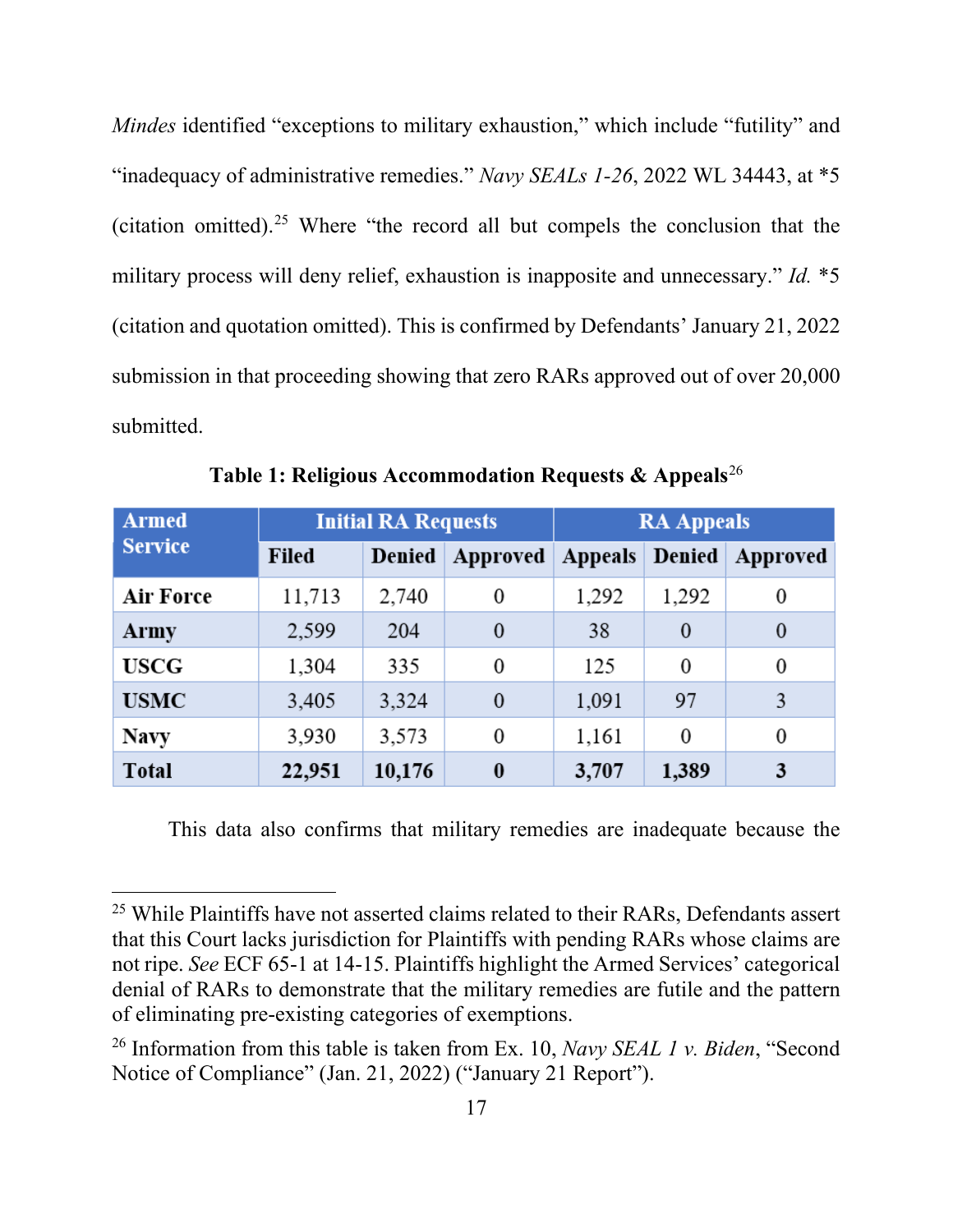*Mindes* identified "exceptions to military exhaustion," which include "futility" and "inadequacy of administrative remedies." *Navy SEALs 1-26*, 2022 WL 34443, at *5 (citation omitted).[25] Where "the record all but compels the conclusion that the military process will deny relief, exhaustion is inapposite and unnecessary." *Id.* *5 (citation and quotation omitted). This is confirmed by Defendants' January 21, 2022 submission in that proceeding showing that zero RARs approved out of over 20,000 submitted.

**Table 1: Religious Accommodation Requests & Appeals**[26]

| Armed Service | Initial RA Requests | | | RA Appeals | | |
|---|---|---|---|---|---|---|
| | Filed | Denied | Approved | Appeals | Denied | Approved |
| **Air Force** | 11,713 | 2,740 | 0 | 1,292 | 1,292 | 0 |
| **Army** | 2,599 | 204 | 0 | 38 | 0 | 0 |
| **USCG** | 1,304 | 335 | 0 | 125 | 0 | 0 |
| **USMC** | 3,405 | 3,324 | 0 | 1,091 | 97 | 3 |
| **Navy** | 3,930 | 3,573 | 0 | 1,161 | 0 | 0 |
| **Total** | **22,951** | **10,176** | **0** | **3,707** | **1,389** | **3** |

This data also confirms that military remedies are inadequate because the

---

[25] While Plaintiffs have not asserted claims related to their RARs, Defendants assert that this Court lacks jurisdiction for Plaintiffs with pending RARs whose claims are not ripe. *See* ECF 65-1 at 14-15. Plaintiffs highlight the Armed Services' categorical denial of RARs to demonstrate that the military remedies are futile and the pattern of eliminating pre-existing categories of exemptions.

[26] Information from this table is taken from Ex. 10, *Navy SEAL 1 v. Biden*, "Second Notice of Compliance" (Jan. 21, 2022) ("January 21 Report").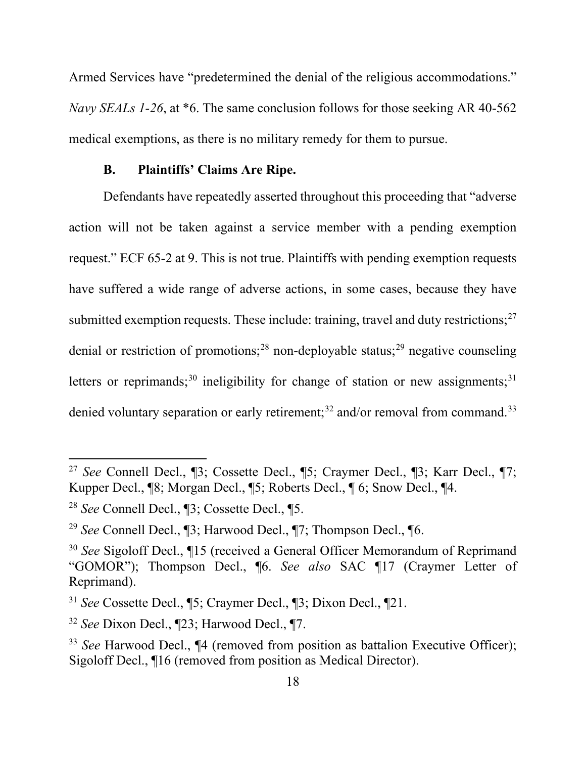Armed Services have "predetermined the denial of the religious accommodations." *Navy SEALs 1-26*, at *6. The same conclusion follows for those seeking AR 40-562 medical exemptions, as there is no military remedy for them to pursue.

### B. Plaintiffs' Claims Are Ripe.

Defendants have repeatedly asserted throughout this proceeding that "adverse action will not be taken against a service member with a pending exemption request." ECF 65-2 at 9. This is not true. Plaintiffs with pending exemption requests have suffered a wide range of adverse actions, in some cases, because they have submitted exemption requests. These include: training, travel and duty restrictions;[27] denial or restriction of promotions;[28] non-deployable status;[29] negative counseling letters or reprimands;[30] ineligibility for change of station or new assignments;[31] denied voluntary separation or early retirement;[32] and/or removal from command.[33]

---

[27] *See* Connell Decl., ¶3; Cossette Decl., ¶5; Craymer Decl., ¶3; Karr Decl., ¶7; Kupper Decl., ¶8; Morgan Decl., ¶5; Roberts Decl., ¶ 6; Snow Decl., ¶4.

[28] *See* Connell Decl., ¶3; Cossette Decl., ¶5.

[29] *See* Connell Decl., ¶3; Harwood Decl., ¶7; Thompson Decl., ¶6.

[30] *See* Sigoloff Decl., ¶15 (received a General Officer Memorandum of Reprimand "GOMOR"); Thompson Decl., ¶6. *See also* SAC ¶17 (Craymer Letter of Reprimand).

[31] *See* Cossette Decl., ¶5; Craymer Decl., ¶3; Dixon Decl., ¶21.

[32] *See* Dixon Decl., ¶23; Harwood Decl., ¶7.

[33] *See* Harwood Decl., ¶4 (removed from position as battalion Executive Officer); Sigoloff Decl., ¶16 (removed from position as Medical Director).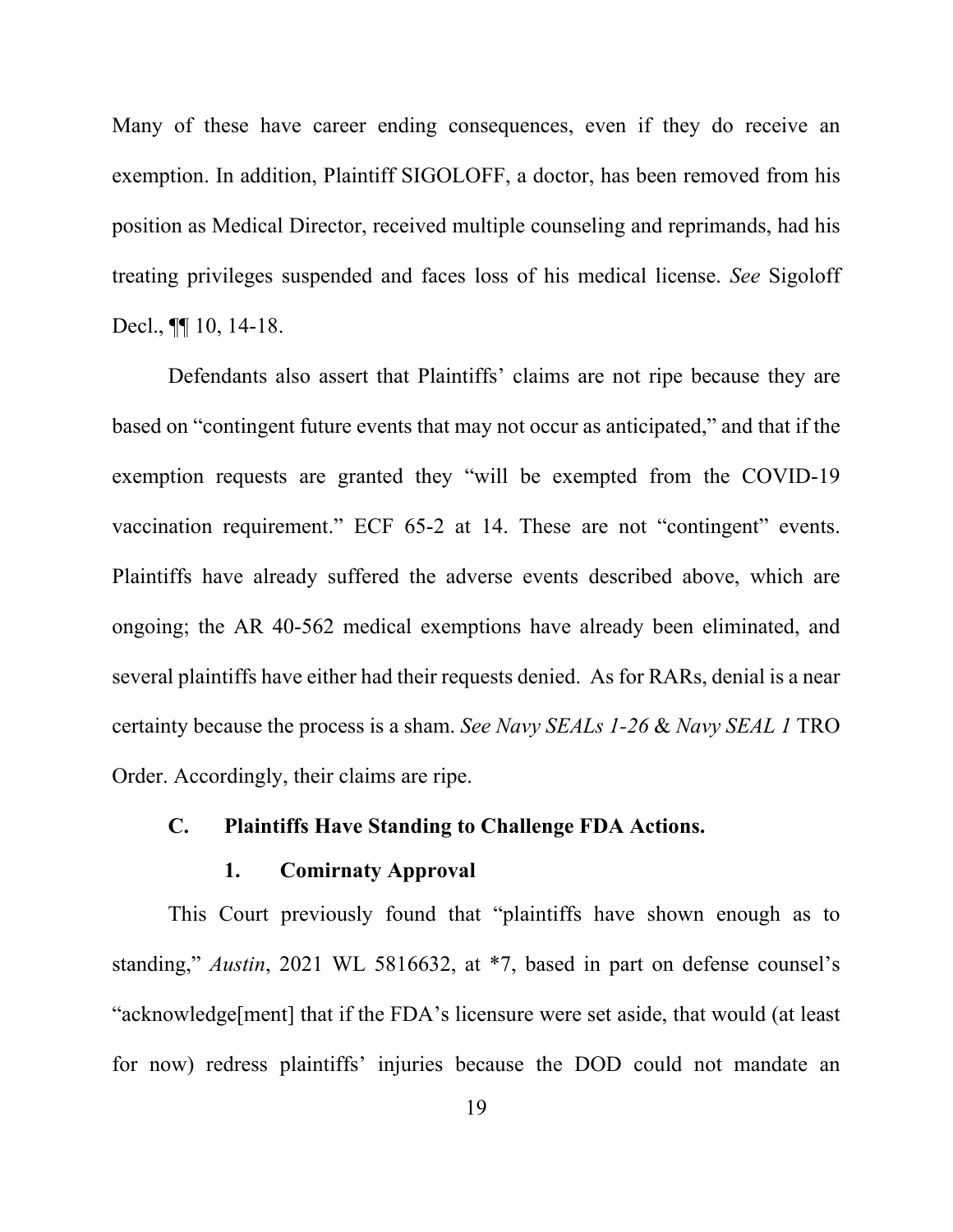Many of these have career ending consequences, even if they do receive an exemption. In addition, Plaintiff SIGOLOFF, a doctor, has been removed from his position as Medical Director, received multiple counseling and reprimands, had his treating privileges suspended and faces loss of his medical license. *See* Sigoloff Decl., ¶¶ 10, 14-18.

Defendants also assert that Plaintiffs' claims are not ripe because they are based on "contingent future events that may not occur as anticipated," and that if the exemption requests are granted they "will be exempted from the COVID-19 vaccination requirement." ECF 65-2 at 14. These are not "contingent" events. Plaintiffs have already suffered the adverse events described above, which are ongoing; the AR 40-562 medical exemptions have already been eliminated, and several plaintiffs have either had their requests denied. As for RARs, denial is a near certainty because the process is a sham. *See Navy SEALs 1-26* & *Navy SEAL 1* TRO Order. Accordingly, their claims are ripe.

### C. Plaintiffs Have Standing to Challenge FDA Actions.

#### 1. Comirnaty Approval

This Court previously found that "plaintiffs have shown enough as to standing," *Austin*, 2021 WL 5816632, at *7, based in part on defense counsel's "acknowledge[ment] that if the FDA's licensure were set aside, that would (at least for now) redress plaintiffs' injuries because the DOD could not mandate an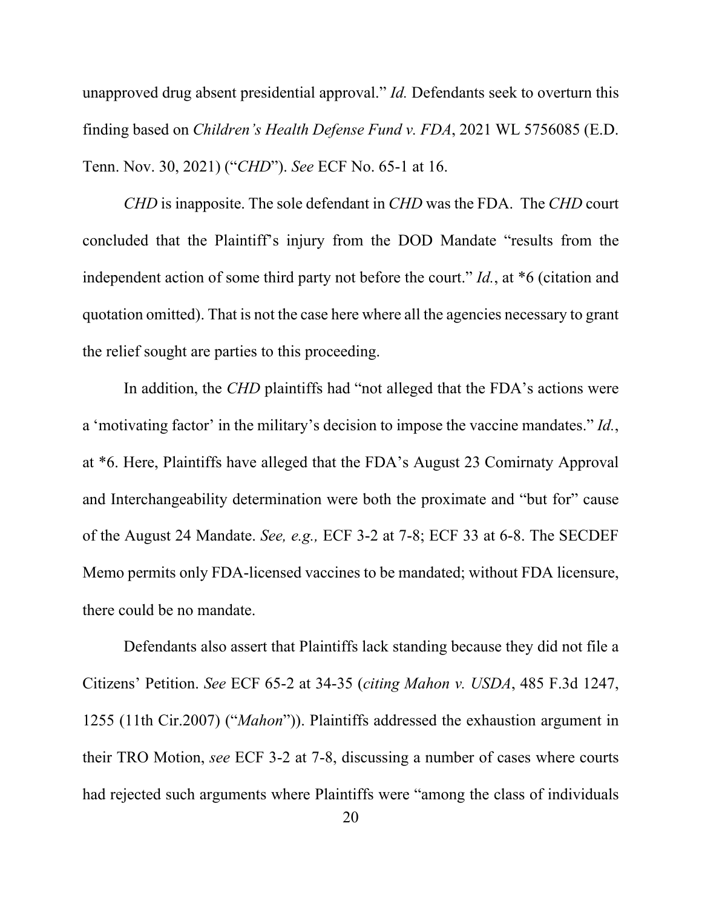unapproved drug absent presidential approval." *Id.* Defendants seek to overturn this finding based on *Children's Health Defense Fund v. FDA*, 2021 WL 5756085 (E.D. Tenn. Nov. 30, 2021) ("*CHD*"). *See* ECF No. 65-1 at 16.

*CHD* is inapposite. The sole defendant in *CHD* was the FDA. The *CHD* court concluded that the Plaintiff's injury from the DOD Mandate "results from the independent action of some third party not before the court." *Id.*, at *6 (citation and quotation omitted). That is not the case here where all the agencies necessary to grant the relief sought are parties to this proceeding.

In addition, the *CHD* plaintiffs had "not alleged that the FDA's actions were a 'motivating factor' in the military's decision to impose the vaccine mandates." *Id.*, at *6. Here, Plaintiffs have alleged that the FDA's August 23 Comirnaty Approval and Interchangeability determination were both the proximate and "but for" cause of the August 24 Mandate. *See, e.g.,* ECF 3-2 at 7-8; ECF 33 at 6-8. The SECDEF Memo permits only FDA-licensed vaccines to be mandated; without FDA licensure, there could be no mandate.

Defendants also assert that Plaintiffs lack standing because they did not file a Citizens' Petition. *See* ECF 65-2 at 34-35 (*citing Mahon v. USDA*, 485 F.3d 1247, 1255 (11th Cir.2007) ("*Mahon*")). Plaintiffs addressed the exhaustion argument in their TRO Motion, *see* ECF 3-2 at 7-8, discussing a number of cases where courts had rejected such arguments where Plaintiffs were "among the class of individuals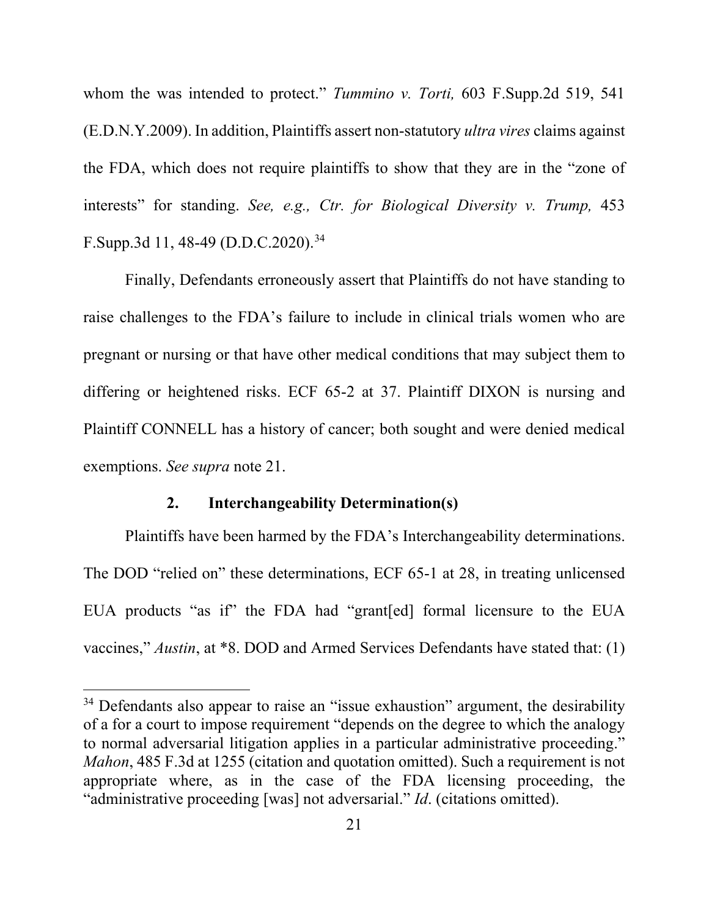whom the was intended to protect." *Tummino v. Torti,* 603 F.Supp.2d 519, 541 (E.D.N.Y.2009). In addition, Plaintiffs assert non-statutory *ultra vires* claims against the FDA, which does not require plaintiffs to show that they are in the "zone of interests" for standing. *See, e.g., Ctr. for Biological Diversity v. Trump,* 453 F.Supp.3d 11, 48-49 (D.D.C.2020).[34]

Finally, Defendants erroneously assert that Plaintiffs do not have standing to raise challenges to the FDA's failure to include in clinical trials women who are pregnant or nursing or that have other medical conditions that may subject them to differing or heightened risks. ECF 65-2 at 37. Plaintiff DIXON is nursing and Plaintiff CONNELL has a history of cancer; both sought and were denied medical exemptions. *See supra* note 21.

**2. Interchangeability Determination(s)**

Plaintiffs have been harmed by the FDA's Interchangeability determinations. The DOD "relied on" these determinations, ECF 65-1 at 28, in treating unlicensed EUA products "as if" the FDA had "grant[ed] formal licensure to the EUA vaccines," *Austin*, at *8. DOD and Armed Services Defendants have stated that: (1)

---

[34] Defendants also appear to raise an "issue exhaustion" argument, the desirability of a for a court to impose requirement "depends on the degree to which the analogy to normal adversarial litigation applies in a particular administrative proceeding." *Mahon*, 485 F.3d at 1255 (citation and quotation omitted). Such a requirement is not appropriate where, as in the case of the FDA licensing proceeding, the "administrative proceeding [was] not adversarial." *Id*. (citations omitted).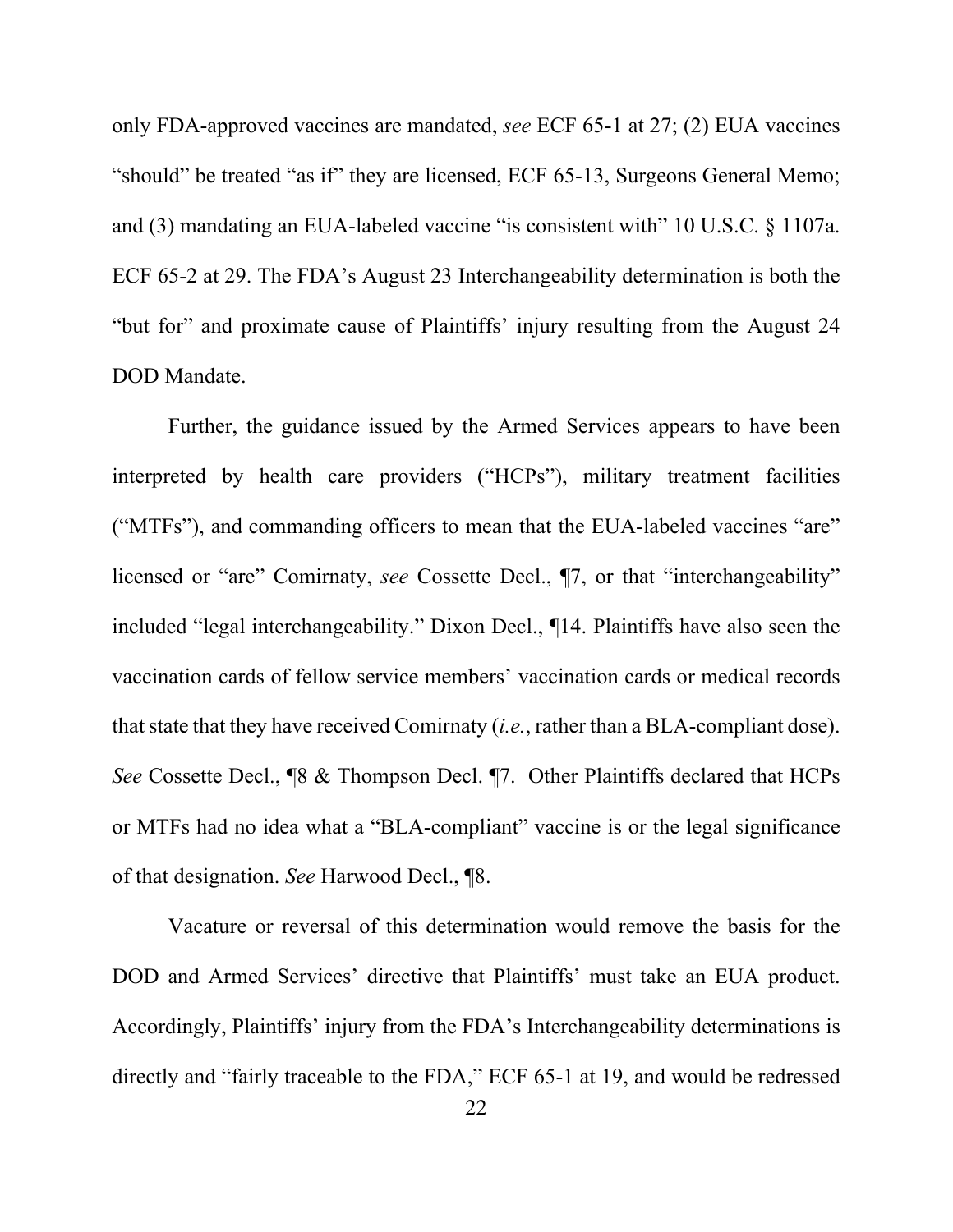only FDA-approved vaccines are mandated, *see* ECF 65-1 at 27; (2) EUA vaccines "should" be treated "as if" they are licensed, ECF 65-13, Surgeons General Memo; and (3) mandating an EUA-labeled vaccine "is consistent with" 10 U.S.C. § 1107a. ECF 65-2 at 29. The FDA's August 23 Interchangeability determination is both the "but for" and proximate cause of Plaintiffs' injury resulting from the August 24 DOD Mandate.

Further, the guidance issued by the Armed Services appears to have been interpreted by health care providers ("HCPs"), military treatment facilities ("MTFs"), and commanding officers to mean that the EUA-labeled vaccines "are" licensed or "are" Comirnaty, *see* Cossette Decl., ¶7, or that "interchangeability" included "legal interchangeability." Dixon Decl., ¶14. Plaintiffs have also seen the vaccination cards of fellow service members' vaccination cards or medical records that state that they have received Comirnaty (*i.e.*, rather than a BLA-compliant dose). *See* Cossette Decl., ¶8 & Thompson Decl. ¶7. Other Plaintiffs declared that HCPs or MTFs had no idea what a "BLA-compliant" vaccine is or the legal significance of that designation. *See* Harwood Decl., ¶8.

Vacature or reversal of this determination would remove the basis for the DOD and Armed Services' directive that Plaintiffs' must take an EUA product. Accordingly, Plaintiffs' injury from the FDA's Interchangeability determinations is directly and "fairly traceable to the FDA," ECF 65-1 at 19, and would be redressed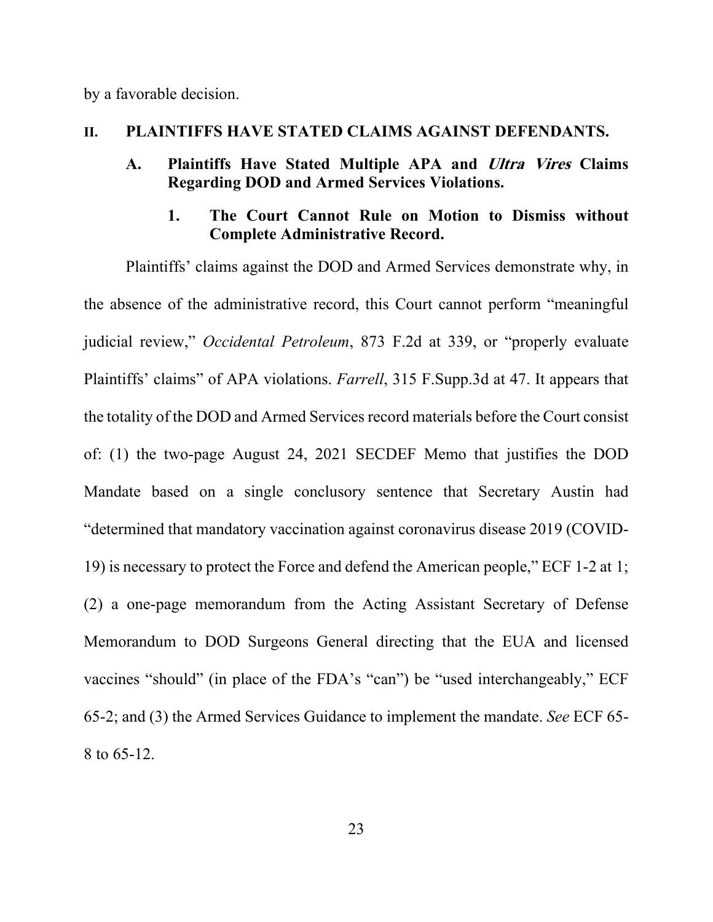by a favorable decision.

## II. PLAINTIFFS HAVE STATED CLAIMS AGAINST DEFENDANTS.

### A. Plaintiffs Have Stated Multiple APA and *Ultra Vires* Claims Regarding DOD and Armed Services Violations.

#### 1. The Court Cannot Rule on Motion to Dismiss without Complete Administrative Record.

Plaintiffs' claims against the DOD and Armed Services demonstrate why, in the absence of the administrative record, this Court cannot perform "meaningful judicial review," *Occidental Petroleum*, 873 F.2d at 339, or "properly evaluate Plaintiffs' claims" of APA violations. *Farrell*, 315 F.Supp.3d at 47. It appears that the totality of the DOD and Armed Services record materials before the Court consist of: (1) the two-page August 24, 2021 SECDEF Memo that justifies the DOD Mandate based on a single conclusory sentence that Secretary Austin had "determined that mandatory vaccination against coronavirus disease 2019 (COVID-19) is necessary to protect the Force and defend the American people," ECF 1-2 at 1; (2) a one-page memorandum from the Acting Assistant Secretary of Defense Memorandum to DOD Surgeons General directing that the EUA and licensed vaccines "should" (in place of the FDA's "can") be "used interchangeably," ECF 65-2; and (3) the Armed Services Guidance to implement the mandate. *See* ECF 65-8 to 65-12.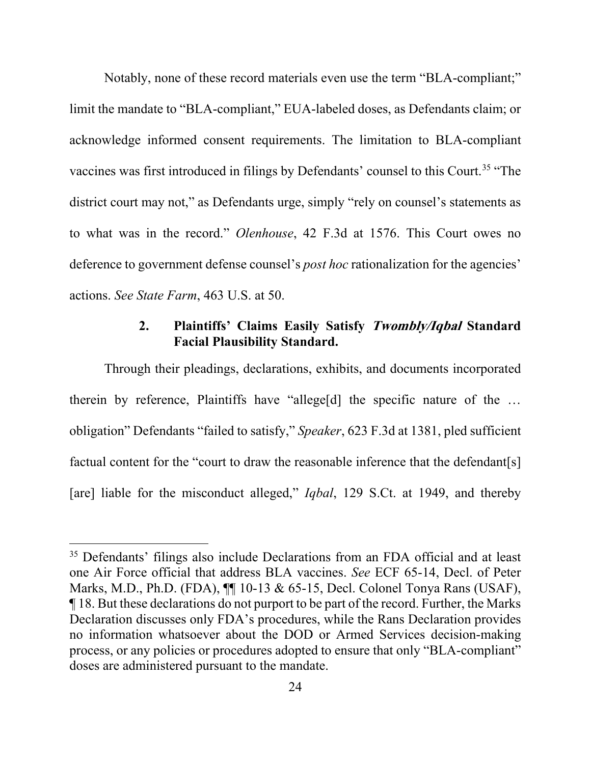Notably, none of these record materials even use the term "BLA-compliant;" limit the mandate to "BLA-compliant," EUA-labeled doses, as Defendants claim; or acknowledge informed consent requirements. The limitation to BLA-compliant vaccines was first introduced in filings by Defendants' counsel to this Court.[35] "The district court may not," as Defendants urge, simply "rely on counsel's statements as to what was in the record." *Olenhouse*, 42 F.3d at 1576. This Court owes no deference to government defense counsel's *post hoc* rationalization for the agencies' actions. *See State Farm*, 463 U.S. at 50.

### 2. Plaintiffs' Claims Easily Satisfy *Twombly/Iqbal* Standard Facial Plausibility Standard.

Through their pleadings, declarations, exhibits, and documents incorporated therein by reference, Plaintiffs have "allege[d] the specific nature of the … obligation" Defendants "failed to satisfy," *Speaker*, 623 F.3d at 1381, pled sufficient factual content for the "court to draw the reasonable inference that the defendant[s] [are] liable for the misconduct alleged," *Iqbal*, 129 S.Ct. at 1949, and thereby

---

[35] Defendants' filings also include Declarations from an FDA official and at least one Air Force official that address BLA vaccines. *See* ECF 65-14, Decl. of Peter Marks, M.D., Ph.D. (FDA), ¶¶ 10-13 & 65-15, Decl. Colonel Tonya Rans (USAF), ¶ 18. But these declarations do not purport to be part of the record. Further, the Marks Declaration discusses only FDA's procedures, while the Rans Declaration provides no information whatsoever about the DOD or Armed Services decision-making process, or any policies or procedures adopted to ensure that only "BLA-compliant" doses are administered pursuant to the mandate.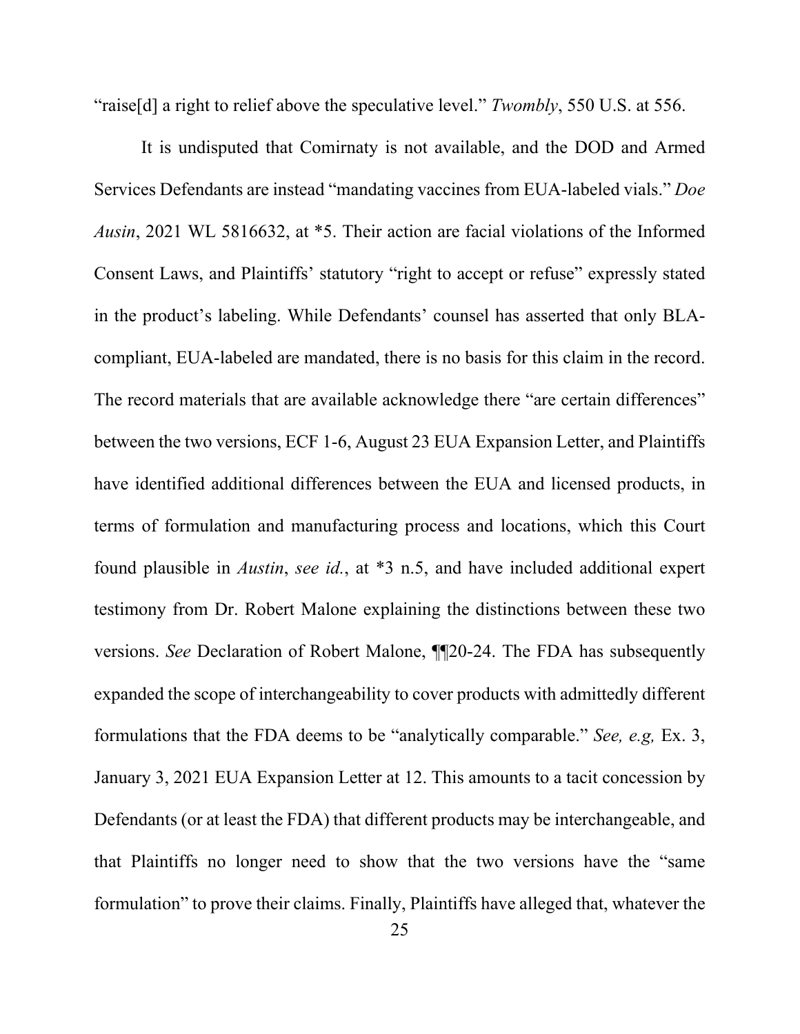"raise[d] a right to relief above the speculative level." *Twombly*, 550 U.S. at 556.

It is undisputed that Comirnaty is not available, and the DOD and Armed Services Defendants are instead "mandating vaccines from EUA-labeled vials." *Doe Ausin*, 2021 WL 5816632, at *5. Their action are facial violations of the Informed Consent Laws, and Plaintiffs' statutory "right to accept or refuse" expressly stated in the product's labeling. While Defendants' counsel has asserted that only BLA-compliant, EUA-labeled are mandated, there is no basis for this claim in the record. The record materials that are available acknowledge there "are certain differences" between the two versions, ECF 1-6, August 23 EUA Expansion Letter, and Plaintiffs have identified additional differences between the EUA and licensed products, in terms of formulation and manufacturing process and locations, which this Court found plausible in *Austin*, *see id.*, at *3 n.5, and have included additional expert testimony from Dr. Robert Malone explaining the distinctions between these two versions. *See* Declaration of Robert Malone, ¶¶20-24. The FDA has subsequently expanded the scope of interchangeability to cover products with admittedly different formulations that the FDA deems to be "analytically comparable." *See, e.g,* Ex. 3, January 3, 2021 EUA Expansion Letter at 12. This amounts to a tacit concession by Defendants (or at least the FDA) that different products may be interchangeable, and that Plaintiffs no longer need to show that the two versions have the "same formulation" to prove their claims. Finally, Plaintiffs have alleged that, whatever the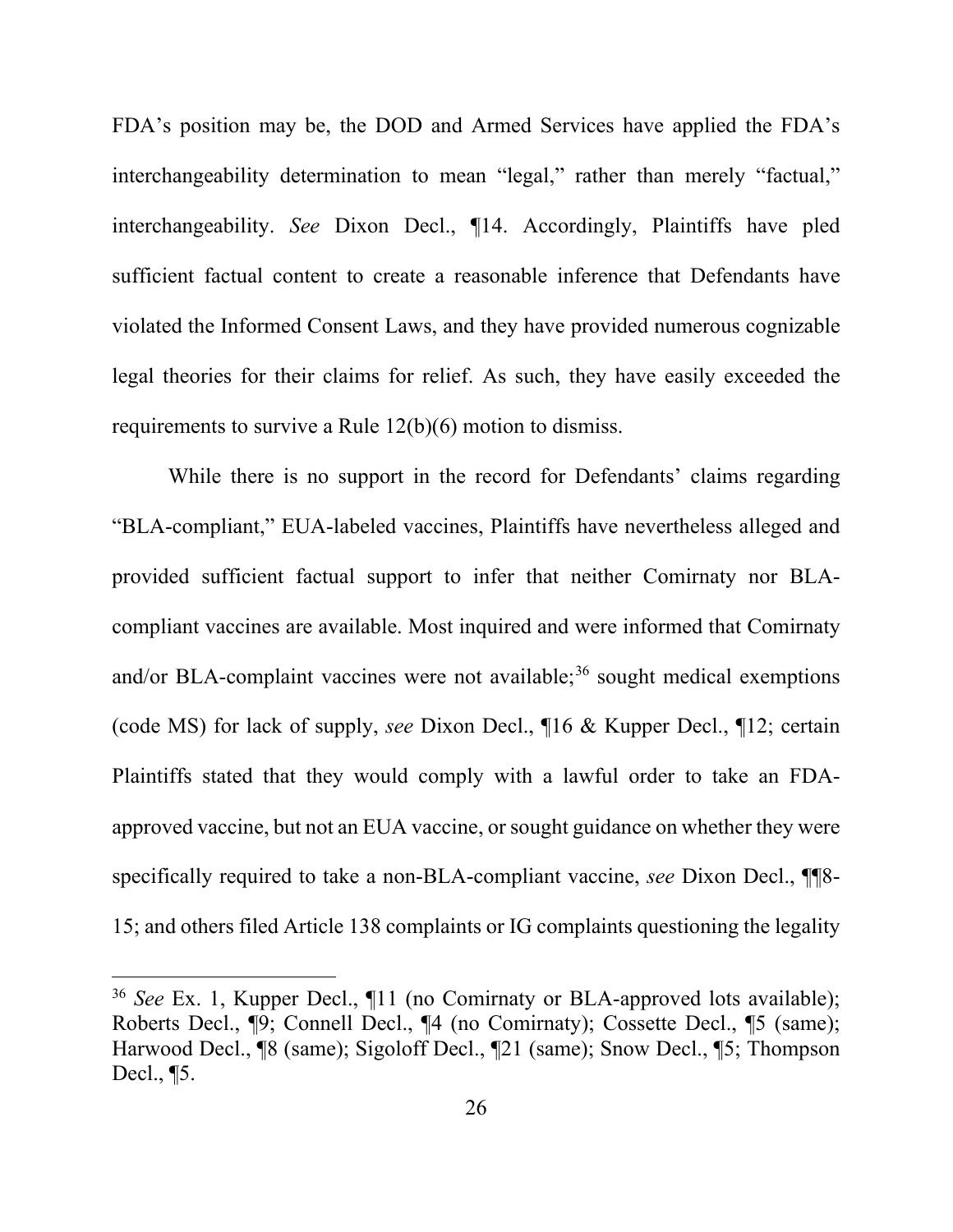FDA's position may be, the DOD and Armed Services have applied the FDA's interchangeability determination to mean "legal," rather than merely "factual," interchangeability. *See* Dixon Decl., ¶14. Accordingly, Plaintiffs have pled sufficient factual content to create a reasonable inference that Defendants have violated the Informed Consent Laws, and they have provided numerous cognizable legal theories for their claims for relief. As such, they have easily exceeded the requirements to survive a Rule 12(b)(6) motion to dismiss.

While there is no support in the record for Defendants' claims regarding "BLA-compliant," EUA-labeled vaccines, Plaintiffs have nevertheless alleged and provided sufficient factual support to infer that neither Comirnaty nor BLA-compliant vaccines are available. Most inquired and were informed that Comirnaty and/or BLA-complaint vaccines were not available;[36] sought medical exemptions (code MS) for lack of supply, *see* Dixon Decl., ¶16 & Kupper Decl., ¶12; certain Plaintiffs stated that they would comply with a lawful order to take an FDA-approved vaccine, but not an EUA vaccine, or sought guidance on whether they were specifically required to take a non-BLA-compliant vaccine, *see* Dixon Decl., ¶¶8-15; and others filed Article 138 complaints or IG complaints questioning the legality

---

[36] *See* Ex. 1, Kupper Decl., ¶11 (no Comirnaty or BLA-approved lots available); Roberts Decl., ¶9; Connell Decl., ¶4 (no Comirnaty); Cossette Decl., ¶5 (same); Harwood Decl., ¶8 (same); Sigoloff Decl., ¶21 (same); Snow Decl., ¶5; Thompson Decl., ¶5.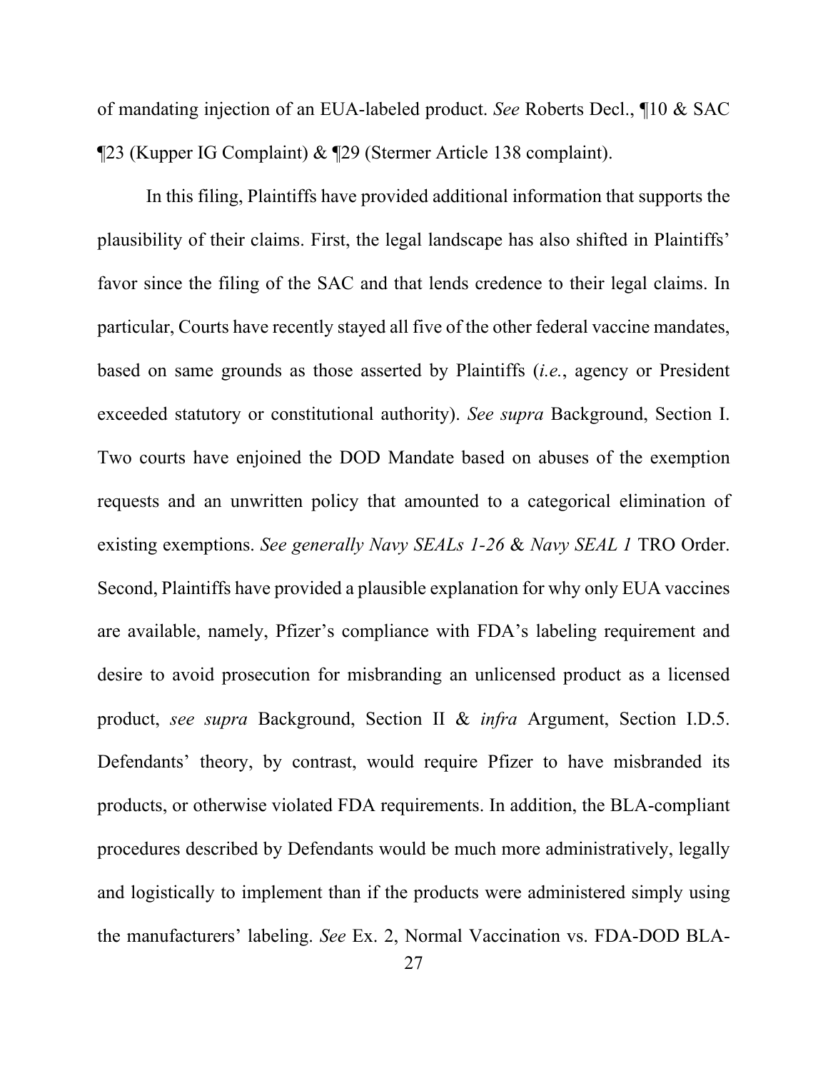of mandating injection of an EUA-labeled product. *See* Roberts Decl., ¶10 & SAC ¶23 (Kupper IG Complaint) & ¶29 (Stermer Article 138 complaint).

In this filing, Plaintiffs have provided additional information that supports the plausibility of their claims. First, the legal landscape has also shifted in Plaintiffs' favor since the filing of the SAC and that lends credence to their legal claims. In particular, Courts have recently stayed all five of the other federal vaccine mandates, based on same grounds as those asserted by Plaintiffs (*i.e.*, agency or President exceeded statutory or constitutional authority). *See supra* Background, Section I. Two courts have enjoined the DOD Mandate based on abuses of the exemption requests and an unwritten policy that amounted to a categorical elimination of existing exemptions. *See generally Navy SEALs 1-26* & *Navy SEAL 1* TRO Order. Second, Plaintiffs have provided a plausible explanation for why only EUA vaccines are available, namely, Pfizer's compliance with FDA's labeling requirement and desire to avoid prosecution for misbranding an unlicensed product as a licensed product, *see supra* Background, Section II & *infra* Argument, Section I.D.5. Defendants' theory, by contrast, would require Pfizer to have misbranded its products, or otherwise violated FDA requirements. In addition, the BLA-compliant procedures described by Defendants would be much more administratively, legally and logistically to implement than if the products were administered simply using the manufacturers' labeling. *See* Ex. 2, Normal Vaccination vs. FDA-DOD BLA-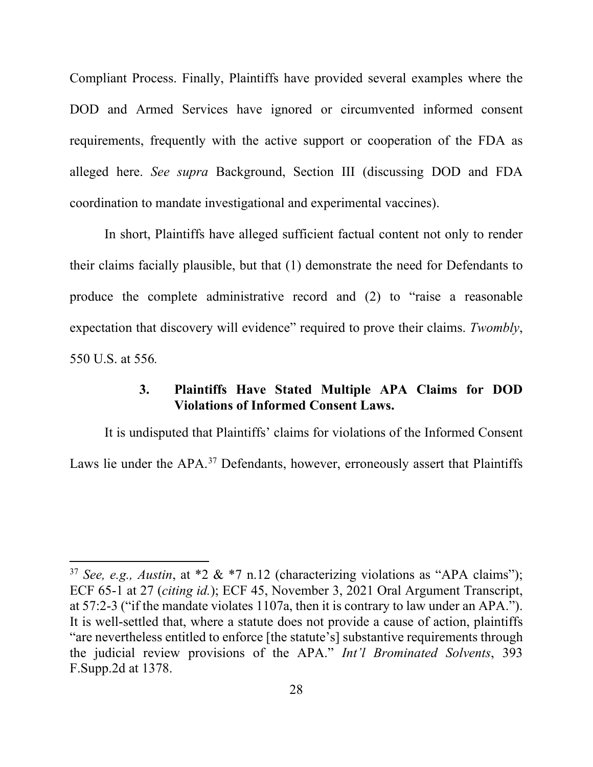Compliant Process. Finally, Plaintiffs have provided several examples where the DOD and Armed Services have ignored or circumvented informed consent requirements, frequently with the active support or cooperation of the FDA as alleged here. *See supra* Background, Section III (discussing DOD and FDA coordination to mandate investigational and experimental vaccines).

In short, Plaintiffs have alleged sufficient factual content not only to render their claims facially plausible, but that (1) demonstrate the need for Defendants to produce the complete administrative record and (2) to "raise a reasonable expectation that discovery will evidence" required to prove their claims. *Twombly*, 550 U.S. at 556*.*

### 3. Plaintiffs Have Stated Multiple APA Claims for DOD Violations of Informed Consent Laws.

It is undisputed that Plaintiffs' claims for violations of the Informed Consent Laws lie under the APA.[37] Defendants, however, erroneously assert that Plaintiffs

---

[37] *See, e.g., Austin*, at *2 & *7 n.12 (characterizing violations as "APA claims"); ECF 65-1 at 27 (*citing id.*); ECF 45, November 3, 2021 Oral Argument Transcript, at 57:2-3 ("if the mandate violates 1107a, then it is contrary to law under an APA."). It is well-settled that, where a statute does not provide a cause of action, plaintiffs "are nevertheless entitled to enforce [the statute's] substantive requirements through the judicial review provisions of the APA." *Int'l Brominated Solvents*, 393 F.Supp.2d at 1378.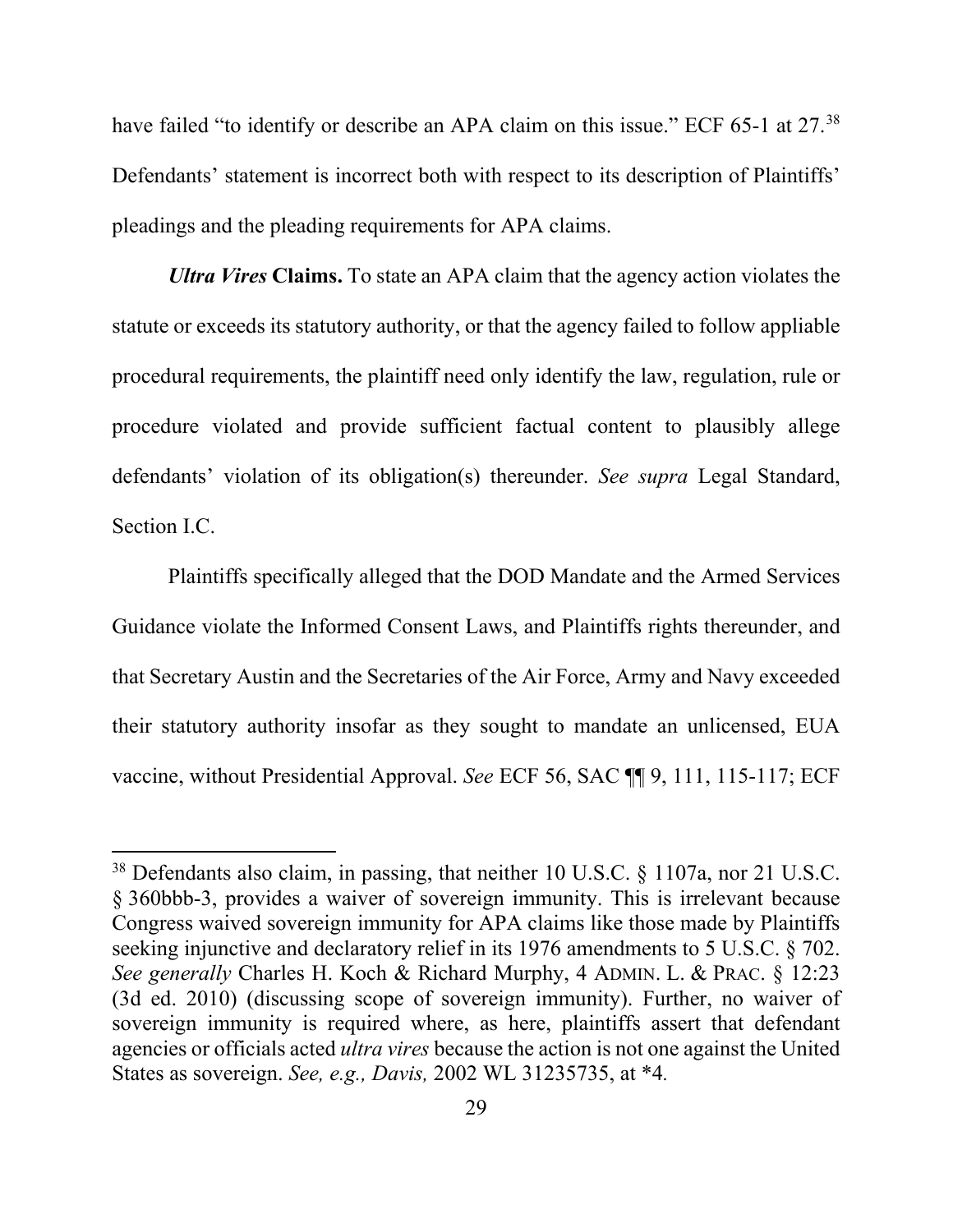have failed "to identify or describe an APA claim on this issue." ECF 65-1 at 27.[38] Defendants' statement is incorrect both with respect to its description of Plaintiffs' pleadings and the pleading requirements for APA claims.

***Ultra Vires* Claims.** To state an APA claim that the agency action violates the statute or exceeds its statutory authority, or that the agency failed to follow appliable procedural requirements, the plaintiff need only identify the law, regulation, rule or procedure violated and provide sufficient factual content to plausibly allege defendants' violation of its obligation(s) thereunder. *See supra* Legal Standard, Section I.C.

Plaintiffs specifically alleged that the DOD Mandate and the Armed Services Guidance violate the Informed Consent Laws, and Plaintiffs rights thereunder, and that Secretary Austin and the Secretaries of the Air Force, Army and Navy exceeded their statutory authority insofar as they sought to mandate an unlicensed, EUA vaccine, without Presidential Approval. *See* ECF 56, SAC ¶¶ 9, 111, 115-117; ECF

---

[38] Defendants also claim, in passing, that neither 10 U.S.C. § 1107a, nor 21 U.S.C. § 360bbb-3, provides a waiver of sovereign immunity. This is irrelevant because Congress waived sovereign immunity for APA claims like those made by Plaintiffs seeking injunctive and declaratory relief in its 1976 amendments to 5 U.S.C. § 702. *See generally* Charles H. Koch & Richard Murphy, 4 ADMIN. L. & PRAC. § 12:23 (3d ed. 2010) (discussing scope of sovereign immunity). Further, no waiver of sovereign immunity is required where, as here, plaintiffs assert that defendant agencies or officials acted *ultra vires* because the action is not one against the United States as sovereign. *See, e.g., Davis,* 2002 WL 31235735, at *4.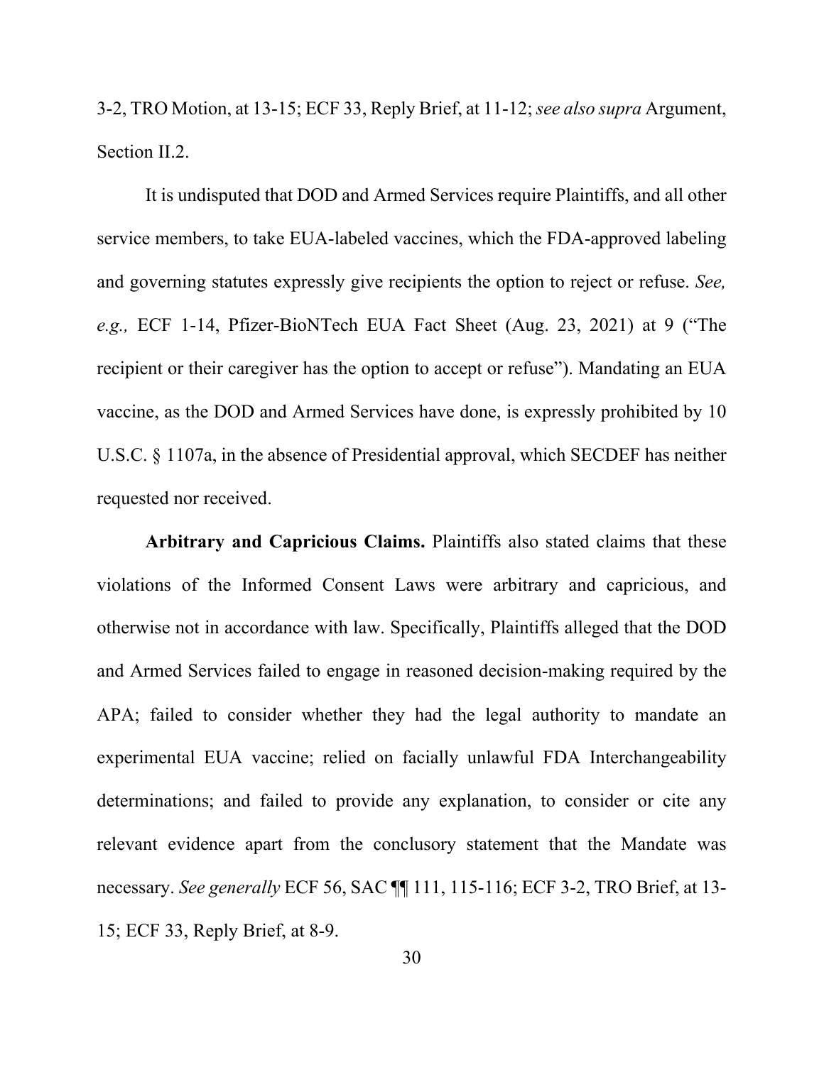3-2, TRO Motion, at 13-15; ECF 33, Reply Brief, at 11-12; *see also supra* Argument, Section II.2.

It is undisputed that DOD and Armed Services require Plaintiffs, and all other service members, to take EUA-labeled vaccines, which the FDA-approved labeling and governing statutes expressly give recipients the option to reject or refuse. *See, e.g.,* ECF 1-14, Pfizer-BioNTech EUA Fact Sheet (Aug. 23, 2021) at 9 ("The recipient or their caregiver has the option to accept or refuse"). Mandating an EUA vaccine, as the DOD and Armed Services have done, is expressly prohibited by 10 U.S.C. § 1107a, in the absence of Presidential approval, which SECDEF has neither requested nor received.

**Arbitrary and Capricious Claims.** Plaintiffs also stated claims that these violations of the Informed Consent Laws were arbitrary and capricious, and otherwise not in accordance with law. Specifically, Plaintiffs alleged that the DOD and Armed Services failed to engage in reasoned decision-making required by the APA; failed to consider whether they had the legal authority to mandate an experimental EUA vaccine; relied on facially unlawful FDA Interchangeability determinations; and failed to provide any explanation, to consider or cite any relevant evidence apart from the conclusory statement that the Mandate was necessary. *See generally* ECF 56, SAC ¶¶ 111, 115-116; ECF 3-2, TRO Brief, at 13-15; ECF 33, Reply Brief, at 8-9.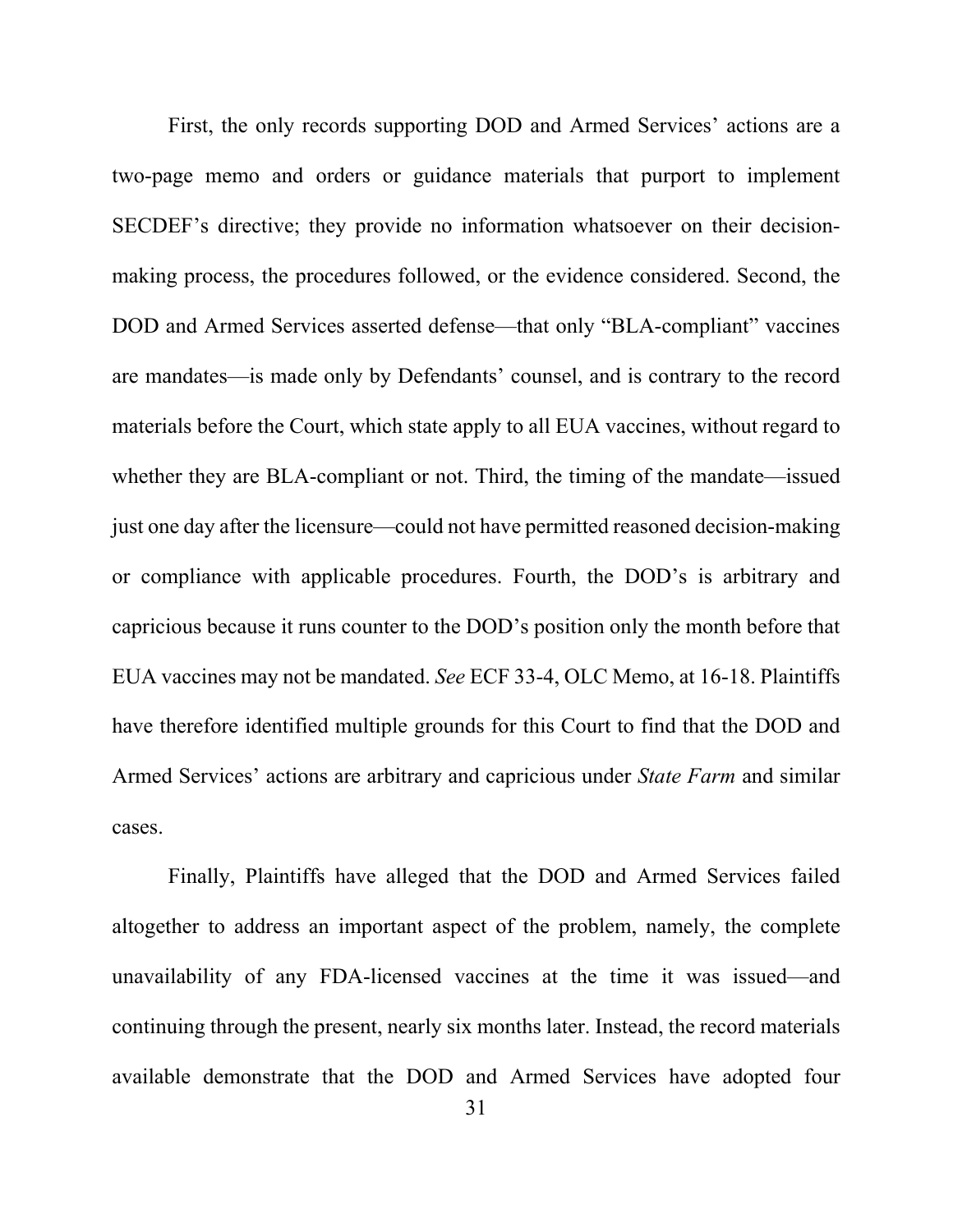First, the only records supporting DOD and Armed Services' actions are a two-page memo and orders or guidance materials that purport to implement SECDEF's directive; they provide no information whatsoever on their decision-making process, the procedures followed, or the evidence considered. Second, the DOD and Armed Services asserted defense—that only "BLA-compliant" vaccines are mandates—is made only by Defendants' counsel, and is contrary to the record materials before the Court, which state apply to all EUA vaccines, without regard to whether they are BLA-compliant or not. Third, the timing of the mandate—issued just one day after the licensure—could not have permitted reasoned decision-making or compliance with applicable procedures. Fourth, the DOD's is arbitrary and capricious because it runs counter to the DOD's position only the month before that EUA vaccines may not be mandated. *See* ECF 33-4, OLC Memo, at 16-18. Plaintiffs have therefore identified multiple grounds for this Court to find that the DOD and Armed Services' actions are arbitrary and capricious under *State Farm* and similar cases.

Finally, Plaintiffs have alleged that the DOD and Armed Services failed altogether to address an important aspect of the problem, namely, the complete unavailability of any FDA-licensed vaccines at the time it was issued—and continuing through the present, nearly six months later. Instead, the record materials available demonstrate that the DOD and Armed Services have adopted four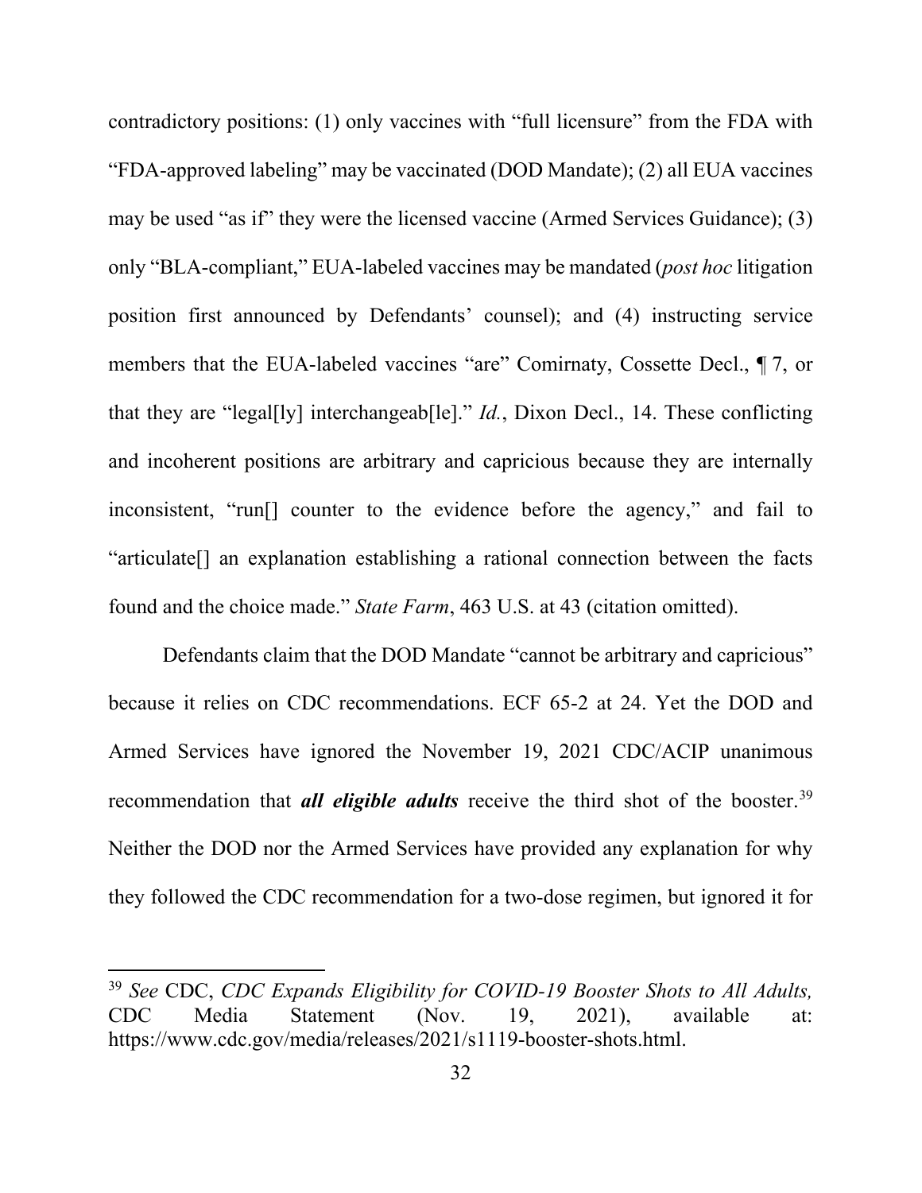contradictory positions: (1) only vaccines with "full licensure" from the FDA with "FDA-approved labeling" may be vaccinated (DOD Mandate); (2) all EUA vaccines may be used "as if" they were the licensed vaccine (Armed Services Guidance); (3) only "BLA-compliant," EUA-labeled vaccines may be mandated (*post hoc* litigation position first announced by Defendants' counsel); and (4) instructing service members that the EUA-labeled vaccines "are" Comirnaty, Cossette Decl., ¶ 7, or that they are "legal[ly] interchangeab[le]." *Id.*, Dixon Decl., 14. These conflicting and incoherent positions are arbitrary and capricious because they are internally inconsistent, "run[] counter to the evidence before the agency," and fail to "articulate[] an explanation establishing a rational connection between the facts found and the choice made." *State Farm*, 463 U.S. at 43 (citation omitted).

Defendants claim that the DOD Mandate "cannot be arbitrary and capricious" because it relies on CDC recommendations. ECF 65-2 at 24. Yet the DOD and Armed Services have ignored the November 19, 2021 CDC/ACIP unanimous recommendation that ***all eligible adults*** receive the third shot of the booster.[39] Neither the DOD nor the Armed Services have provided any explanation for why they followed the CDC recommendation for a two-dose regimen, but ignored it for

---

[39] *See* CDC, *CDC Expands Eligibility for COVID-19 Booster Shots to All Adults,* CDC Media Statement (Nov. 19, 2021), available at: https://www.cdc.gov/media/releases/2021/s1119-booster-shots.html.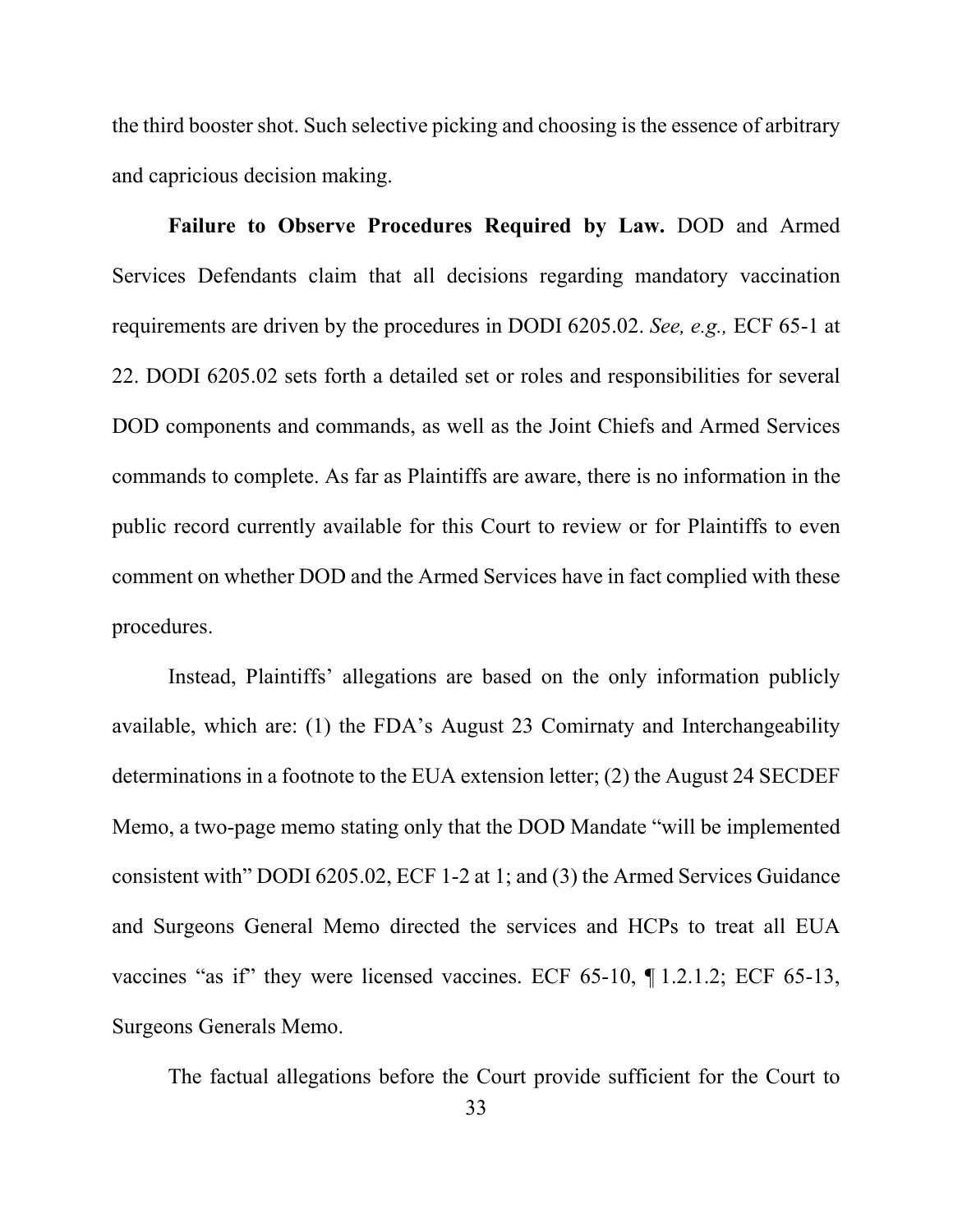the third booster shot. Such selective picking and choosing is the essence of arbitrary and capricious decision making.

**Failure to Observe Procedures Required by Law.** DOD and Armed Services Defendants claim that all decisions regarding mandatory vaccination requirements are driven by the procedures in DODI 6205.02. *See, e.g.,* ECF 65-1 at 22. DODI 6205.02 sets forth a detailed set or roles and responsibilities for several DOD components and commands, as well as the Joint Chiefs and Armed Services commands to complete. As far as Plaintiffs are aware, there is no information in the public record currently available for this Court to review or for Plaintiffs to even comment on whether DOD and the Armed Services have in fact complied with these procedures.

Instead, Plaintiffs' allegations are based on the only information publicly available, which are: (1) the FDA's August 23 Comirnaty and Interchangeability determinations in a footnote to the EUA extension letter; (2) the August 24 SECDEF Memo, a two-page memo stating only that the DOD Mandate "will be implemented consistent with" DODI 6205.02, ECF 1-2 at 1; and (3) the Armed Services Guidance and Surgeons General Memo directed the services and HCPs to treat all EUA vaccines "as if" they were licensed vaccines. ECF 65-10, ¶ 1.2.1.2; ECF 65-13, Surgeons Generals Memo.

The factual allegations before the Court provide sufficient for the Court to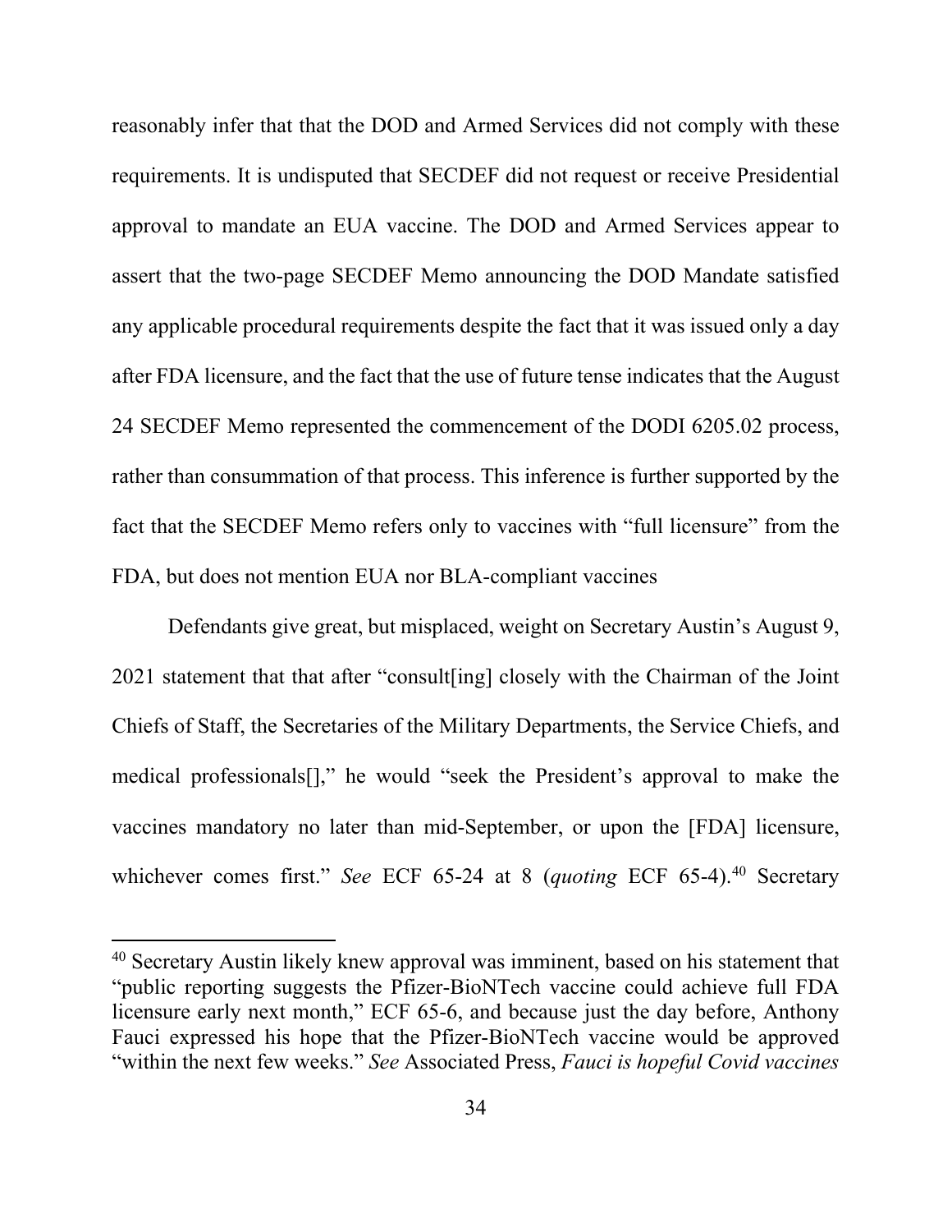reasonably infer that that the DOD and Armed Services did not comply with these requirements. It is undisputed that SECDEF did not request or receive Presidential approval to mandate an EUA vaccine. The DOD and Armed Services appear to assert that the two-page SECDEF Memo announcing the DOD Mandate satisfied any applicable procedural requirements despite the fact that it was issued only a day after FDA licensure, and the fact that the use of future tense indicates that the August 24 SECDEF Memo represented the commencement of the DODI 6205.02 process, rather than consummation of that process. This inference is further supported by the fact that the SECDEF Memo refers only to vaccines with "full licensure" from the FDA, but does not mention EUA nor BLA-compliant vaccines

Defendants give great, but misplaced, weight on Secretary Austin's August 9, 2021 statement that that after "consult[ing] closely with the Chairman of the Joint Chiefs of Staff, the Secretaries of the Military Departments, the Service Chiefs, and medical professionals[]," he would "seek the President's approval to make the vaccines mandatory no later than mid-September, or upon the [FDA] licensure, whichever comes first." *See* ECF 65-24 at 8 (*quoting* ECF 65-4).[40] Secretary

[40] Secretary Austin likely knew approval was imminent, based on his statement that "public reporting suggests the Pfizer-BioNTech vaccine could achieve full FDA licensure early next month," ECF 65-6, and because just the day before, Anthony Fauci expressed his hope that the Pfizer-BioNTech vaccine would be approved "within the next few weeks." *See* Associated Press, *Fauci is hopeful Covid vaccines*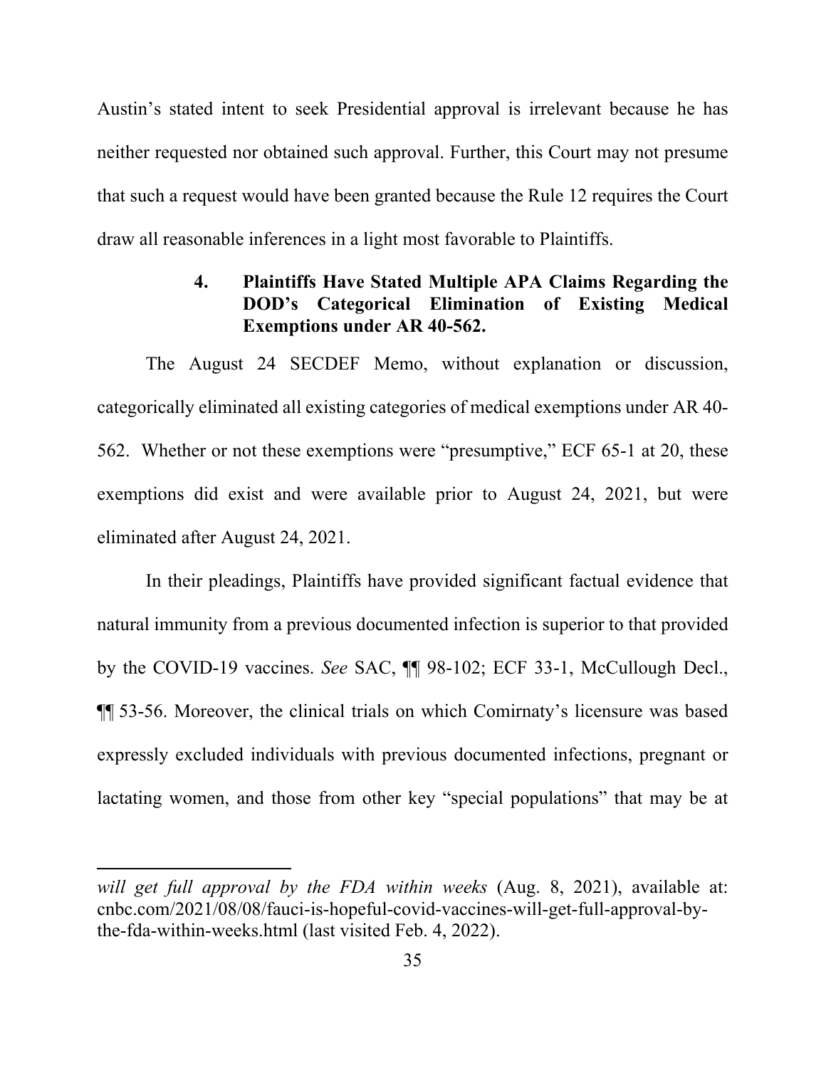Austin's stated intent to seek Presidential approval is irrelevant because he has neither requested nor obtained such approval. Further, this Court may not presume that such a request would have been granted because the Rule 12 requires the Court draw all reasonable inferences in a light most favorable to Plaintiffs.

#### 4. Plaintiffs Have Stated Multiple APA Claims Regarding the DOD's Categorical Elimination of Existing Medical Exemptions under AR 40-562.

The August 24 SECDEF Memo, without explanation or discussion, categorically eliminated all existing categories of medical exemptions under AR 40-562. Whether or not these exemptions were "presumptive," ECF 65-1 at 20, these exemptions did exist and were available prior to August 24, 2021, but were eliminated after August 24, 2021.

In their pleadings, Plaintiffs have provided significant factual evidence that natural immunity from a previous documented infection is superior to that provided by the COVID-19 vaccines. *See* SAC, ¶¶ 98-102; ECF 33-1, McCullough Decl., ¶¶ 53-56. Moreover, the clinical trials on which Comirnaty's licensure was based expressly excluded individuals with previous documented infections, pregnant or lactating women, and those from other key "special populations" that may be at

---

*will get full approval by the FDA within weeks* (Aug. 8, 2021), available at: cnbc.com/2021/08/08/fauci-is-hopeful-covid-vaccines-will-get-full-approval-by-the-fda-within-weeks.html (last visited Feb. 4, 2022).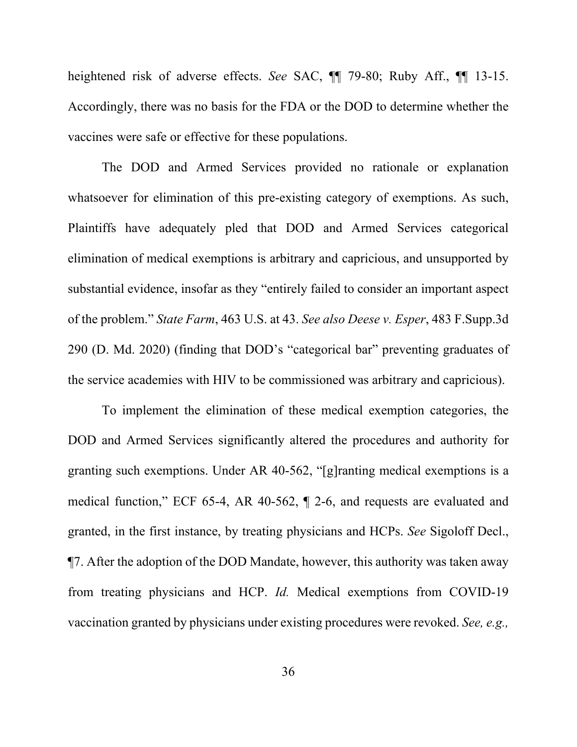heightened risk of adverse effects. *See* SAC, ¶¶ 79-80; Ruby Aff., ¶¶ 13-15. Accordingly, there was no basis for the FDA or the DOD to determine whether the vaccines were safe or effective for these populations.

The DOD and Armed Services provided no rationale or explanation whatsoever for elimination of this pre-existing category of exemptions. As such, Plaintiffs have adequately pled that DOD and Armed Services categorical elimination of medical exemptions is arbitrary and capricious, and unsupported by substantial evidence, insofar as they "entirely failed to consider an important aspect of the problem." *State Farm*, 463 U.S. at 43. *See also Deese v. Esper*, 483 F.Supp.3d 290 (D. Md. 2020) (finding that DOD's "categorical bar" preventing graduates of the service academies with HIV to be commissioned was arbitrary and capricious).

To implement the elimination of these medical exemption categories, the DOD and Armed Services significantly altered the procedures and authority for granting such exemptions. Under AR 40-562, "[g]ranting medical exemptions is a medical function," ECF 65-4, AR 40-562, ¶ 2-6, and requests are evaluated and granted, in the first instance, by treating physicians and HCPs. *See* Sigoloff Decl., ¶7. After the adoption of the DOD Mandate, however, this authority was taken away from treating physicians and HCP. *Id.* Medical exemptions from COVID-19 vaccination granted by physicians under existing procedures were revoked. *See, e.g.,*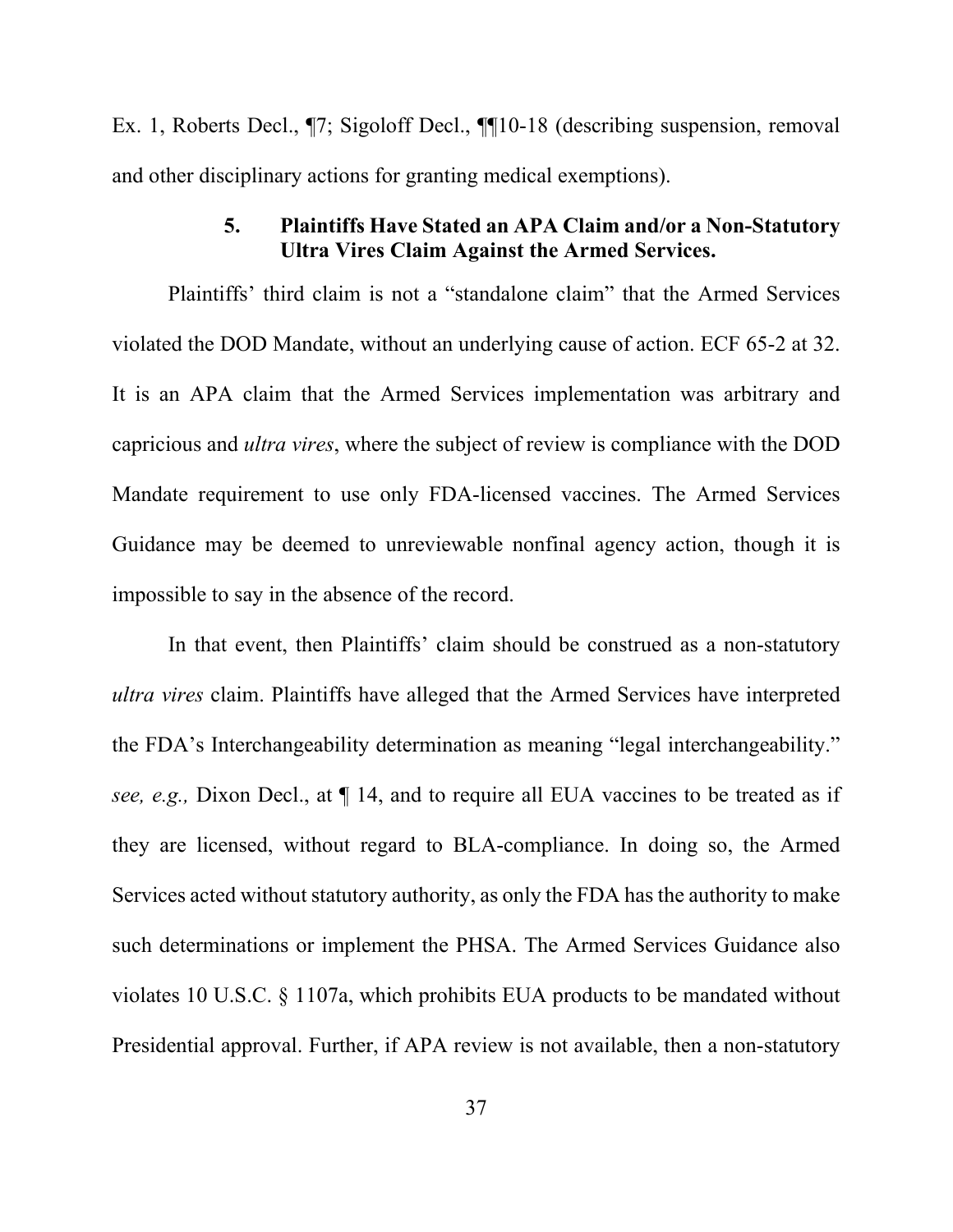Ex. 1, Roberts Decl., ¶7; Sigoloff Decl., ¶¶10-18 (describing suspension, removal and other disciplinary actions for granting medical exemptions).

### 5. Plaintiffs Have Stated an APA Claim and/or a Non-Statutory Ultra Vires Claim Against the Armed Services.

Plaintiffs' third claim is not a "standalone claim" that the Armed Services violated the DOD Mandate, without an underlying cause of action. ECF 65-2 at 32. It is an APA claim that the Armed Services implementation was arbitrary and capricious and *ultra vires*, where the subject of review is compliance with the DOD Mandate requirement to use only FDA-licensed vaccines. The Armed Services Guidance may be deemed to unreviewable nonfinal agency action, though it is impossible to say in the absence of the record.

In that event, then Plaintiffs' claim should be construed as a non-statutory *ultra vires* claim. Plaintiffs have alleged that the Armed Services have interpreted the FDA's Interchangeability determination as meaning "legal interchangeability." *see, e.g.,* Dixon Decl., at ¶ 14, and to require all EUA vaccines to be treated as if they are licensed, without regard to BLA-compliance. In doing so, the Armed Services acted without statutory authority, as only the FDA has the authority to make such determinations or implement the PHSA. The Armed Services Guidance also violates 10 U.S.C. § 1107a, which prohibits EUA products to be mandated without Presidential approval. Further, if APA review is not available, then a non-statutory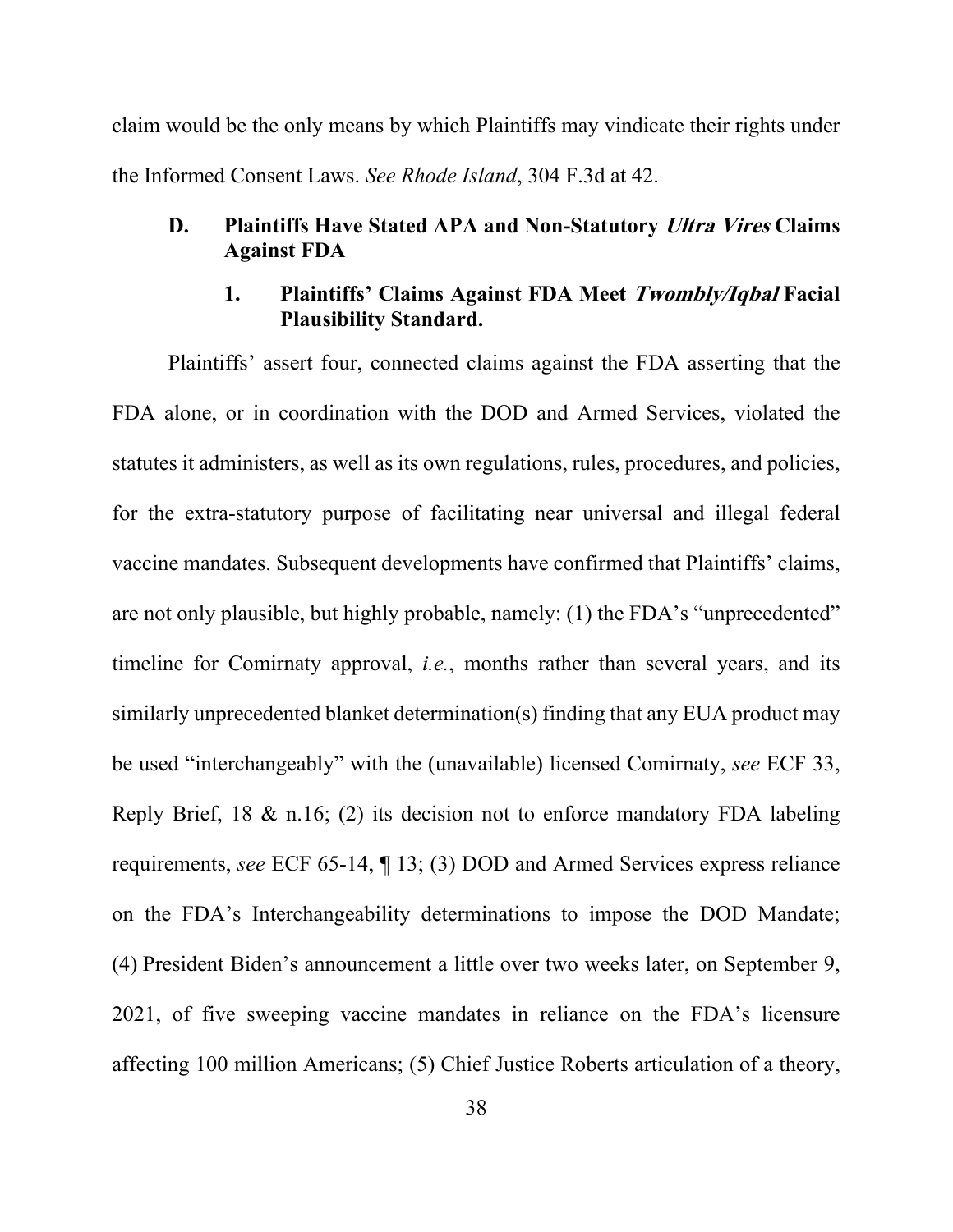claim would be the only means by which Plaintiffs may vindicate their rights under the Informed Consent Laws. *See Rhode Island*, 304 F.3d at 42.

### D. Plaintiffs Have Stated APA and Non-Statutory *Ultra Vires* Claims Against FDA

#### 1. Plaintiffs' Claims Against FDA Meet *Twombly/Iqbal* Facial Plausibility Standard.

Plaintiffs' assert four, connected claims against the FDA asserting that the FDA alone, or in coordination with the DOD and Armed Services, violated the statutes it administers, as well as its own regulations, rules, procedures, and policies, for the extra-statutory purpose of facilitating near universal and illegal federal vaccine mandates. Subsequent developments have confirmed that Plaintiffs' claims, are not only plausible, but highly probable, namely: (1) the FDA's "unprecedented" timeline for Comirnaty approval, *i.e.*, months rather than several years, and its similarly unprecedented blanket determination(s) finding that any EUA product may be used "interchangeably" with the (unavailable) licensed Comirnaty, *see* ECF 33, Reply Brief, 18 & n.16; (2) its decision not to enforce mandatory FDA labeling requirements, *see* ECF 65-14, ¶ 13; (3) DOD and Armed Services express reliance on the FDA's Interchangeability determinations to impose the DOD Mandate; (4) President Biden's announcement a little over two weeks later, on September 9, 2021, of five sweeping vaccine mandates in reliance on the FDA's licensure affecting 100 million Americans; (5) Chief Justice Roberts articulation of a theory,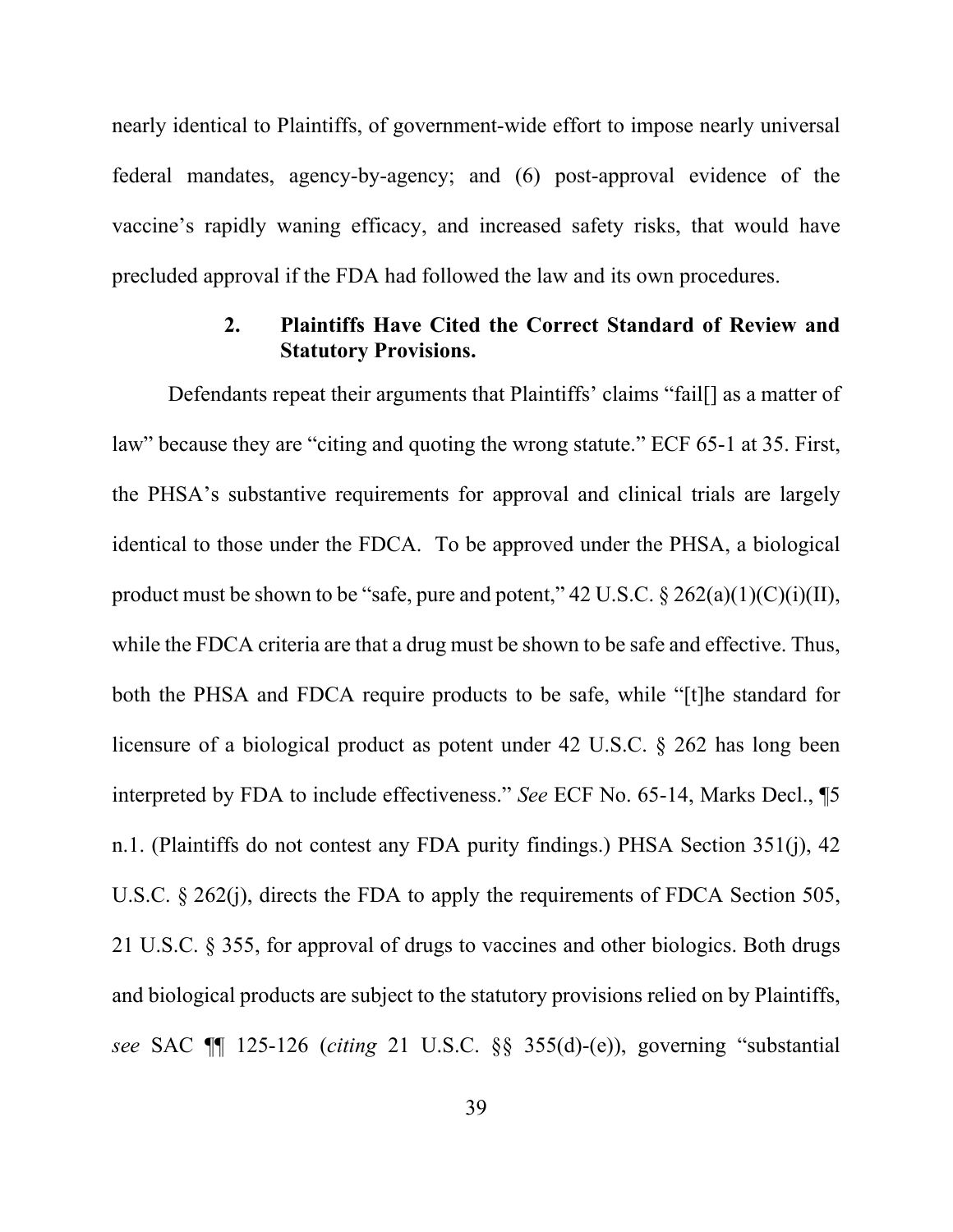nearly identical to Plaintiffs, of government-wide effort to impose nearly universal federal mandates, agency-by-agency; and (6) post-approval evidence of the vaccine's rapidly waning efficacy, and increased safety risks, that would have precluded approval if the FDA had followed the law and its own procedures.

### 2. Plaintiffs Have Cited the Correct Standard of Review and Statutory Provisions.

Defendants repeat their arguments that Plaintiffs' claims "fail[] as a matter of law" because they are "citing and quoting the wrong statute." ECF 65-1 at 35. First, the PHSA's substantive requirements for approval and clinical trials are largely identical to those under the FDCA. To be approved under the PHSA, a biological product must be shown to be "safe, pure and potent," 42 U.S.C. § 262(a)(1)(C)(i)(II), while the FDCA criteria are that a drug must be shown to be safe and effective. Thus, both the PHSA and FDCA require products to be safe, while "[t]he standard for licensure of a biological product as potent under 42 U.S.C. § 262 has long been interpreted by FDA to include effectiveness." *See* ECF No. 65-14, Marks Decl., ¶5 n.1. (Plaintiffs do not contest any FDA purity findings.) PHSA Section 351(j), 42 U.S.C. § 262(j), directs the FDA to apply the requirements of FDCA Section 505, 21 U.S.C. § 355, for approval of drugs to vaccines and other biologics. Both drugs and biological products are subject to the statutory provisions relied on by Plaintiffs, *see* SAC ¶¶ 125-126 (*citing* 21 U.S.C. §§ 355(d)-(e)), governing "substantial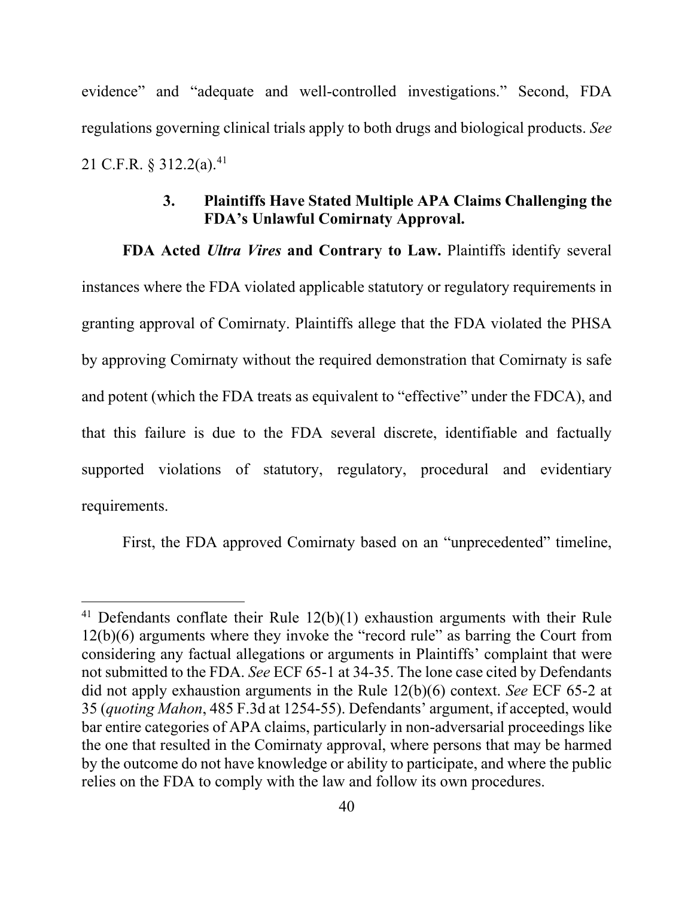evidence" and "adequate and well-controlled investigations." Second, FDA regulations governing clinical trials apply to both drugs and biological products. *See* 21 C.F.R. § 312.2(a).[41]

### 3. Plaintiffs Have Stated Multiple APA Claims Challenging the FDA's Unlawful Comirnaty Approval.

**FDA Acted *Ultra Vires* and Contrary to Law.** Plaintiffs identify several instances where the FDA violated applicable statutory or regulatory requirements in granting approval of Comirnaty. Plaintiffs allege that the FDA violated the PHSA by approving Comirnaty without the required demonstration that Comirnaty is safe and potent (which the FDA treats as equivalent to "effective" under the FDCA), and that this failure is due to the FDA several discrete, identifiable and factually supported violations of statutory, regulatory, procedural and evidentiary requirements.

First, the FDA approved Comirnaty based on an "unprecedented" timeline,

---

[41] Defendants conflate their Rule 12(b)(1) exhaustion arguments with their Rule 12(b)(6) arguments where they invoke the "record rule" as barring the Court from considering any factual allegations or arguments in Plaintiffs' complaint that were not submitted to the FDA. *See* ECF 65-1 at 34-35. The lone case cited by Defendants did not apply exhaustion arguments in the Rule 12(b)(6) context. *See* ECF 65-2 at 35 (*quoting Mahon*, 485 F.3d at 1254-55). Defendants' argument, if accepted, would bar entire categories of APA claims, particularly in non-adversarial proceedings like the one that resulted in the Comirnaty approval, where persons that may be harmed by the outcome do not have knowledge or ability to participate, and where the public relies on the FDA to comply with the law and follow its own procedures.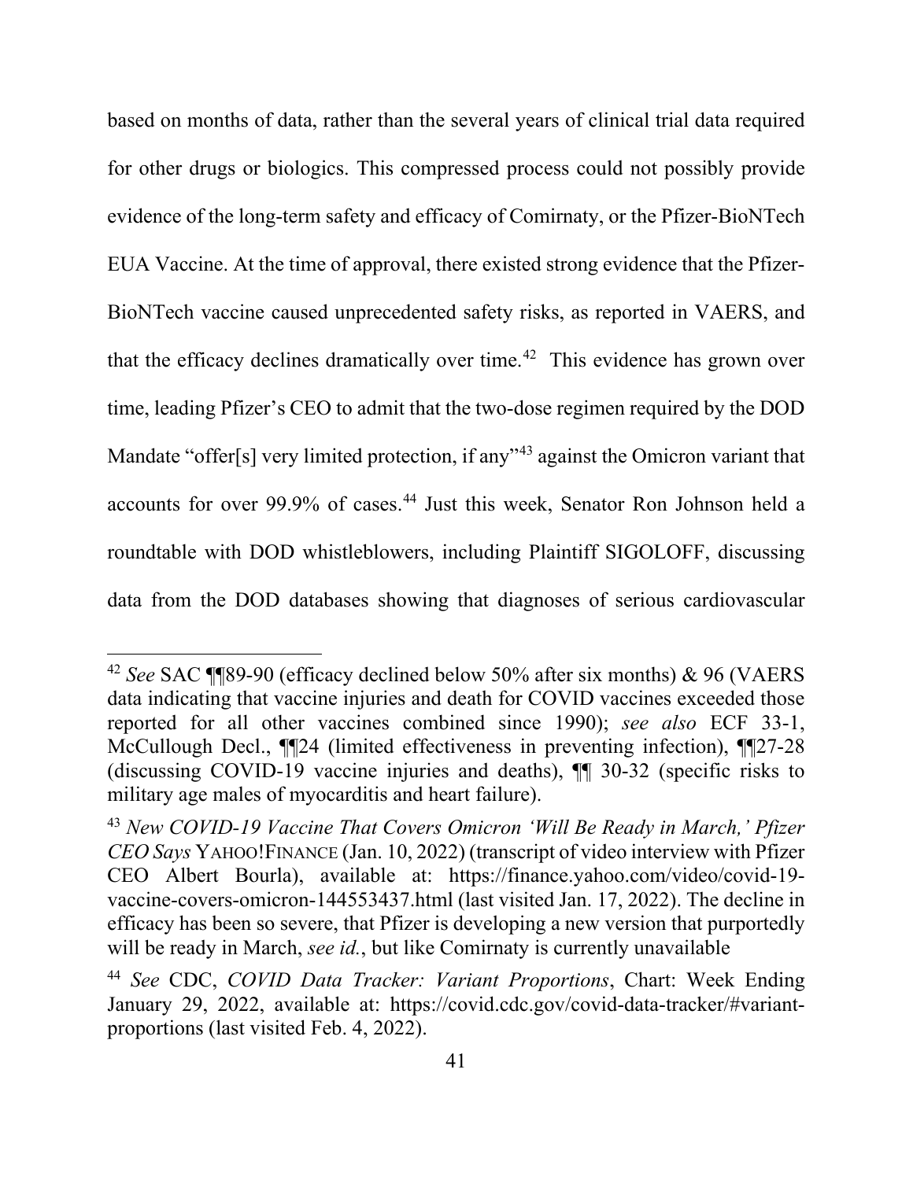based on months of data, rather than the several years of clinical trial data required for other drugs or biologics. This compressed process could not possibly provide evidence of the long-term safety and efficacy of Comirnaty, or the Pfizer-BioNTech EUA Vaccine. At the time of approval, there existed strong evidence that the Pfizer-BioNTech vaccine caused unprecedented safety risks, as reported in VAERS, and that the efficacy declines dramatically over time.[42] This evidence has grown over time, leading Pfizer's CEO to admit that the two-dose regimen required by the DOD Mandate "offer[s] very limited protection, if any"[43] against the Omicron variant that accounts for over 99.9% of cases.[44] Just this week, Senator Ron Johnson held a roundtable with DOD whistleblowers, including Plaintiff SIGOLOFF, discussing data from the DOD databases showing that diagnoses of serious cardiovascular

---

[42] *See* SAC ¶¶89-90 (efficacy declined below 50% after six months) & 96 (VAERS data indicating that vaccine injuries and death for COVID vaccines exceeded those reported for all other vaccines combined since 1990); *see also* ECF 33-1, McCullough Decl., ¶¶24 (limited effectiveness in preventing infection), ¶¶27-28 (discussing COVID-19 vaccine injuries and deaths), ¶¶ 30-32 (specific risks to military age males of myocarditis and heart failure).

[43] *New COVID-19 Vaccine That Covers Omicron 'Will Be Ready in March,' Pfizer CEO Says* YAHOO!FINANCE (Jan. 10, 2022) (transcript of video interview with Pfizer CEO Albert Bourla), available at: https://finance.yahoo.com/video/covid-19-vaccine-covers-omicron-144553437.html (last visited Jan. 17, 2022). The decline in efficacy has been so severe, that Pfizer is developing a new version that purportedly will be ready in March, *see id.*, but like Comirnaty is currently unavailable

[44] *See* CDC, *COVID Data Tracker: Variant Proportions*, Chart: Week Ending January 29, 2022, available at: https://covid.cdc.gov/covid-data-tracker/#variant-proportions (last visited Feb. 4, 2022).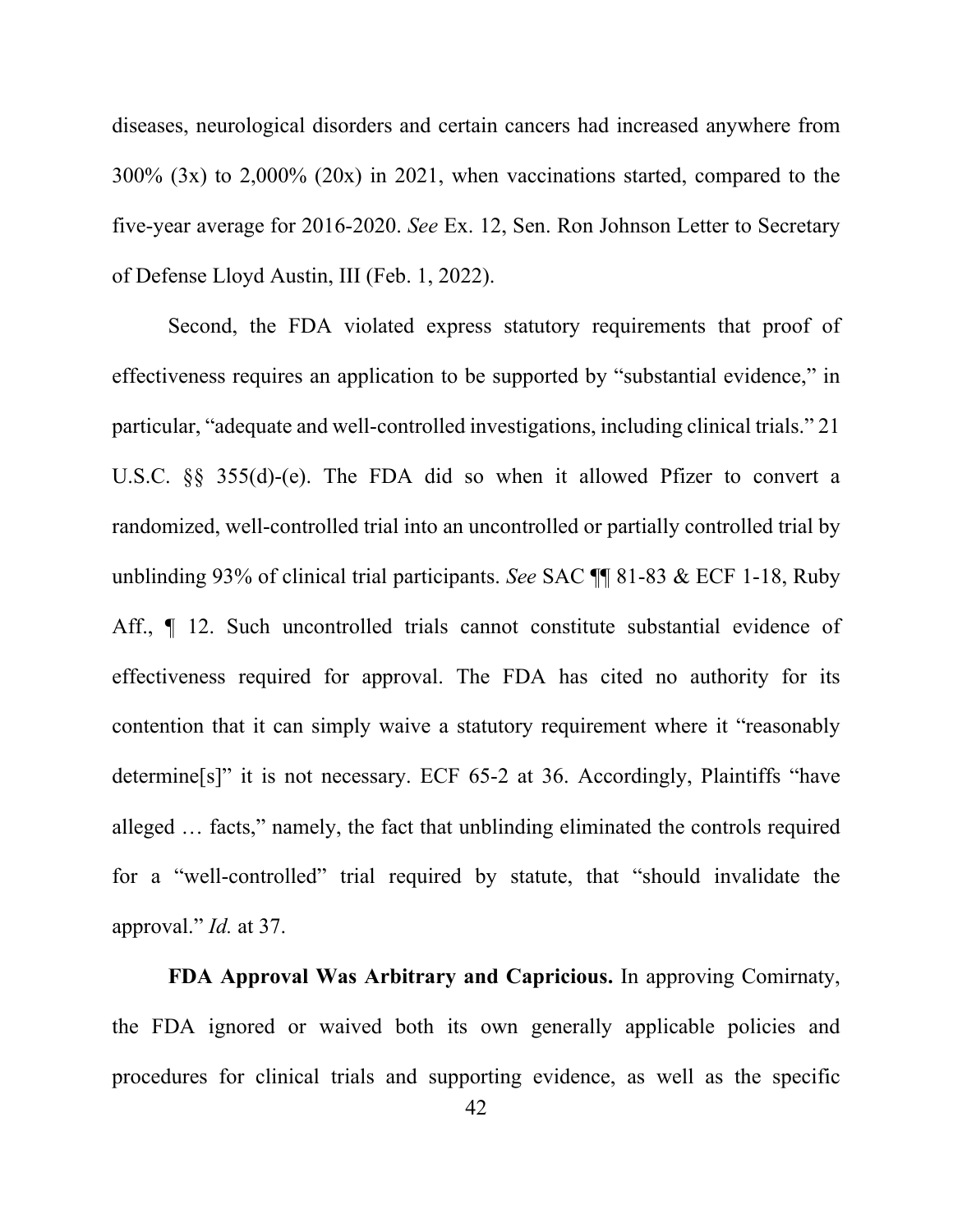diseases, neurological disorders and certain cancers had increased anywhere from 300% (3x) to 2,000% (20x) in 2021, when vaccinations started, compared to the five-year average for 2016-2020. *See* Ex. 12, Sen. Ron Johnson Letter to Secretary of Defense Lloyd Austin, III (Feb. 1, 2022).

Second, the FDA violated express statutory requirements that proof of effectiveness requires an application to be supported by "substantial evidence," in particular, "adequate and well-controlled investigations, including clinical trials." 21 U.S.C. §§ 355(d)-(e). The FDA did so when it allowed Pfizer to convert a randomized, well-controlled trial into an uncontrolled or partially controlled trial by unblinding 93% of clinical trial participants. *See* SAC ¶¶ 81-83 & ECF 1-18, Ruby Aff., ¶ 12. Such uncontrolled trials cannot constitute substantial evidence of effectiveness required for approval. The FDA has cited no authority for its contention that it can simply waive a statutory requirement where it "reasonably determine[s]" it is not necessary. ECF 65-2 at 36. Accordingly, Plaintiffs "have alleged … facts," namely, the fact that unblinding eliminated the controls required for a "well-controlled" trial required by statute, that "should invalidate the approval." *Id.* at 37.

**FDA Approval Was Arbitrary and Capricious.** In approving Comirnaty, the FDA ignored or waived both its own generally applicable policies and procedures for clinical trials and supporting evidence, as well as the specific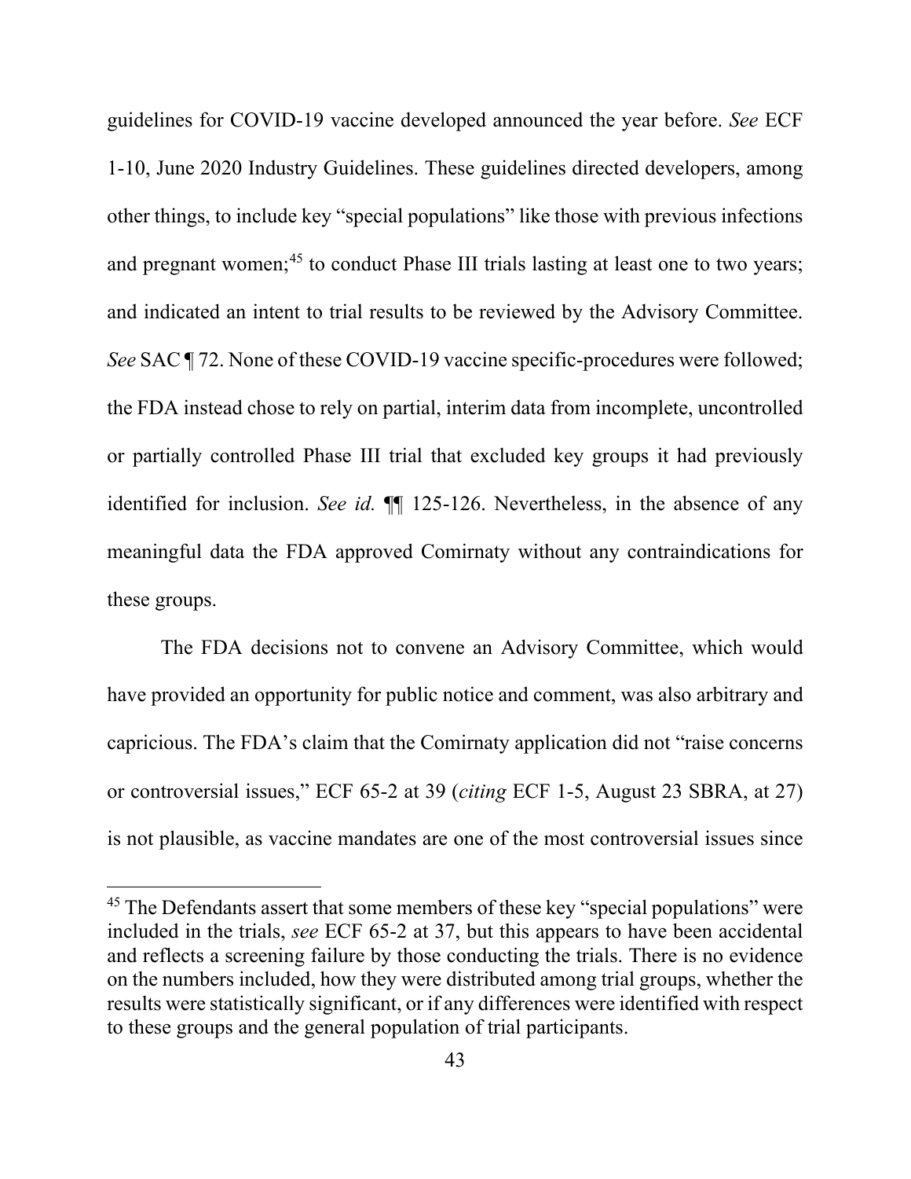guidelines for COVID-19 vaccine developed announced the year before. *See* ECF 1-10, June 2020 Industry Guidelines. These guidelines directed developers, among other things, to include key "special populations" like those with previous infections and pregnant women;[45] to conduct Phase III trials lasting at least one to two years; and indicated an intent to trial results to be reviewed by the Advisory Committee. *See* SAC ¶ 72. None of these COVID-19 vaccine specific-procedures were followed; the FDA instead chose to rely on partial, interim data from incomplete, uncontrolled or partially controlled Phase III trial that excluded key groups it had previously identified for inclusion. *See id.* ¶¶ 125-126. Nevertheless, in the absence of any meaningful data the FDA approved Comirnaty without any contraindications for these groups.

The FDA decisions not to convene an Advisory Committee, which would have provided an opportunity for public notice and comment, was also arbitrary and capricious. The FDA's claim that the Comirnaty application did not "raise concerns or controversial issues," ECF 65-2 at 39 (*citing* ECF 1-5, August 23 SBRA, at 27) is not plausible, as vaccine mandates are one of the most controversial issues since

[45] The Defendants assert that some members of these key "special populations" were included in the trials, *see* ECF 65-2 at 37, but this appears to have been accidental and reflects a screening failure by those conducting the trials. There is no evidence on the numbers included, how they were distributed among trial groups, whether the results were statistically significant, or if any differences were identified with respect to these groups and the general population of trial participants.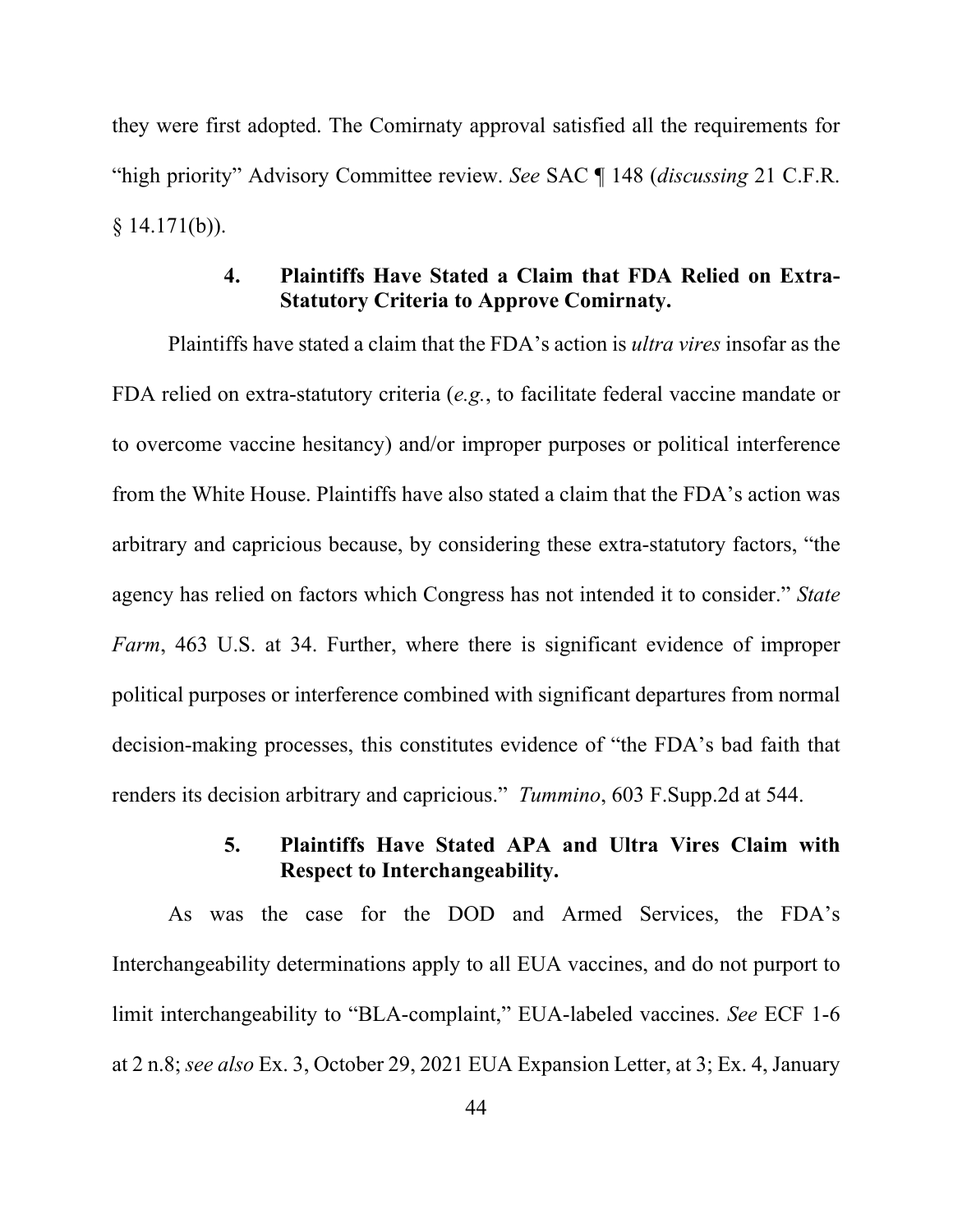they were first adopted. The Comirnaty approval satisfied all the requirements for "high priority" Advisory Committee review. *See* SAC ¶ 148 (*discussing* 21 C.F.R. § 14.171(b)).

#### 4. Plaintiffs Have Stated a Claim that FDA Relied on Extra-Statutory Criteria to Approve Comirnaty.

Plaintiffs have stated a claim that the FDA's action is *ultra vires* insofar as the FDA relied on extra-statutory criteria (*e.g.*, to facilitate federal vaccine mandate or to overcome vaccine hesitancy) and/or improper purposes or political interference from the White House. Plaintiffs have also stated a claim that the FDA's action was arbitrary and capricious because, by considering these extra-statutory factors, "the agency has relied on factors which Congress has not intended it to consider." *State Farm*, 463 U.S. at 34. Further, where there is significant evidence of improper political purposes or interference combined with significant departures from normal decision-making processes, this constitutes evidence of "the FDA's bad faith that renders its decision arbitrary and capricious." *Tummino*, 603 F.Supp.2d at 544.

#### 5. Plaintiffs Have Stated APA and Ultra Vires Claim with Respect to Interchangeability.

As was the case for the DOD and Armed Services, the FDA's Interchangeability determinations apply to all EUA vaccines, and do not purport to limit interchangeability to "BLA-complaint," EUA-labeled vaccines. *See* ECF 1-6 at 2 n.8; *see also* Ex. 3, October 29, 2021 EUA Expansion Letter, at 3; Ex. 4, January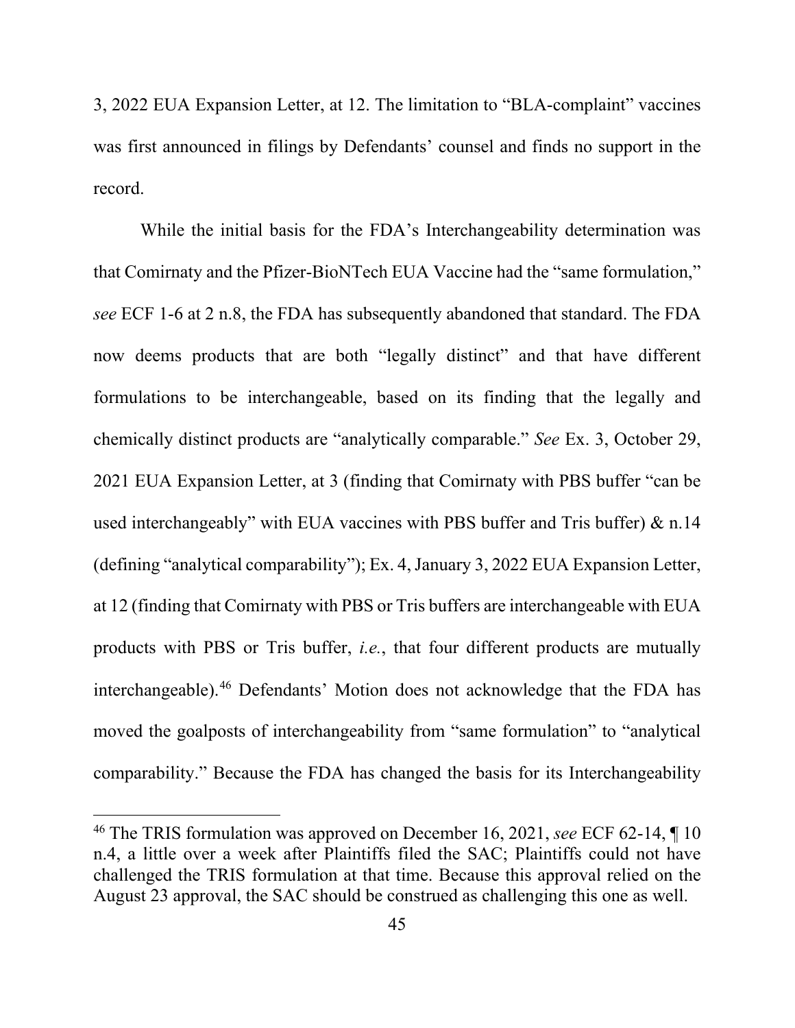3, 2022 EUA Expansion Letter, at 12. The limitation to "BLA-complaint" vaccines was first announced in filings by Defendants' counsel and finds no support in the record.

While the initial basis for the FDA's Interchangeability determination was that Comirnaty and the Pfizer-BioNTech EUA Vaccine had the "same formulation," *see* ECF 1-6 at 2 n.8, the FDA has subsequently abandoned that standard. The FDA now deems products that are both "legally distinct" and that have different formulations to be interchangeable, based on its finding that the legally and chemically distinct products are "analytically comparable." *See* Ex. 3, October 29, 2021 EUA Expansion Letter, at 3 (finding that Comirnaty with PBS buffer "can be used interchangeably" with EUA vaccines with PBS buffer and Tris buffer) & n.14 (defining "analytical comparability"); Ex. 4, January 3, 2022 EUA Expansion Letter, at 12 (finding that Comirnaty with PBS or Tris buffers are interchangeable with EUA products with PBS or Tris buffer, *i.e.*, that four different products are mutually interchangeable).[46] Defendants' Motion does not acknowledge that the FDA has moved the goalposts of interchangeability from "same formulation" to "analytical comparability." Because the FDA has changed the basis for its Interchangeability

---

[46] The TRIS formulation was approved on December 16, 2021, *see* ECF 62-14, ¶ 10 n.4, a little over a week after Plaintiffs filed the SAC; Plaintiffs could not have challenged the TRIS formulation at that time. Because this approval relied on the August 23 approval, the SAC should be construed as challenging this one as well.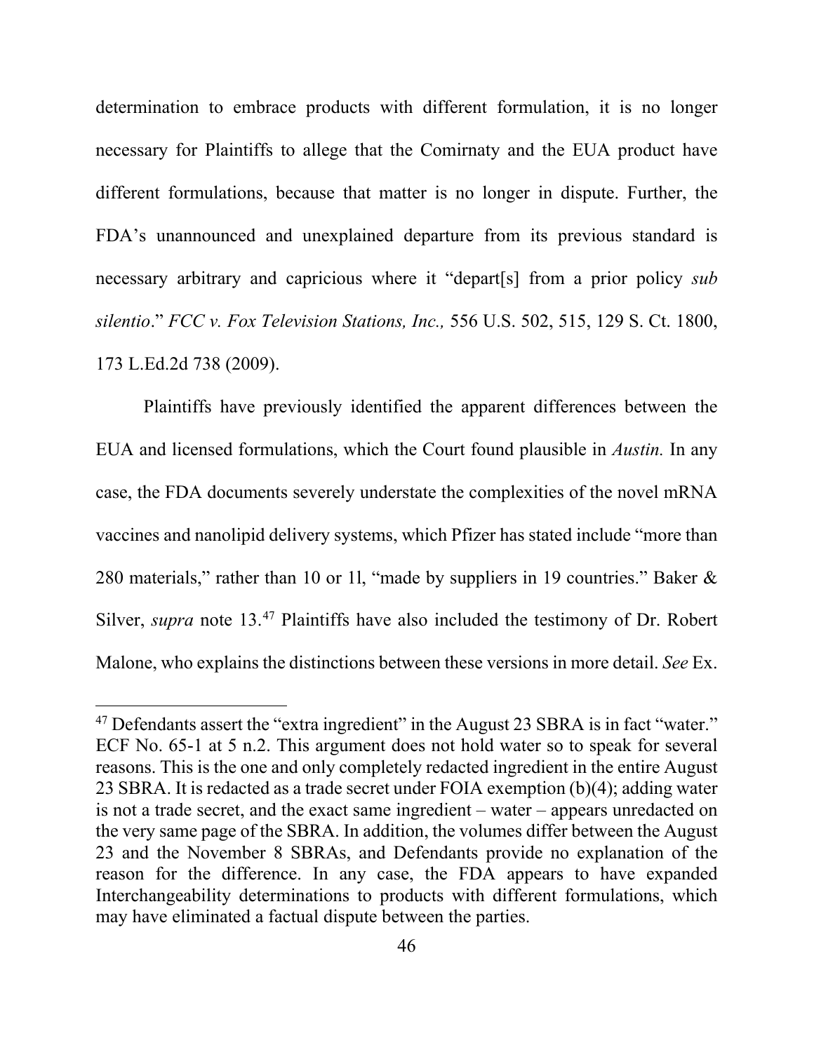determination to embrace products with different formulation, it is no longer necessary for Plaintiffs to allege that the Comirnaty and the EUA product have different formulations, because that matter is no longer in dispute. Further, the FDA's unannounced and unexplained departure from its previous standard is necessary arbitrary and capricious where it "depart[s] from a prior policy *sub silentio*." *FCC v. Fox Television Stations, Inc.,* 556 U.S. 502, 515, 129 S. Ct. 1800, 173 L.Ed.2d 738 (2009).

Plaintiffs have previously identified the apparent differences between the EUA and licensed formulations, which the Court found plausible in *Austin.* In any case, the FDA documents severely understate the complexities of the novel mRNA vaccines and nanolipid delivery systems, which Pfizer has stated include "more than 280 materials," rather than 10 or 1l, "made by suppliers in 19 countries." Baker & Silver, *supra* note 13.[47] Plaintiffs have also included the testimony of Dr. Robert Malone, who explains the distinctions between these versions in more detail. *See* Ex.

---

[47] Defendants assert the "extra ingredient" in the August 23 SBRA is in fact "water." ECF No. 65-1 at 5 n.2. This argument does not hold water so to speak for several reasons. This is the one and only completely redacted ingredient in the entire August 23 SBRA. It is redacted as a trade secret under FOIA exemption (b)(4); adding water is not a trade secret, and the exact same ingredient – water – appears unredacted on the very same page of the SBRA. In addition, the volumes differ between the August 23 and the November 8 SBRAs, and Defendants provide no explanation of the reason for the difference. In any case, the FDA appears to have expanded Interchangeability determinations to products with different formulations, which may have eliminated a factual dispute between the parties.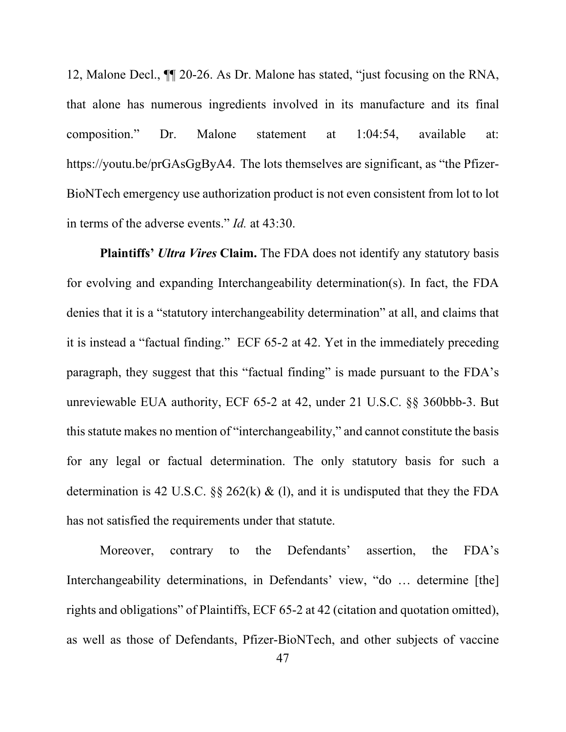12, Malone Decl., ¶¶ 20-26. As Dr. Malone has stated, "just focusing on the RNA, that alone has numerous ingredients involved in its manufacture and its final composition." Dr. Malone statement at 1:04:54, available at: https://youtu.be/prGAsGgByA4. The lots themselves are significant, as "the Pfizer-BioNTech emergency use authorization product is not even consistent from lot to lot in terms of the adverse events." *Id.* at 43:30.

**Plaintiffs' *Ultra Vires* Claim.** The FDA does not identify any statutory basis for evolving and expanding Interchangeability determination(s). In fact, the FDA denies that it is a "statutory interchangeability determination" at all, and claims that it is instead a "factual finding." ECF 65-2 at 42. Yet in the immediately preceding paragraph, they suggest that this "factual finding" is made pursuant to the FDA's unreviewable EUA authority, ECF 65-2 at 42, under 21 U.S.C. §§ 360bbb-3. But this statute makes no mention of "interchangeability," and cannot constitute the basis for any legal or factual determination. The only statutory basis for such a determination is 42 U.S.C. §§ 262(k) & (l), and it is undisputed that they the FDA has not satisfied the requirements under that statute.

Moreover, contrary to the Defendants' assertion, the FDA's Interchangeability determinations, in Defendants' view, "do … determine [the] rights and obligations" of Plaintiffs, ECF 65-2 at 42 (citation and quotation omitted), as well as those of Defendants, Pfizer-BioNTech, and other subjects of vaccine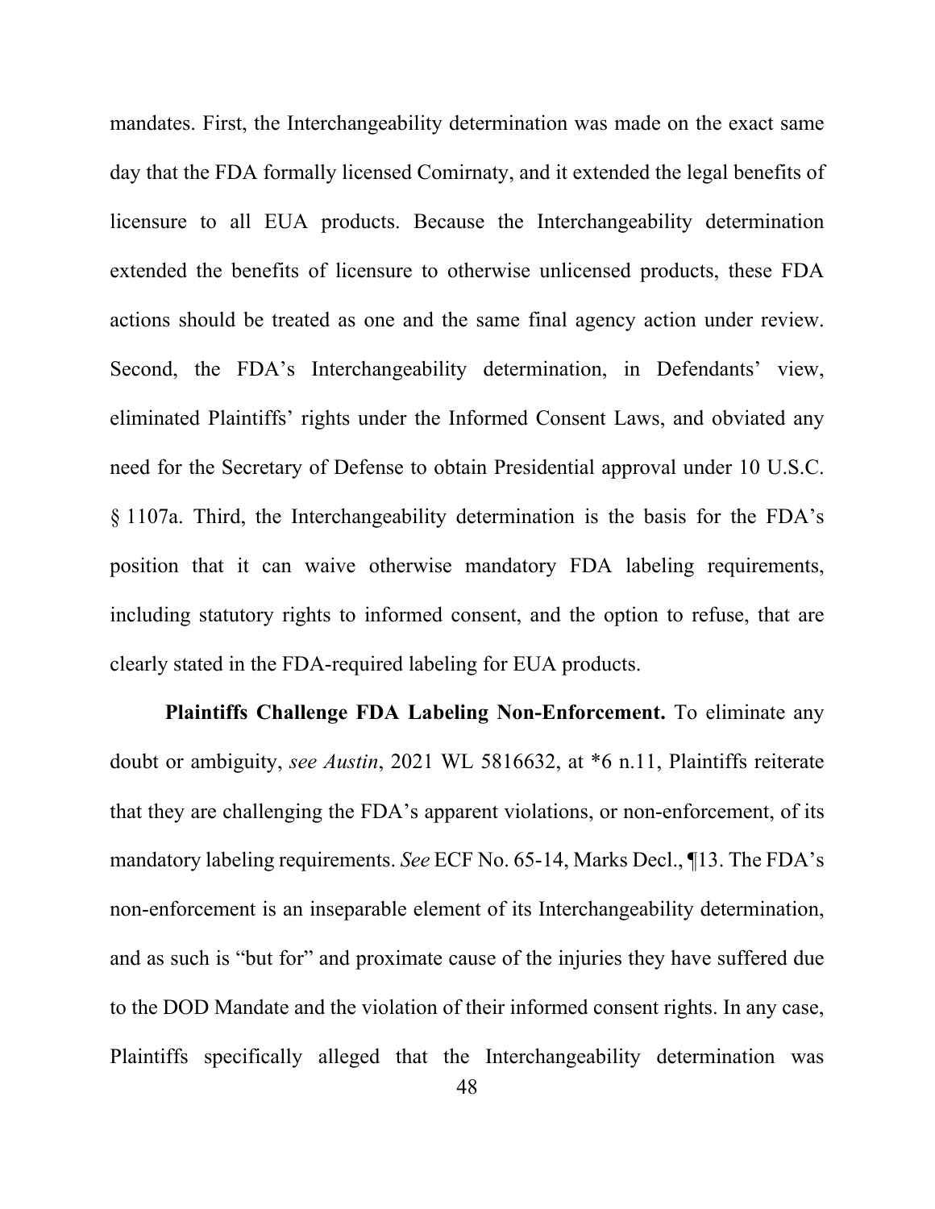mandates. First, the Interchangeability determination was made on the exact same day that the FDA formally licensed Comirnaty, and it extended the legal benefits of licensure to all EUA products. Because the Interchangeability determination extended the benefits of licensure to otherwise unlicensed products, these FDA actions should be treated as one and the same final agency action under review. Second, the FDA's Interchangeability determination, in Defendants' view, eliminated Plaintiffs' rights under the Informed Consent Laws, and obviated any need for the Secretary of Defense to obtain Presidential approval under 10 U.S.C. § 1107a. Third, the Interchangeability determination is the basis for the FDA's position that it can waive otherwise mandatory FDA labeling requirements, including statutory rights to informed consent, and the option to refuse, that are clearly stated in the FDA-required labeling for EUA products.

**Plaintiffs Challenge FDA Labeling Non-Enforcement.** To eliminate any doubt or ambiguity, *see Austin*, 2021 WL 5816632, at *6 n.11, Plaintiffs reiterate that they are challenging the FDA's apparent violations, or non-enforcement, of its mandatory labeling requirements. *See* ECF No. 65-14, Marks Decl., ¶13. The FDA's non-enforcement is an inseparable element of its Interchangeability determination, and as such is "but for" and proximate cause of the injuries they have suffered due to the DOD Mandate and the violation of their informed consent rights. In any case, Plaintiffs specifically alleged that the Interchangeability determination was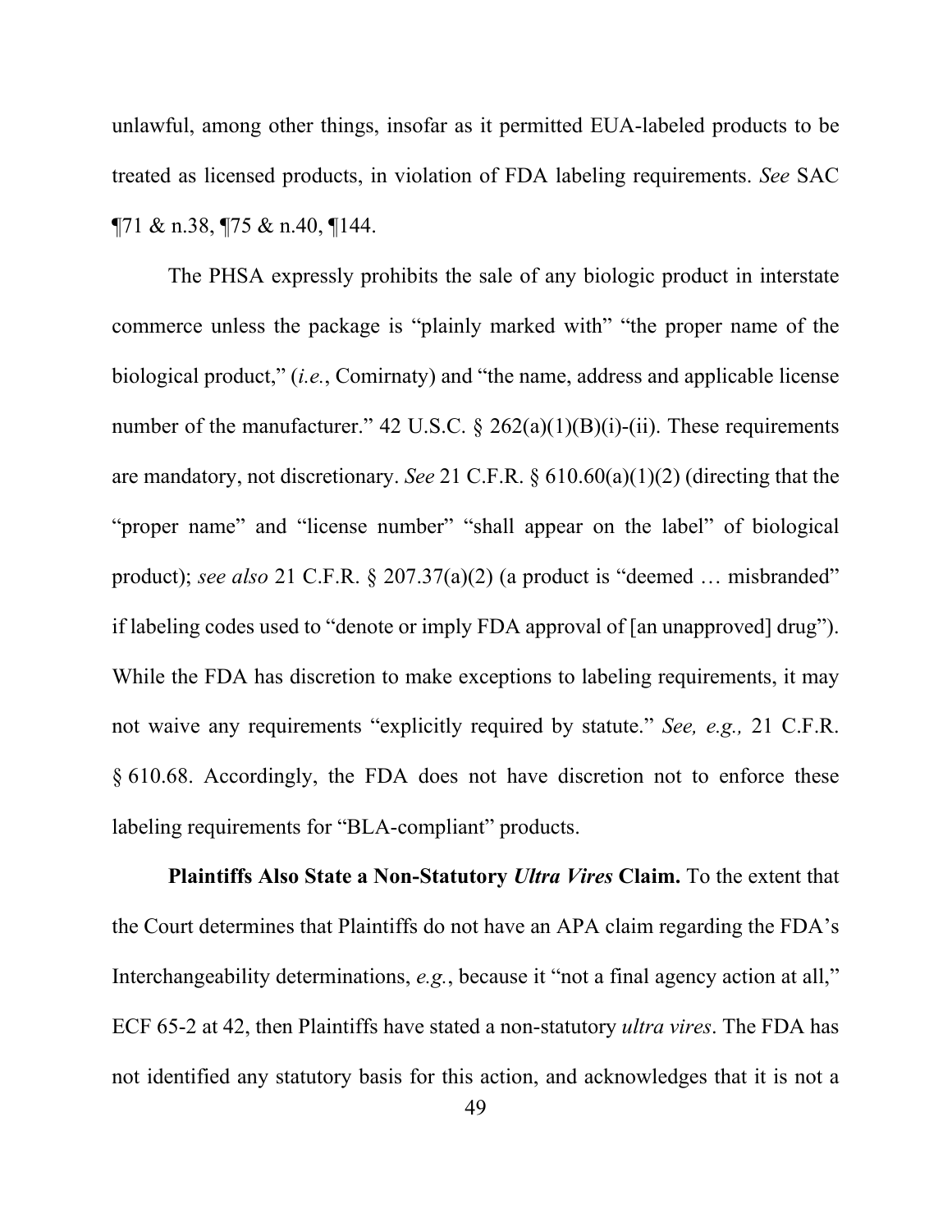unlawful, among other things, insofar as it permitted EUA-labeled products to be treated as licensed products, in violation of FDA labeling requirements. *See* SAC ¶71 & n.38, ¶75 & n.40, ¶144.

The PHSA expressly prohibits the sale of any biologic product in interstate commerce unless the package is "plainly marked with" "the proper name of the biological product," (*i.e.*, Comirnaty) and "the name, address and applicable license number of the manufacturer." 42 U.S.C. § 262(a)(1)(B)(i)-(ii). These requirements are mandatory, not discretionary. *See* 21 C.F.R. § 610.60(a)(1)(2) (directing that the "proper name" and "license number" "shall appear on the label" of biological product); *see also* 21 C.F.R. § 207.37(a)(2) (a product is "deemed … misbranded" if labeling codes used to "denote or imply FDA approval of [an unapproved] drug"). While the FDA has discretion to make exceptions to labeling requirements, it may not waive any requirements "explicitly required by statute." *See, e.g.,* 21 C.F.R. § 610.68. Accordingly, the FDA does not have discretion not to enforce these labeling requirements for "BLA-compliant" products.

**Plaintiffs Also State a Non-Statutory *Ultra Vires* Claim.** To the extent that the Court determines that Plaintiffs do not have an APA claim regarding the FDA's Interchangeability determinations, *e.g.*, because it "not a final agency action at all," ECF 65-2 at 42, then Plaintiffs have stated a non-statutory *ultra vires*. The FDA has not identified any statutory basis for this action, and acknowledges that it is not a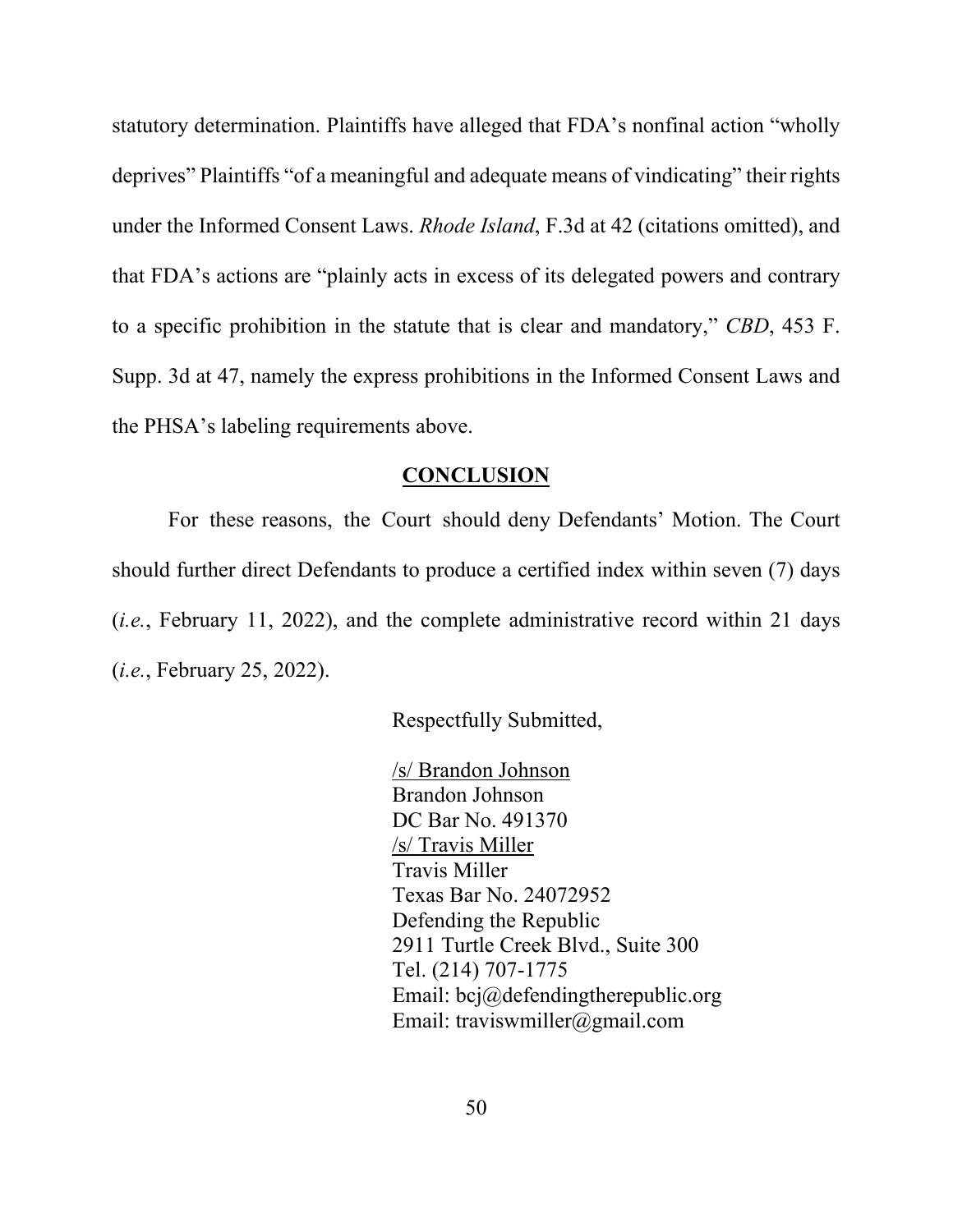statutory determination. Plaintiffs have alleged that FDA's nonfinal action "wholly deprives" Plaintiffs "of a meaningful and adequate means of vindicating" their rights under the Informed Consent Laws. *Rhode Island*, F.3d at 42 (citations omitted), and that FDA's actions are "plainly acts in excess of its delegated powers and contrary to a specific prohibition in the statute that is clear and mandatory," *CBD*, 453 F. Supp. 3d at 47, namely the express prohibitions in the Informed Consent Laws and the PHSA's labeling requirements above.

## CONCLUSION

For these reasons, the Court should deny Defendants' Motion. The Court should further direct Defendants to produce a certified index within seven (7) days (*i.e.*, February 11, 2022), and the complete administrative record within 21 days (*i.e.*, February 25, 2022).

Respectfully Submitted,

/s/ Brandon Johnson
Brandon Johnson
DC Bar No. 491370
/s/ Travis Miller
Travis Miller
Texas Bar No. 24072952
Defending the Republic
2911 Turtle Creek Blvd., Suite 300
Tel. (214) 707-1775
Email: bcj@defendingtherepublic.org
Email: traviswmiller@gmail.com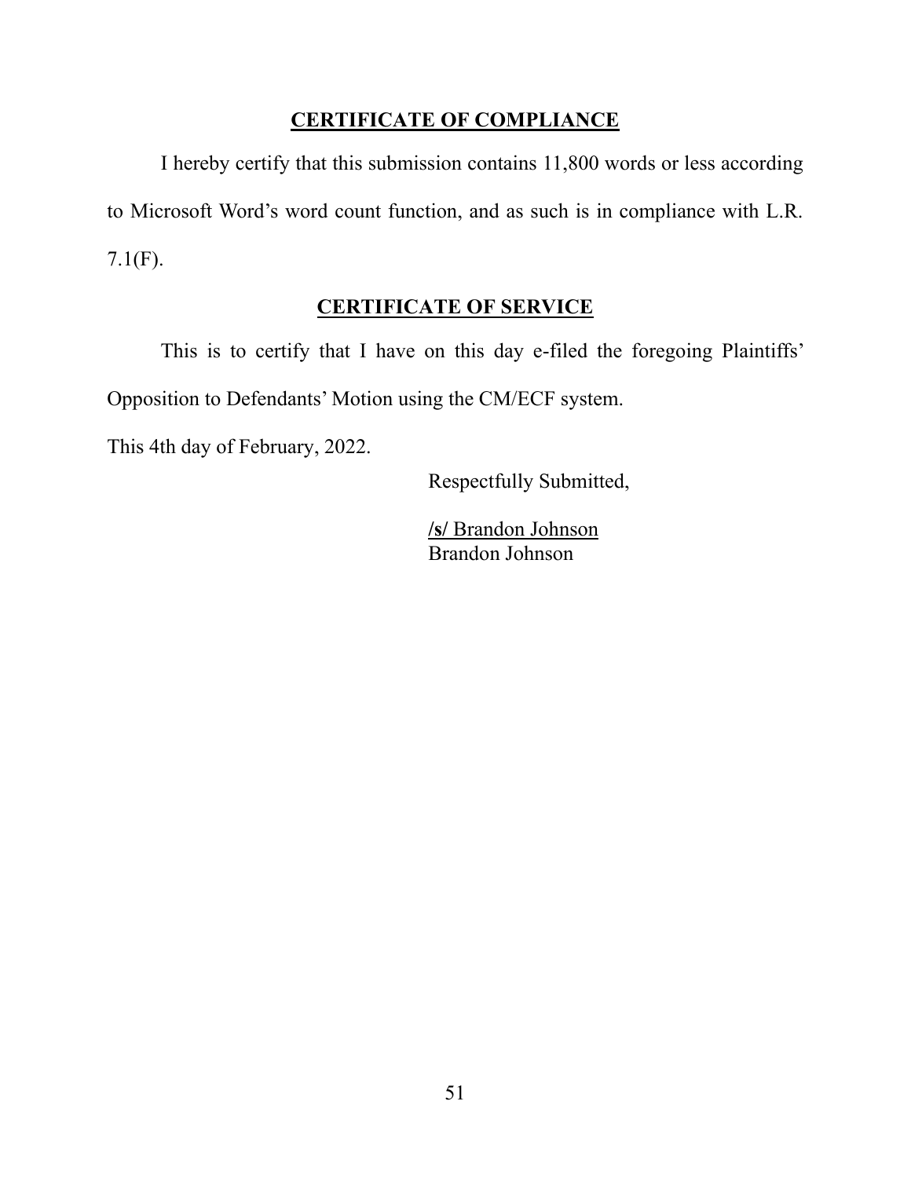## CERTIFICATE OF COMPLIANCE

I hereby certify that this submission contains 11,800 words or less according to Microsoft Word's word count function, and as such is in compliance with L.R. 7.1(F).

## CERTIFICATE OF SERVICE

This is to certify that I have on this day e-filed the foregoing Plaintiffs' Opposition to Defendants' Motion using the CM/ECF system.

This 4th day of February, 2022.

Respectfully Submitted,

**/s/** Brandon Johnson
Brandon Johnson